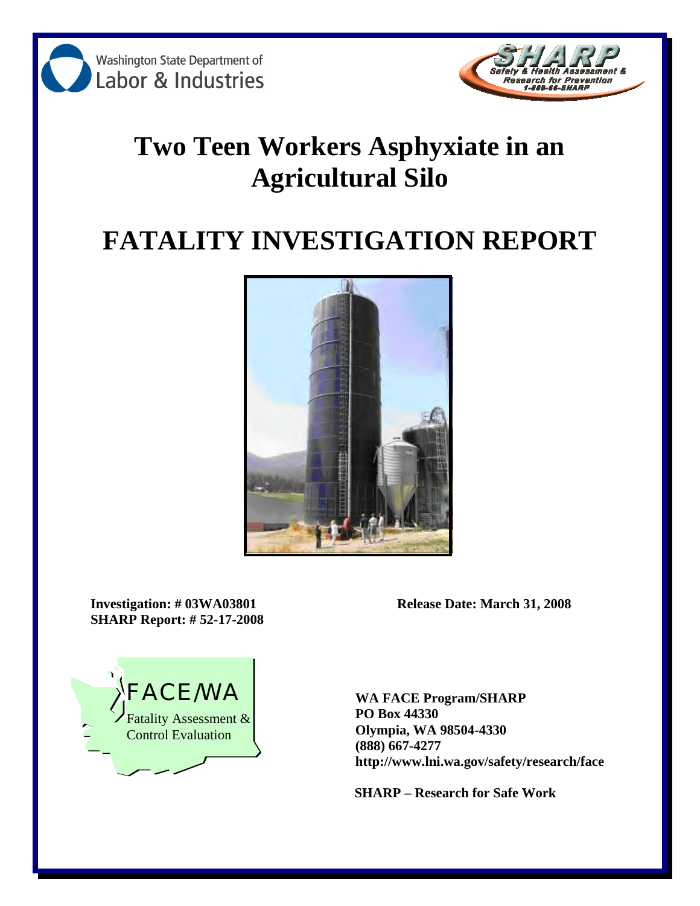Washington State Department of Labor & Industries

SHARP Safety & Health Assessment & Research for Prevention 1-888-66-SHARP

# Two Teen Workers Asphyxiate in an Agricultural Silo

# FATALITY INVESTIGATION REPORT

**Investigation: # 03WA03801**
**SHARP Report: # 52-17-2008**

**Release Date: March 31, 2008**

FACE/WA
Fatality Assessment & Control Evaluation

**WA FACE Program/SHARP**
**PO Box 44330**
**Olympia, WA 98504-4330**
**(888) 667-4277**
**http://www.lni.wa.gov/safety/research/face**

**SHARP – Research for Safe Work**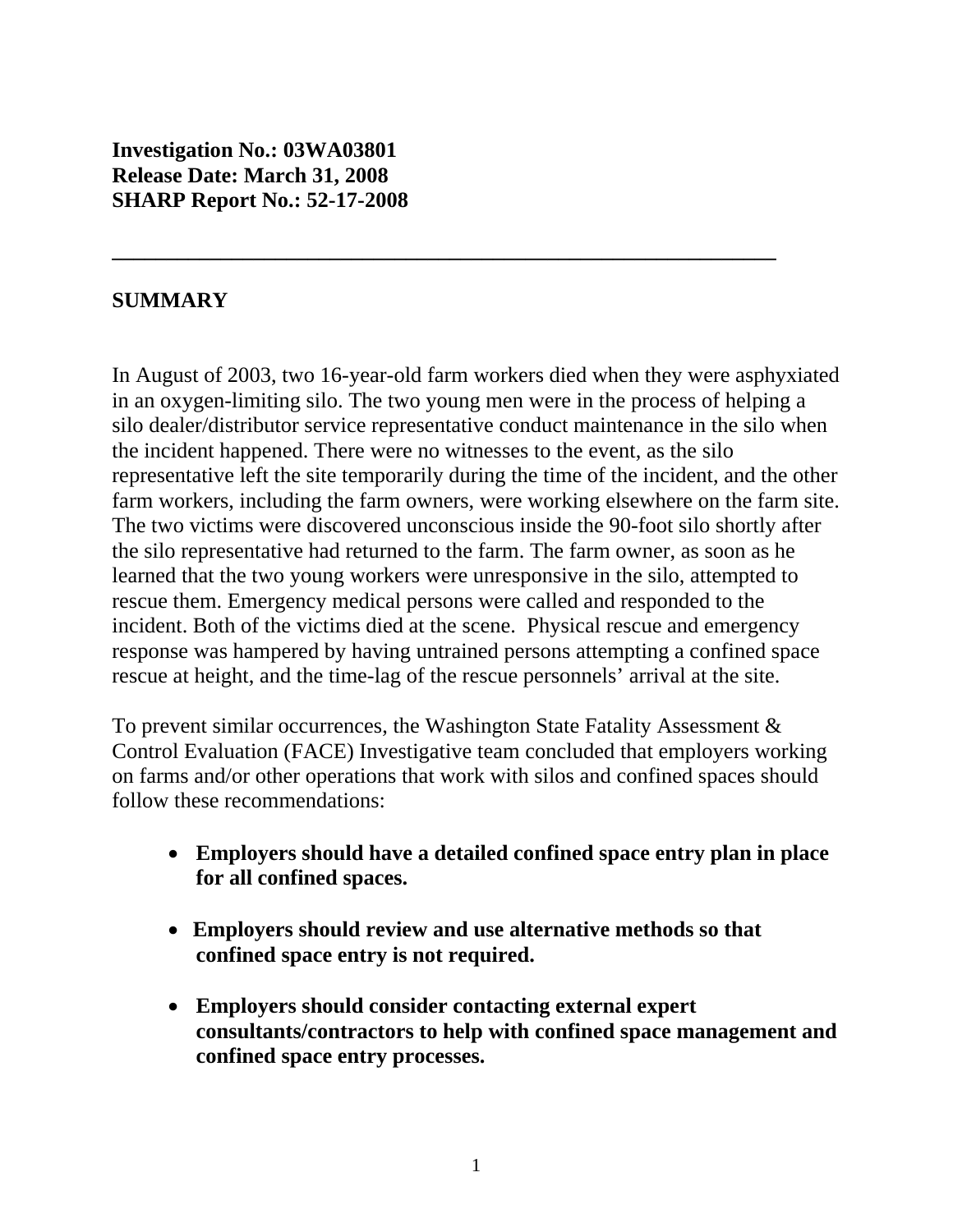**Investigation No.: 03WA03801**
**Release Date: March 31, 2008**
**SHARP Report No.: 52-17-2008**

---

## SUMMARY

In August of 2003, two 16-year-old farm workers died when they were asphyxiated in an oxygen-limiting silo. The two young men were in the process of helping a silo dealer/distributor service representative conduct maintenance in the silo when the incident happened. There were no witnesses to the event, as the silo representative left the site temporarily during the time of the incident, and the other farm workers, including the farm owners, were working elsewhere on the farm site. The two victims were discovered unconscious inside the 90-foot silo shortly after the silo representative had returned to the farm. The farm owner, as soon as he learned that the two young workers were unresponsive in the silo, attempted to rescue them. Emergency medical persons were called and responded to the incident. Both of the victims died at the scene. Physical rescue and emergency response was hampered by having untrained persons attempting a confined space rescue at height, and the time-lag of the rescue personnels' arrival at the site.

To prevent similar occurrences, the Washington State Fatality Assessment & Control Evaluation (FACE) Investigative team concluded that employers working on farms and/or other operations that work with silos and confined spaces should follow these recommendations:

- **Employers should have a detailed confined space entry plan in place for all confined spaces.**
- **Employers should review and use alternative methods so that confined space entry is not required.**
- **Employers should consider contacting external expert consultants/contractors to help with confined space management and confined space entry processes.**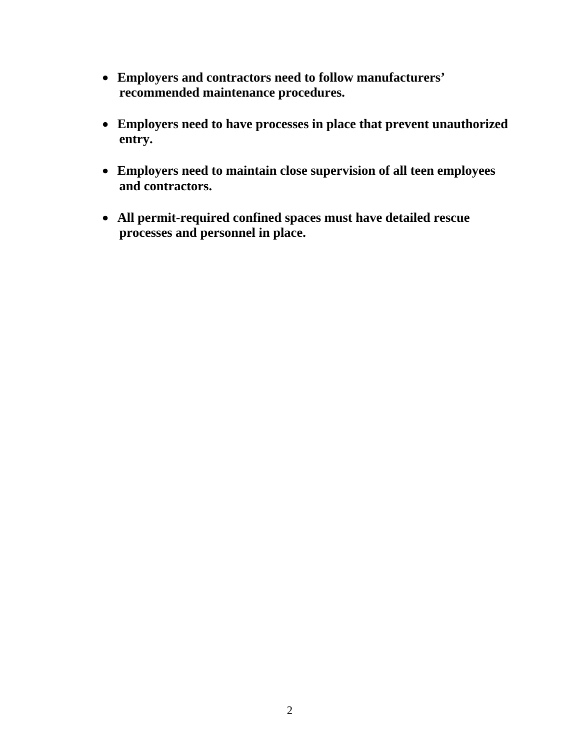- **Employers and contractors need to follow manufacturers' recommended maintenance procedures.**

- **Employers need to have processes in place that prevent unauthorized entry.**

- **Employers need to maintain close supervision of all teen employees and contractors.**

- **All permit-required confined spaces must have detailed rescue processes and personnel in place.**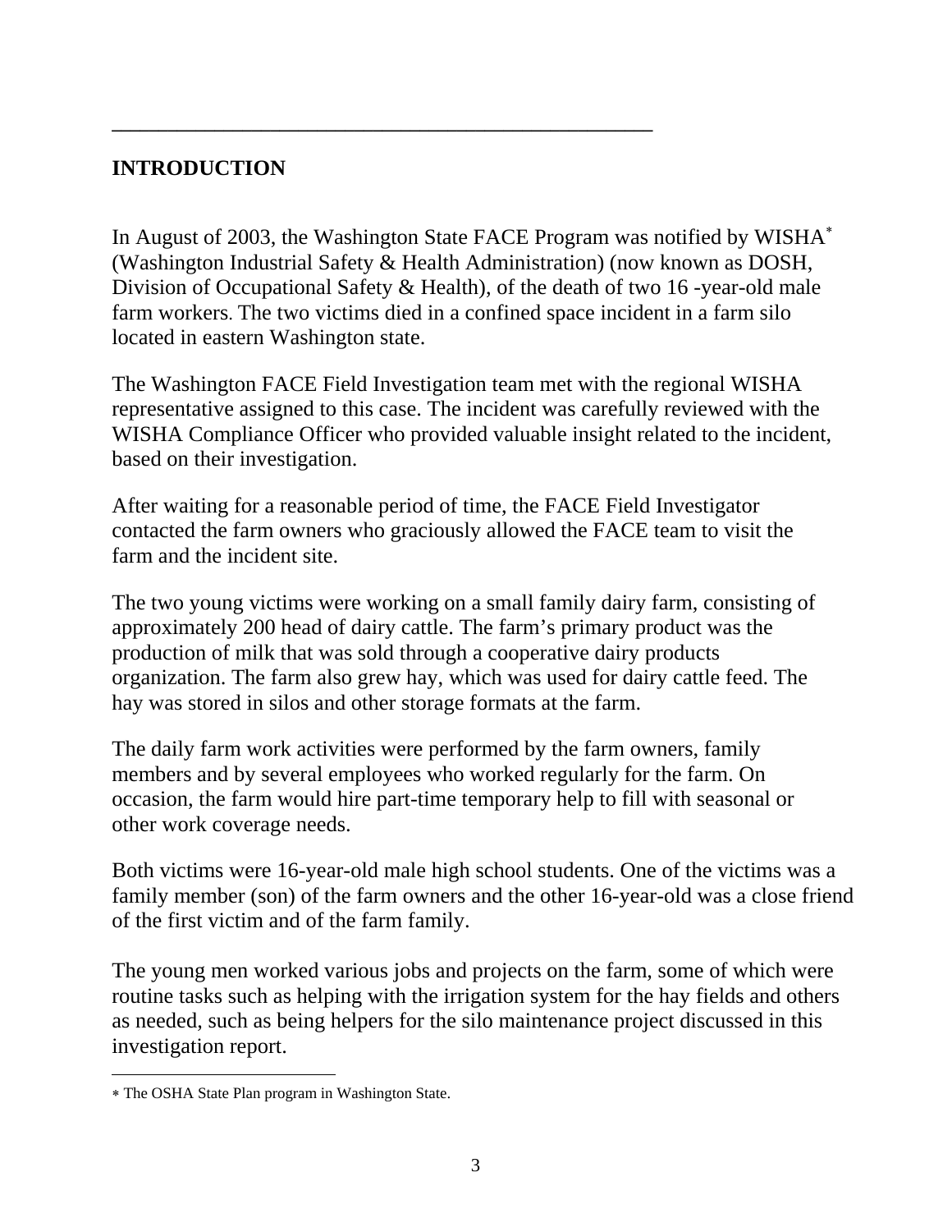## INTRODUCTION

In August of 2003, the Washington State FACE Program was notified by WISHA* (Washington Industrial Safety & Health Administration) (now known as DOSH, Division of Occupational Safety & Health), of the death of two 16 -year-old male farm workers. The two victims died in a confined space incident in a farm silo located in eastern Washington state.

The Washington FACE Field Investigation team met with the regional WISHA representative assigned to this case. The incident was carefully reviewed with the WISHA Compliance Officer who provided valuable insight related to the incident, based on their investigation.

After waiting for a reasonable period of time, the FACE Field Investigator contacted the farm owners who graciously allowed the FACE team to visit the farm and the incident site.

The two young victims were working on a small family dairy farm, consisting of approximately 200 head of dairy cattle. The farm's primary product was the production of milk that was sold through a cooperative dairy products organization. The farm also grew hay, which was used for dairy cattle feed. The hay was stored in silos and other storage formats at the farm.

The daily farm work activities were performed by the farm owners, family members and by several employees who worked regularly for the farm. On occasion, the farm would hire part-time temporary help to fill with seasonal or other work coverage needs.

Both victims were 16-year-old male high school students. One of the victims was a family member (son) of the farm owners and the other 16-year-old was a close friend of the first victim and of the farm family.

The young men worked various jobs and projects on the farm, some of which were routine tasks such as helping with the irrigation system for the hay fields and others as needed, such as being helpers for the silo maintenance project discussed in this investigation report.

---

* The OSHA State Plan program in Washington State.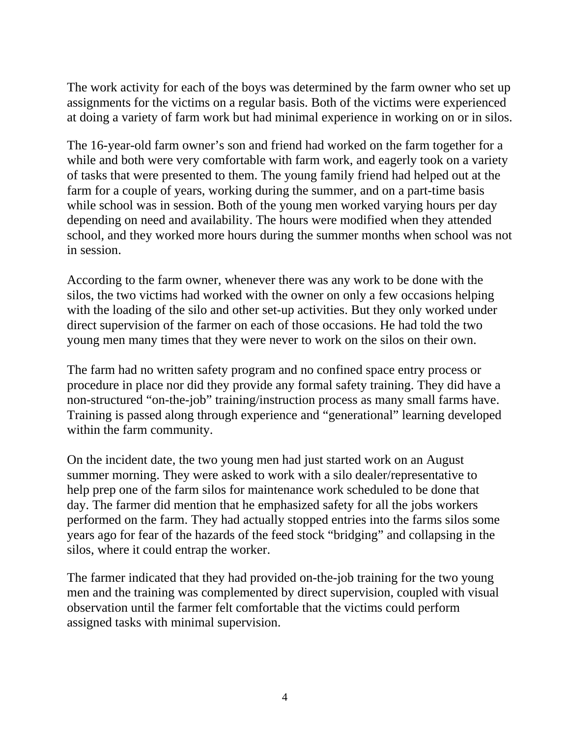The work activity for each of the boys was determined by the farm owner who set up assignments for the victims on a regular basis. Both of the victims were experienced at doing a variety of farm work but had minimal experience in working on or in silos.

The 16-year-old farm owner's son and friend had worked on the farm together for a while and both were very comfortable with farm work, and eagerly took on a variety of tasks that were presented to them. The young family friend had helped out at the farm for a couple of years, working during the summer, and on a part-time basis while school was in session. Both of the young men worked varying hours per day depending on need and availability. The hours were modified when they attended school, and they worked more hours during the summer months when school was not in session.

According to the farm owner, whenever there was any work to be done with the silos, the two victims had worked with the owner on only a few occasions helping with the loading of the silo and other set-up activities. But they only worked under direct supervision of the farmer on each of those occasions. He had told the two young men many times that they were never to work on the silos on their own.

The farm had no written safety program and no confined space entry process or procedure in place nor did they provide any formal safety training. They did have a non-structured "on-the-job" training/instruction process as many small farms have. Training is passed along through experience and "generational" learning developed within the farm community.

On the incident date, the two young men had just started work on an August summer morning. They were asked to work with a silo dealer/representative to help prep one of the farm silos for maintenance work scheduled to be done that day. The farmer did mention that he emphasized safety for all the jobs workers performed on the farm. They had actually stopped entries into the farms silos some years ago for fear of the hazards of the feed stock "bridging" and collapsing in the silos, where it could entrap the worker.

The farmer indicated that they had provided on-the-job training for the two young men and the training was complemented by direct supervision, coupled with visual observation until the farmer felt comfortable that the victims could perform assigned tasks with minimal supervision.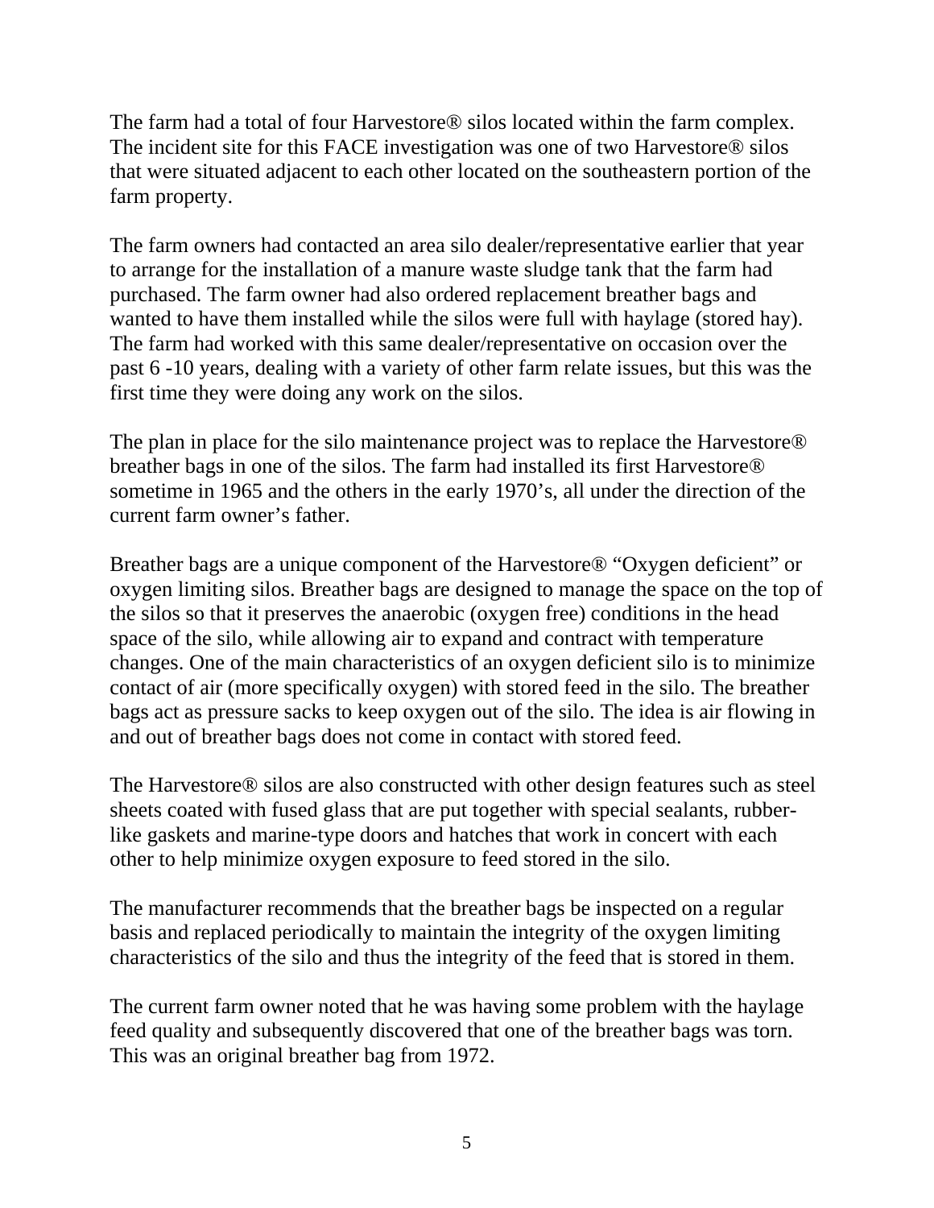The farm had a total of four Harvestore® silos located within the farm complex. The incident site for this FACE investigation was one of two Harvestore® silos that were situated adjacent to each other located on the southeastern portion of the farm property.

The farm owners had contacted an area silo dealer/representative earlier that year to arrange for the installation of a manure waste sludge tank that the farm had purchased. The farm owner had also ordered replacement breather bags and wanted to have them installed while the silos were full with haylage (stored hay). The farm had worked with this same dealer/representative on occasion over the past 6 -10 years, dealing with a variety of other farm relate issues, but this was the first time they were doing any work on the silos.

The plan in place for the silo maintenance project was to replace the Harvestore® breather bags in one of the silos. The farm had installed its first Harvestore® sometime in 1965 and the others in the early 1970's, all under the direction of the current farm owner's father.

Breather bags are a unique component of the Harvestore® "Oxygen deficient" or oxygen limiting silos. Breather bags are designed to manage the space on the top of the silos so that it preserves the anaerobic (oxygen free) conditions in the head space of the silo, while allowing air to expand and contract with temperature changes. One of the main characteristics of an oxygen deficient silo is to minimize contact of air (more specifically oxygen) with stored feed in the silo. The breather bags act as pressure sacks to keep oxygen out of the silo. The idea is air flowing in and out of breather bags does not come in contact with stored feed.

The Harvestore® silos are also constructed with other design features such as steel sheets coated with fused glass that are put together with special sealants, rubber-like gaskets and marine-type doors and hatches that work in concert with each other to help minimize oxygen exposure to feed stored in the silo.

The manufacturer recommends that the breather bags be inspected on a regular basis and replaced periodically to maintain the integrity of the oxygen limiting characteristics of the silo and thus the integrity of the feed that is stored in them.

The current farm owner noted that he was having some problem with the haylage feed quality and subsequently discovered that one of the breather bags was torn. This was an original breather bag from 1972.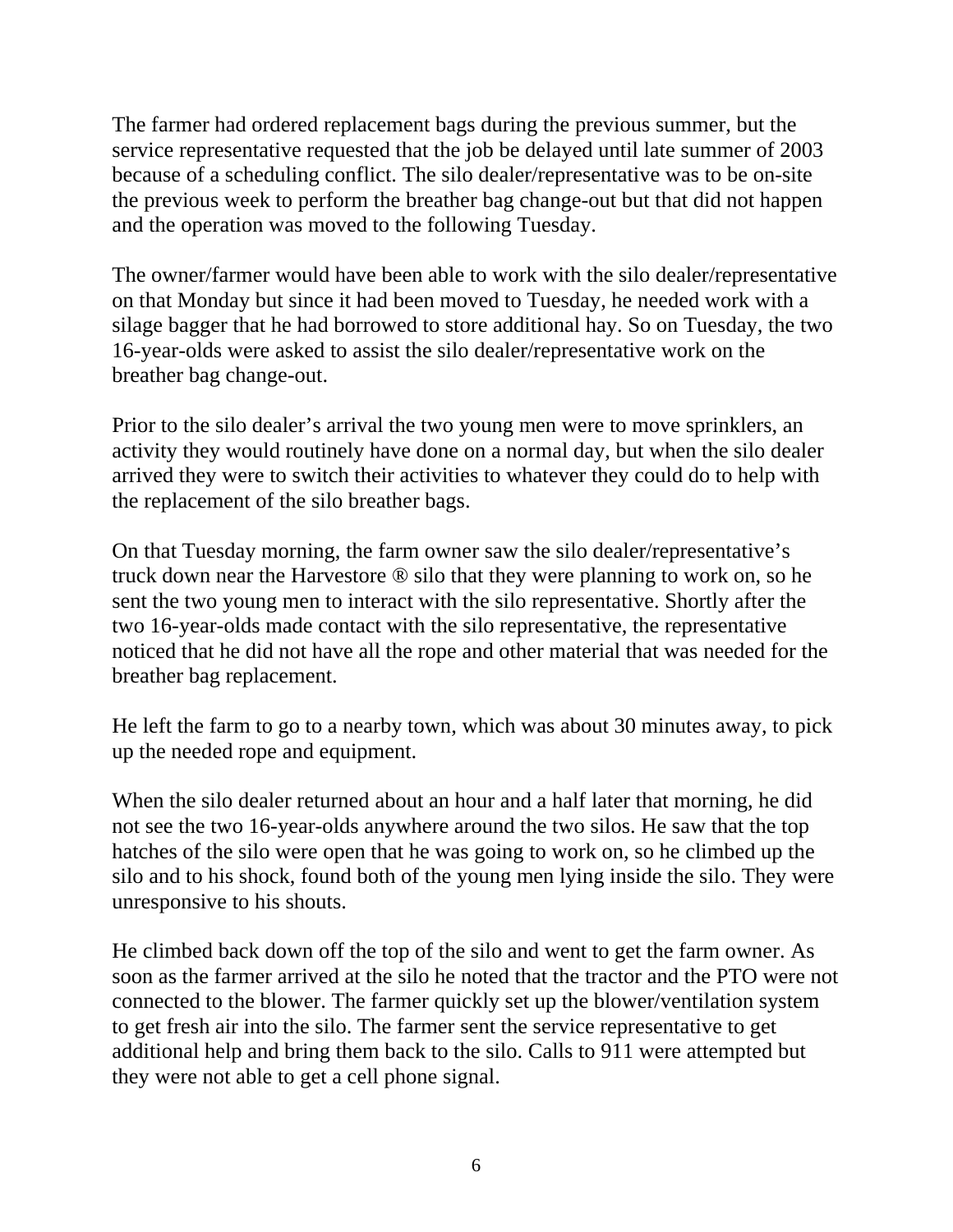The farmer had ordered replacement bags during the previous summer, but the service representative requested that the job be delayed until late summer of 2003 because of a scheduling conflict. The silo dealer/representative was to be on-site the previous week to perform the breather bag change-out but that did not happen and the operation was moved to the following Tuesday.

The owner/farmer would have been able to work with the silo dealer/representative on that Monday but since it had been moved to Tuesday, he needed work with a silage bagger that he had borrowed to store additional hay. So on Tuesday, the two 16-year-olds were asked to assist the silo dealer/representative work on the breather bag change-out.

Prior to the silo dealer's arrival the two young men were to move sprinklers, an activity they would routinely have done on a normal day, but when the silo dealer arrived they were to switch their activities to whatever they could do to help with the replacement of the silo breather bags.

On that Tuesday morning, the farm owner saw the silo dealer/representative's truck down near the Harvestore ® silo that they were planning to work on, so he sent the two young men to interact with the silo representative. Shortly after the two 16-year-olds made contact with the silo representative, the representative noticed that he did not have all the rope and other material that was needed for the breather bag replacement.

He left the farm to go to a nearby town, which was about 30 minutes away, to pick up the needed rope and equipment.

When the silo dealer returned about an hour and a half later that morning, he did not see the two 16-year-olds anywhere around the two silos. He saw that the top hatches of the silo were open that he was going to work on, so he climbed up the silo and to his shock, found both of the young men lying inside the silo. They were unresponsive to his shouts.

He climbed back down off the top of the silo and went to get the farm owner. As soon as the farmer arrived at the silo he noted that the tractor and the PTO were not connected to the blower. The farmer quickly set up the blower/ventilation system to get fresh air into the silo. The farmer sent the service representative to get additional help and bring them back to the silo. Calls to 911 were attempted but they were not able to get a cell phone signal.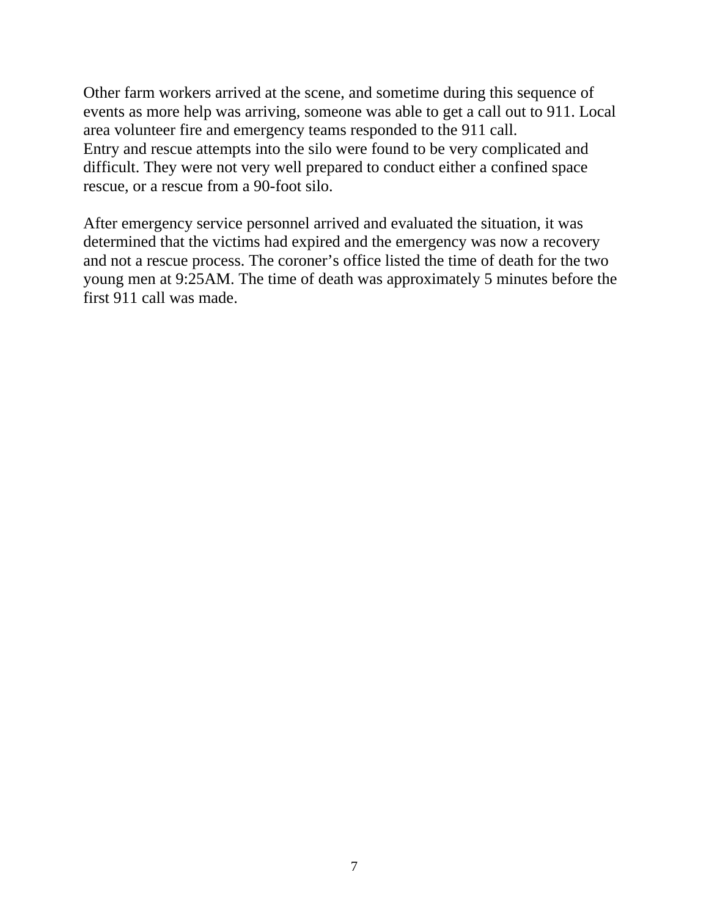Other farm workers arrived at the scene, and sometime during this sequence of events as more help was arriving, someone was able to get a call out to 911. Local area volunteer fire and emergency teams responded to the 911 call.
Entry and rescue attempts into the silo were found to be very complicated and difficult. They were not very well prepared to conduct either a confined space rescue, or a rescue from a 90-foot silo.

After emergency service personnel arrived and evaluated the situation, it was determined that the victims had expired and the emergency was now a recovery and not a rescue process. The coroner's office listed the time of death for the two young men at 9:25AM. The time of death was approximately 5 minutes before the first 911 call was made.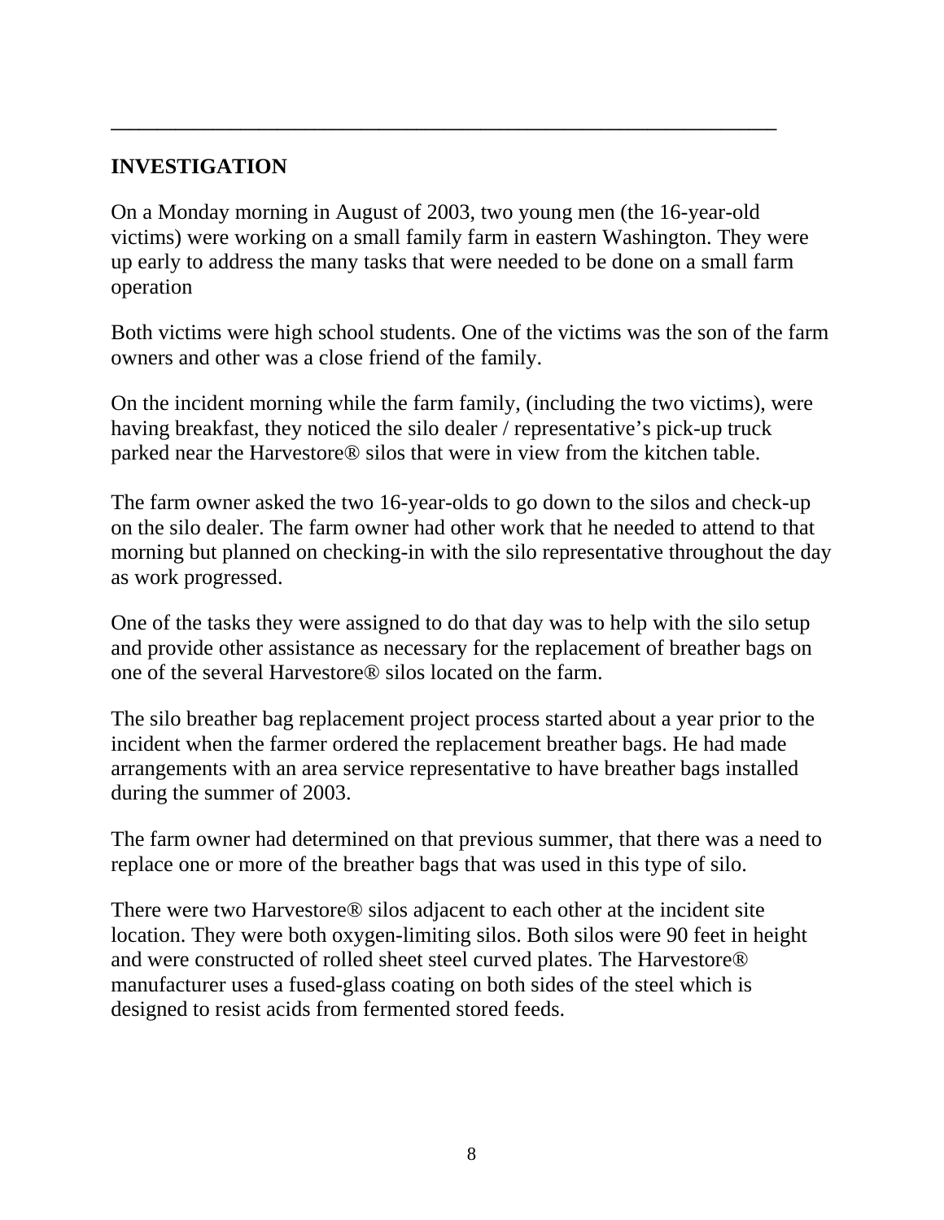## INVESTIGATION

On a Monday morning in August of 2003, two young men (the 16-year-old victims) were working on a small family farm in eastern Washington. They were up early to address the many tasks that were needed to be done on a small farm operation

Both victims were high school students. One of the victims was the son of the farm owners and other was a close friend of the family.

On the incident morning while the farm family, (including the two victims), were having breakfast, they noticed the silo dealer / representative's pick-up truck parked near the Harvestore® silos that were in view from the kitchen table.

The farm owner asked the two 16-year-olds to go down to the silos and check-up on the silo dealer. The farm owner had other work that he needed to attend to that morning but planned on checking-in with the silo representative throughout the day as work progressed.

One of the tasks they were assigned to do that day was to help with the silo setup and provide other assistance as necessary for the replacement of breather bags on one of the several Harvestore® silos located on the farm.

The silo breather bag replacement project process started about a year prior to the incident when the farmer ordered the replacement breather bags. He had made arrangements with an area service representative to have breather bags installed during the summer of 2003.

The farm owner had determined on that previous summer, that there was a need to replace one or more of the breather bags that was used in this type of silo.

There were two Harvestore® silos adjacent to each other at the incident site location. They were both oxygen-limiting silos. Both silos were 90 feet in height and were constructed of rolled sheet steel curved plates. The Harvestore® manufacturer uses a fused-glass coating on both sides of the steel which is designed to resist acids from fermented stored feeds.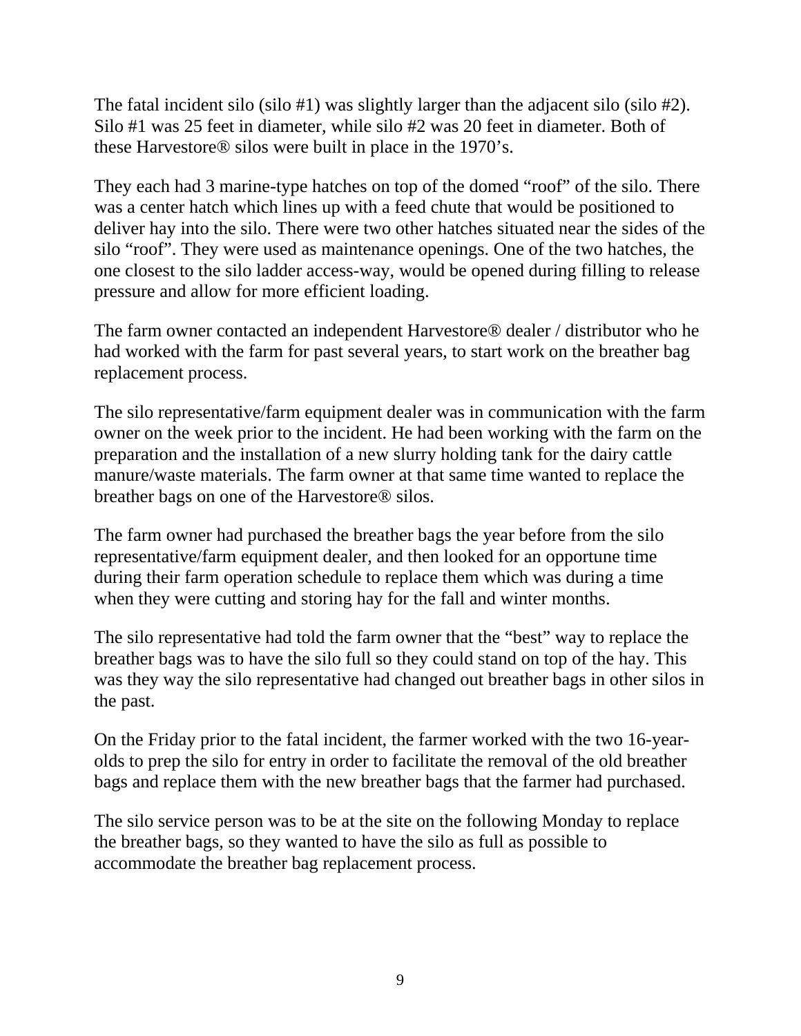The fatal incident silo (silo #1) was slightly larger than the adjacent silo (silo #2). Silo #1 was 25 feet in diameter, while silo #2 was 20 feet in diameter. Both of these Harvestore® silos were built in place in the 1970's.

They each had 3 marine-type hatches on top of the domed "roof" of the silo. There was a center hatch which lines up with a feed chute that would be positioned to deliver hay into the silo. There were two other hatches situated near the sides of the silo "roof". They were used as maintenance openings. One of the two hatches, the one closest to the silo ladder access-way, would be opened during filling to release pressure and allow for more efficient loading.

The farm owner contacted an independent Harvestore® dealer / distributor who he had worked with the farm for past several years, to start work on the breather bag replacement process.

The silo representative/farm equipment dealer was in communication with the farm owner on the week prior to the incident. He had been working with the farm on the preparation and the installation of a new slurry holding tank for the dairy cattle manure/waste materials. The farm owner at that same time wanted to replace the breather bags on one of the Harvestore® silos.

The farm owner had purchased the breather bags the year before from the silo representative/farm equipment dealer, and then looked for an opportune time during their farm operation schedule to replace them which was during a time when they were cutting and storing hay for the fall and winter months.

The silo representative had told the farm owner that the "best" way to replace the breather bags was to have the silo full so they could stand on top of the hay. This was they way the silo representative had changed out breather bags in other silos in the past.

On the Friday prior to the fatal incident, the farmer worked with the two 16-year-olds to prep the silo for entry in order to facilitate the removal of the old breather bags and replace them with the new breather bags that the farmer had purchased.

The silo service person was to be at the site on the following Monday to replace the breather bags, so they wanted to have the silo as full as possible to accommodate the breather bag replacement process.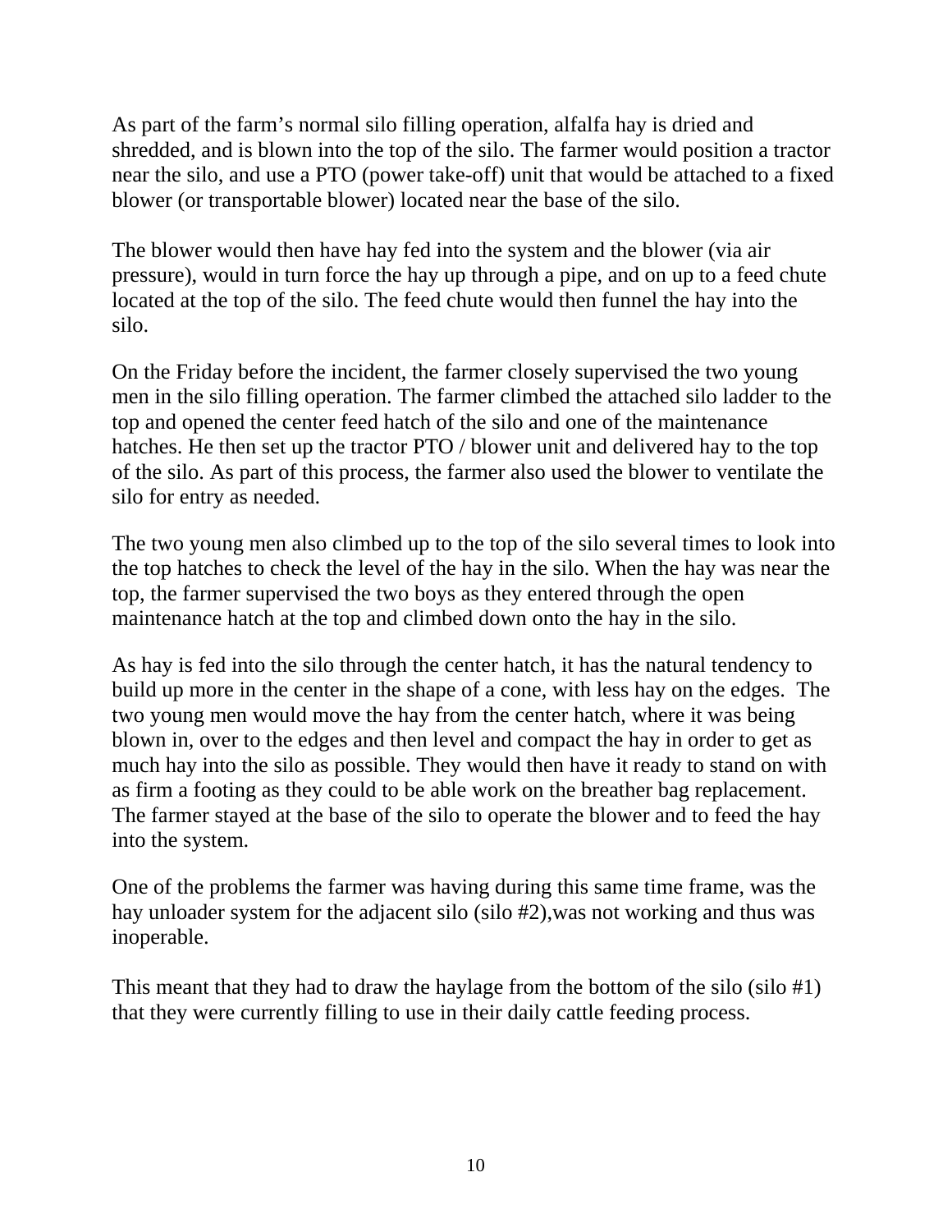As part of the farm's normal silo filling operation, alfalfa hay is dried and shredded, and is blown into the top of the silo. The farmer would position a tractor near the silo, and use a PTO (power take-off) unit that would be attached to a fixed blower (or transportable blower) located near the base of the silo.

The blower would then have hay fed into the system and the blower (via air pressure), would in turn force the hay up through a pipe, and on up to a feed chute located at the top of the silo. The feed chute would then funnel the hay into the silo.

On the Friday before the incident, the farmer closely supervised the two young men in the silo filling operation. The farmer climbed the attached silo ladder to the top and opened the center feed hatch of the silo and one of the maintenance hatches. He then set up the tractor PTO / blower unit and delivered hay to the top of the silo. As part of this process, the farmer also used the blower to ventilate the silo for entry as needed.

The two young men also climbed up to the top of the silo several times to look into the top hatches to check the level of the hay in the silo. When the hay was near the top, the farmer supervised the two boys as they entered through the open maintenance hatch at the top and climbed down onto the hay in the silo.

As hay is fed into the silo through the center hatch, it has the natural tendency to build up more in the center in the shape of a cone, with less hay on the edges. The two young men would move the hay from the center hatch, where it was being blown in, over to the edges and then level and compact the hay in order to get as much hay into the silo as possible. They would then have it ready to stand on with as firm a footing as they could to be able work on the breather bag replacement. The farmer stayed at the base of the silo to operate the blower and to feed the hay into the system.

One of the problems the farmer was having during this same time frame, was the hay unloader system for the adjacent silo (silo #2),was not working and thus was inoperable.

This meant that they had to draw the haylage from the bottom of the silo (silo #1) that they were currently filling to use in their daily cattle feeding process.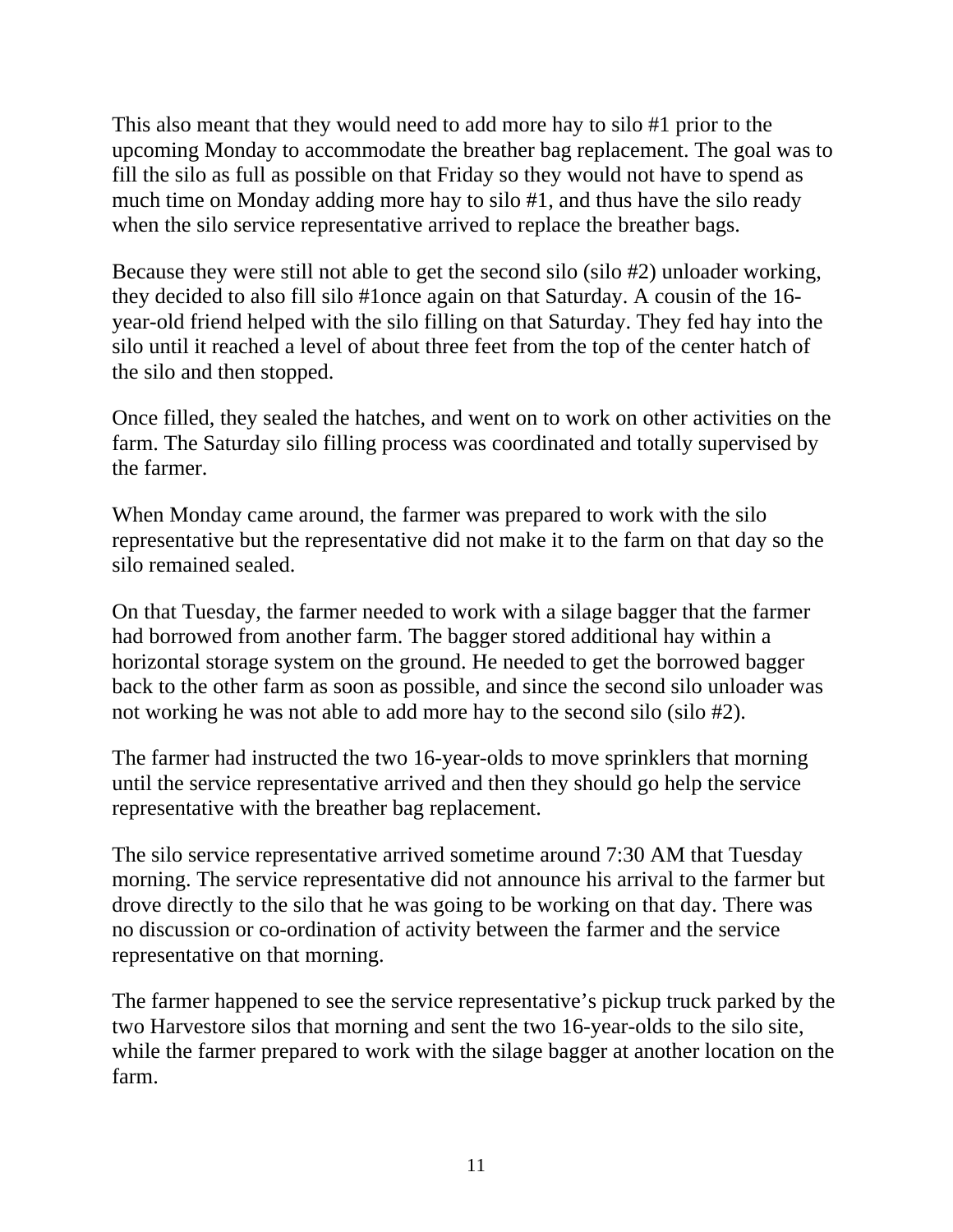This also meant that they would need to add more hay to silo #1 prior to the upcoming Monday to accommodate the breather bag replacement. The goal was to fill the silo as full as possible on that Friday so they would not have to spend as much time on Monday adding more hay to silo #1, and thus have the silo ready when the silo service representative arrived to replace the breather bags.

Because they were still not able to get the second silo (silo #2) unloader working, they decided to also fill silo #1once again on that Saturday. A cousin of the 16-year-old friend helped with the silo filling on that Saturday. They fed hay into the silo until it reached a level of about three feet from the top of the center hatch of the silo and then stopped.

Once filled, they sealed the hatches, and went on to work on other activities on the farm. The Saturday silo filling process was coordinated and totally supervised by the farmer.

When Monday came around, the farmer was prepared to work with the silo representative but the representative did not make it to the farm on that day so the silo remained sealed.

On that Tuesday, the farmer needed to work with a silage bagger that the farmer had borrowed from another farm. The bagger stored additional hay within a horizontal storage system on the ground. He needed to get the borrowed bagger back to the other farm as soon as possible, and since the second silo unloader was not working he was not able to add more hay to the second silo (silo #2).

The farmer had instructed the two 16-year-olds to move sprinklers that morning until the service representative arrived and then they should go help the service representative with the breather bag replacement.

The silo service representative arrived sometime around 7:30 AM that Tuesday morning. The service representative did not announce his arrival to the farmer but drove directly to the silo that he was going to be working on that day. There was no discussion or co-ordination of activity between the farmer and the service representative on that morning.

The farmer happened to see the service representative's pickup truck parked by the two Harvestore silos that morning and sent the two 16-year-olds to the silo site, while the farmer prepared to work with the silage bagger at another location on the farm.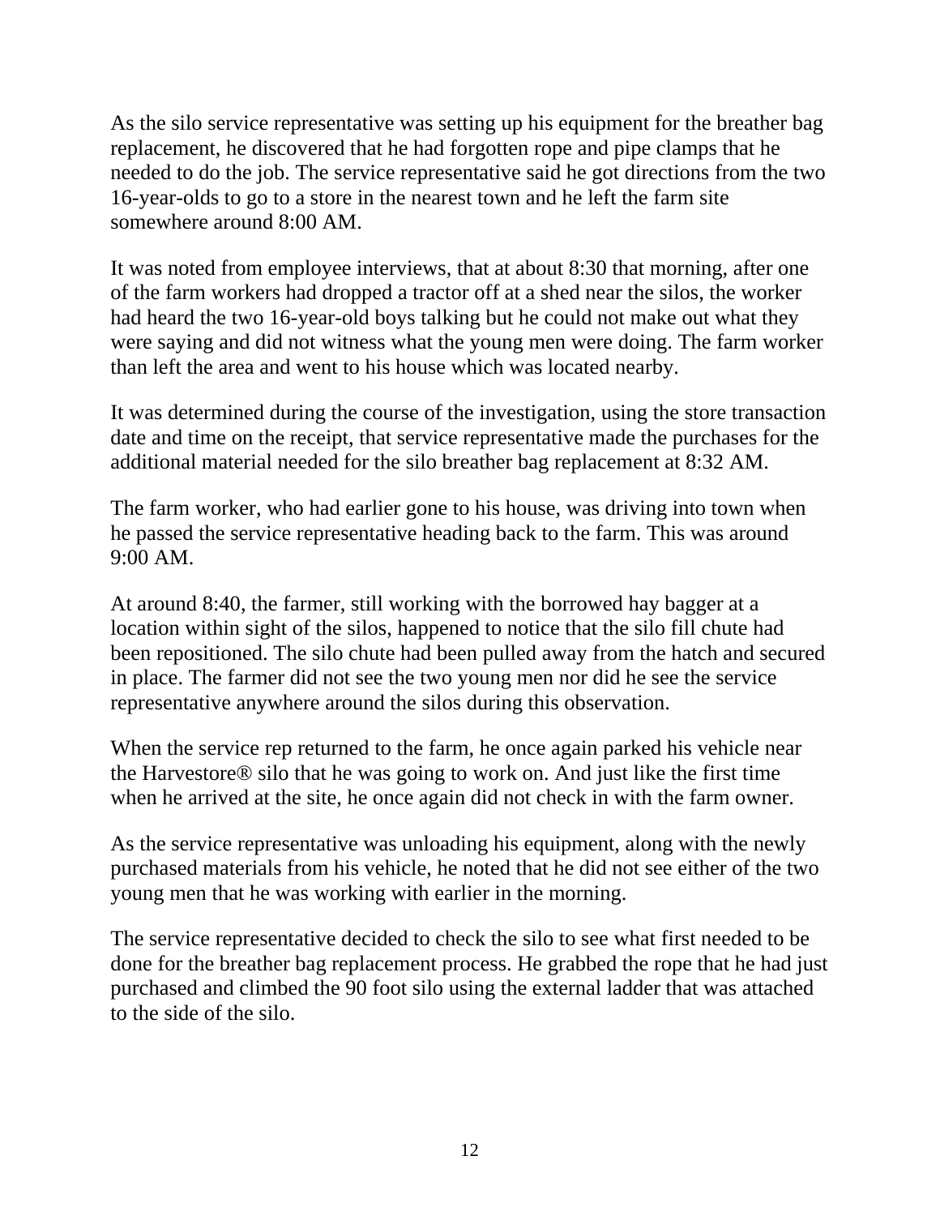As the silo service representative was setting up his equipment for the breather bag replacement, he discovered that he had forgotten rope and pipe clamps that he needed to do the job. The service representative said he got directions from the two 16-year-olds to go to a store in the nearest town and he left the farm site somewhere around 8:00 AM.

It was noted from employee interviews, that at about 8:30 that morning, after one of the farm workers had dropped a tractor off at a shed near the silos, the worker had heard the two 16-year-old boys talking but he could not make out what they were saying and did not witness what the young men were doing. The farm worker than left the area and went to his house which was located nearby.

It was determined during the course of the investigation, using the store transaction date and time on the receipt, that service representative made the purchases for the additional material needed for the silo breather bag replacement at 8:32 AM.

The farm worker, who had earlier gone to his house, was driving into town when he passed the service representative heading back to the farm. This was around 9:00 AM.

At around 8:40, the farmer, still working with the borrowed hay bagger at a location within sight of the silos, happened to notice that the silo fill chute had been repositioned. The silo chute had been pulled away from the hatch and secured in place. The farmer did not see the two young men nor did he see the service representative anywhere around the silos during this observation.

When the service rep returned to the farm, he once again parked his vehicle near the Harvestore® silo that he was going to work on. And just like the first time when he arrived at the site, he once again did not check in with the farm owner.

As the service representative was unloading his equipment, along with the newly purchased materials from his vehicle, he noted that he did not see either of the two young men that he was working with earlier in the morning.

The service representative decided to check the silo to see what first needed to be done for the breather bag replacement process. He grabbed the rope that he had just purchased and climbed the 90 foot silo using the external ladder that was attached to the side of the silo.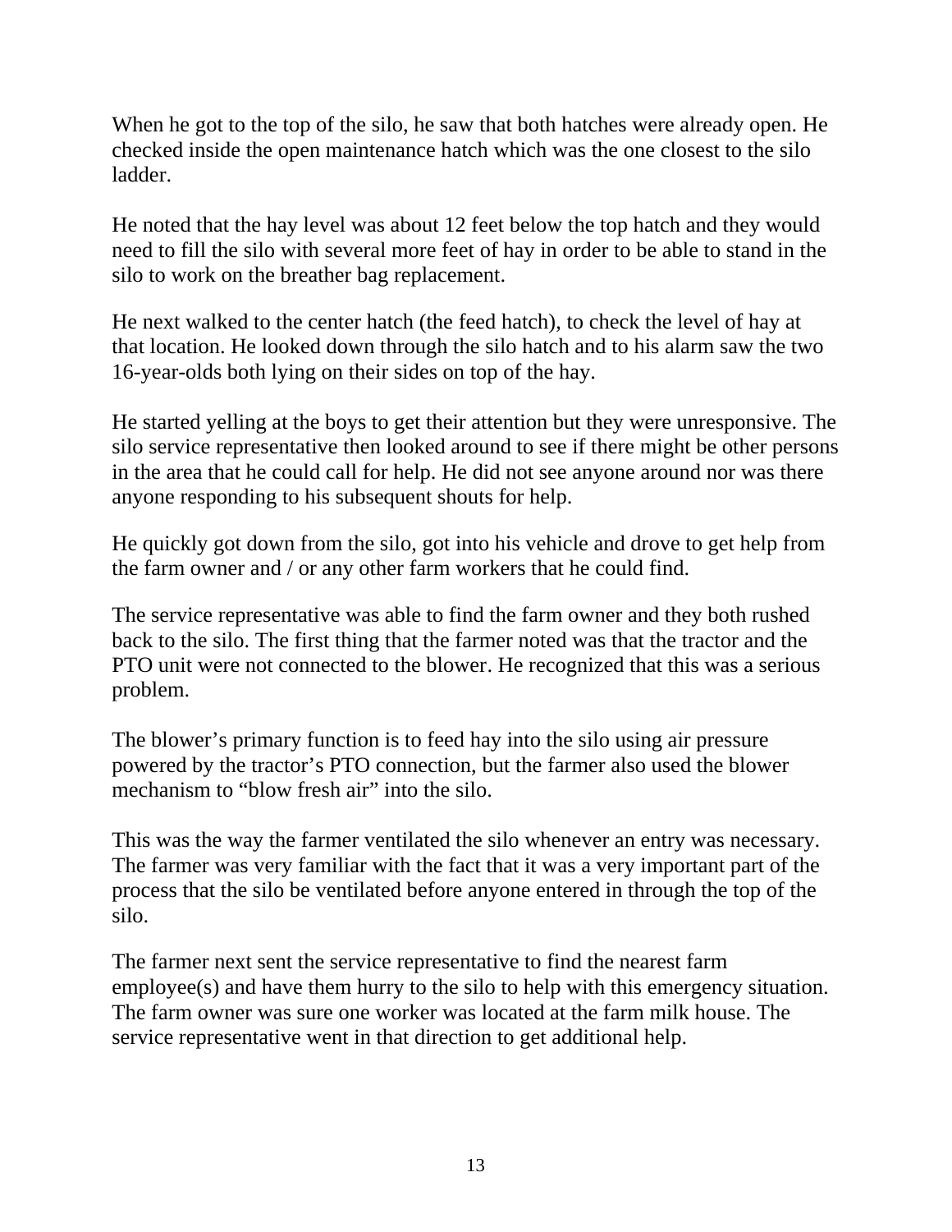When he got to the top of the silo, he saw that both hatches were already open. He checked inside the open maintenance hatch which was the one closest to the silo ladder.

He noted that the hay level was about 12 feet below the top hatch and they would need to fill the silo with several more feet of hay in order to be able to stand in the silo to work on the breather bag replacement.

He next walked to the center hatch (the feed hatch), to check the level of hay at that location. He looked down through the silo hatch and to his alarm saw the two 16-year-olds both lying on their sides on top of the hay.

He started yelling at the boys to get their attention but they were unresponsive. The silo service representative then looked around to see if there might be other persons in the area that he could call for help. He did not see anyone around nor was there anyone responding to his subsequent shouts for help.

He quickly got down from the silo, got into his vehicle and drove to get help from the farm owner and / or any other farm workers that he could find.

The service representative was able to find the farm owner and they both rushed back to the silo. The first thing that the farmer noted was that the tractor and the PTO unit were not connected to the blower. He recognized that this was a serious problem.

The blower's primary function is to feed hay into the silo using air pressure powered by the tractor's PTO connection, but the farmer also used the blower mechanism to "blow fresh air" into the silo.

This was the way the farmer ventilated the silo whenever an entry was necessary. The farmer was very familiar with the fact that it was a very important part of the process that the silo be ventilated before anyone entered in through the top of the silo.

The farmer next sent the service representative to find the nearest farm employee(s) and have them hurry to the silo to help with this emergency situation. The farm owner was sure one worker was located at the farm milk house. The service representative went in that direction to get additional help.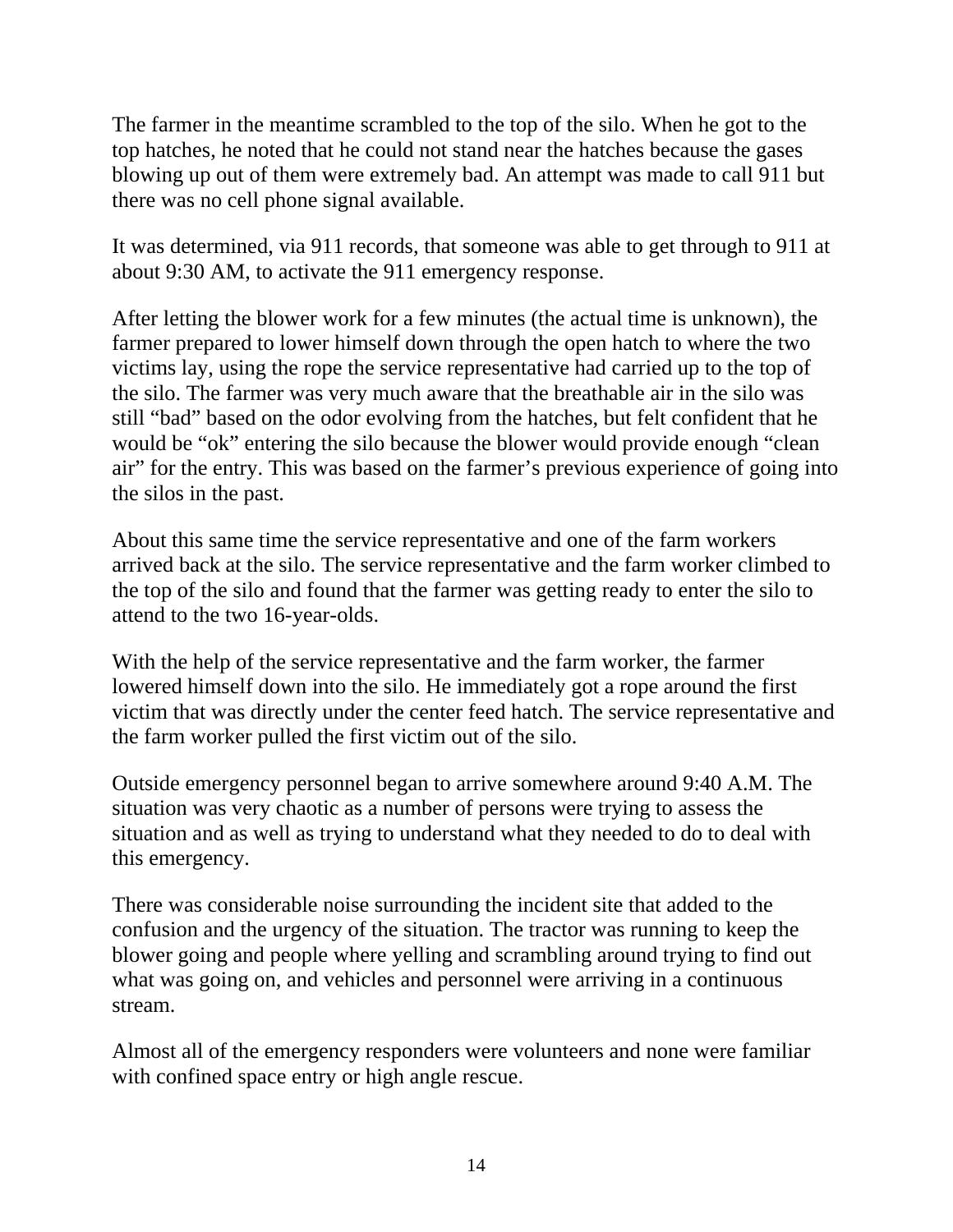The farmer in the meantime scrambled to the top of the silo. When he got to the top hatches, he noted that he could not stand near the hatches because the gases blowing up out of them were extremely bad. An attempt was made to call 911 but there was no cell phone signal available.

It was determined, via 911 records, that someone was able to get through to 911 at about 9:30 AM, to activate the 911 emergency response.

After letting the blower work for a few minutes (the actual time is unknown), the farmer prepared to lower himself down through the open hatch to where the two victims lay, using the rope the service representative had carried up to the top of the silo. The farmer was very much aware that the breathable air in the silo was still "bad" based on the odor evolving from the hatches, but felt confident that he would be "ok" entering the silo because the blower would provide enough "clean air" for the entry. This was based on the farmer's previous experience of going into the silos in the past.

About this same time the service representative and one of the farm workers arrived back at the silo. The service representative and the farm worker climbed to the top of the silo and found that the farmer was getting ready to enter the silo to attend to the two 16-year-olds.

With the help of the service representative and the farm worker, the farmer lowered himself down into the silo. He immediately got a rope around the first victim that was directly under the center feed hatch. The service representative and the farm worker pulled the first victim out of the silo.

Outside emergency personnel began to arrive somewhere around 9:40 A.M. The situation was very chaotic as a number of persons were trying to assess the situation and as well as trying to understand what they needed to do to deal with this emergency.

There was considerable noise surrounding the incident site that added to the confusion and the urgency of the situation. The tractor was running to keep the blower going and people where yelling and scrambling around trying to find out what was going on, and vehicles and personnel were arriving in a continuous stream.

Almost all of the emergency responders were volunteers and none were familiar with confined space entry or high angle rescue.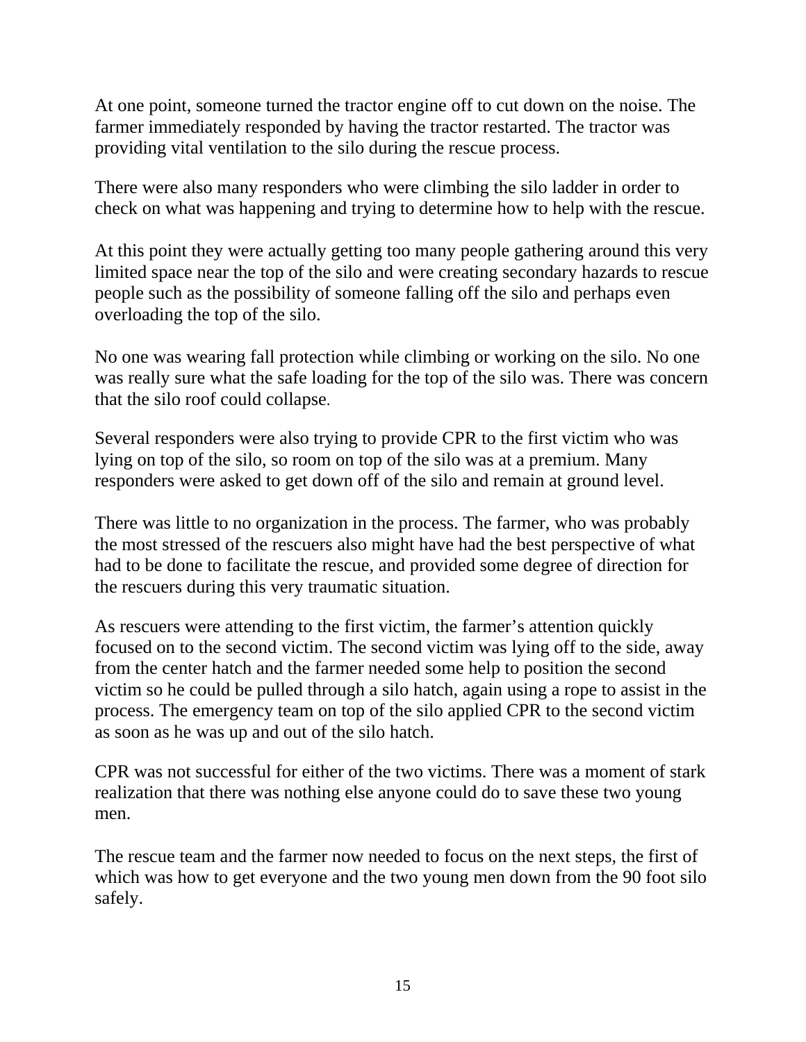At one point, someone turned the tractor engine off to cut down on the noise. The farmer immediately responded by having the tractor restarted. The tractor was providing vital ventilation to the silo during the rescue process.

There were also many responders who were climbing the silo ladder in order to check on what was happening and trying to determine how to help with the rescue.

At this point they were actually getting too many people gathering around this very limited space near the top of the silo and were creating secondary hazards to rescue people such as the possibility of someone falling off the silo and perhaps even overloading the top of the silo.

No one was wearing fall protection while climbing or working on the silo. No one was really sure what the safe loading for the top of the silo was. There was concern that the silo roof could collapse.

Several responders were also trying to provide CPR to the first victim who was lying on top of the silo, so room on top of the silo was at a premium. Many responders were asked to get down off of the silo and remain at ground level.

There was little to no organization in the process. The farmer, who was probably the most stressed of the rescuers also might have had the best perspective of what had to be done to facilitate the rescue, and provided some degree of direction for the rescuers during this very traumatic situation.

As rescuers were attending to the first victim, the farmer's attention quickly focused on to the second victim. The second victim was lying off to the side, away from the center hatch and the farmer needed some help to position the second victim so he could be pulled through a silo hatch, again using a rope to assist in the process. The emergency team on top of the silo applied CPR to the second victim as soon as he was up and out of the silo hatch.

CPR was not successful for either of the two victims. There was a moment of stark realization that there was nothing else anyone could do to save these two young men.

The rescue team and the farmer now needed to focus on the next steps, the first of which was how to get everyone and the two young men down from the 90 foot silo safely.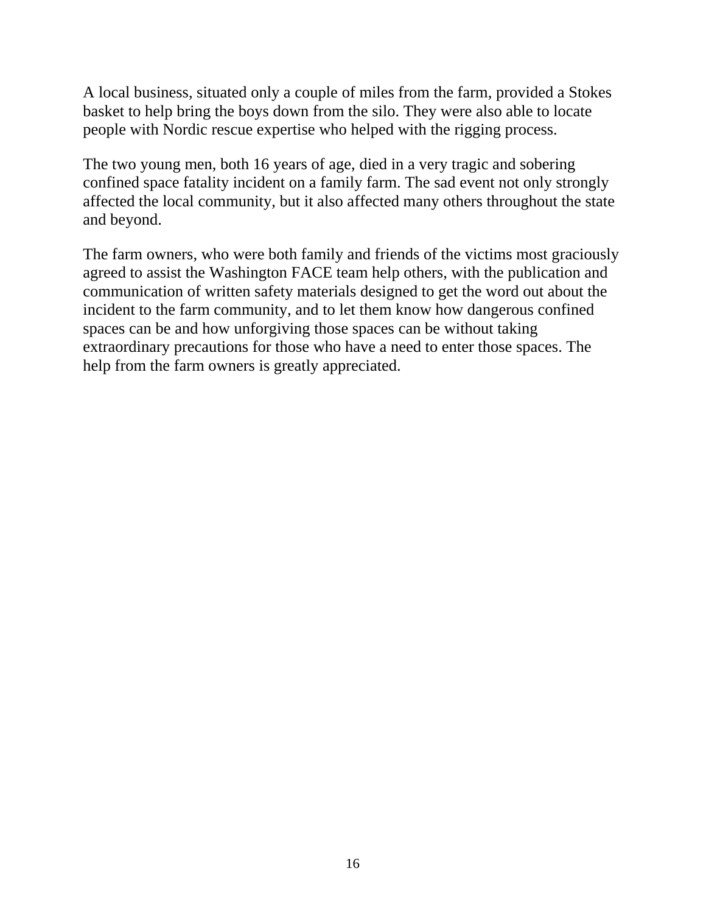A local business, situated only a couple of miles from the farm, provided a Stokes basket to help bring the boys down from the silo. They were also able to locate people with Nordic rescue expertise who helped with the rigging process.

The two young men, both 16 years of age, died in a very tragic and sobering confined space fatality incident on a family farm. The sad event not only strongly affected the local community, but it also affected many others throughout the state and beyond.

The farm owners, who were both family and friends of the victims most graciously agreed to assist the Washington FACE team help others, with the publication and communication of written safety materials designed to get the word out about the incident to the farm community, and to let them know how dangerous confined spaces can be and how unforgiving those spaces can be without taking extraordinary precautions for those who have a need to enter those spaces. The help from the farm owners is greatly appreciated.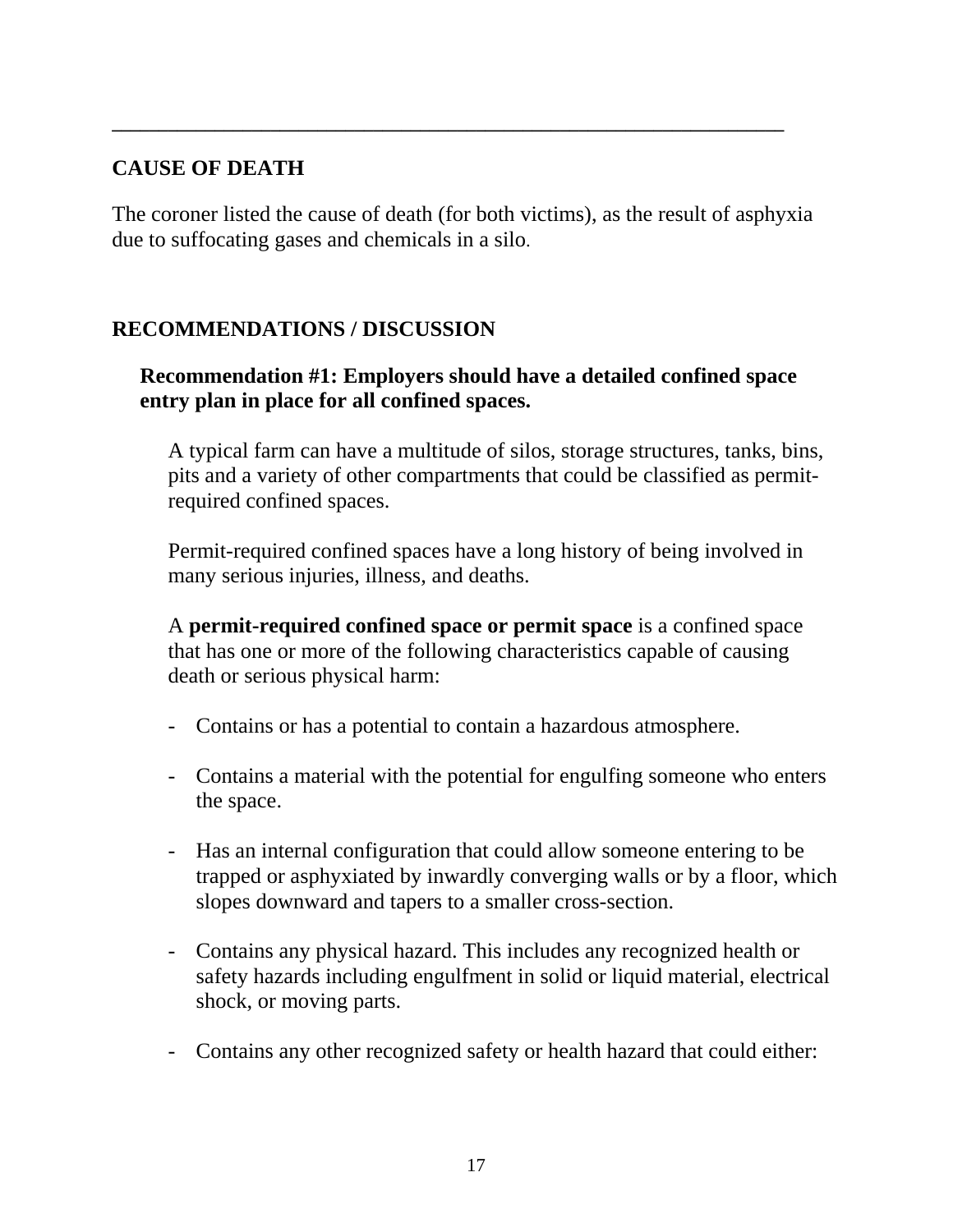## CAUSE OF DEATH

The coroner listed the cause of death (for both victims), as the result of asphyxia due to suffocating gases and chemicals in a silo.

## RECOMMENDATIONS / DISCUSSION

### Recommendation #1: Employers should have a detailed confined space entry plan in place for all confined spaces.

A typical farm can have a multitude of silos, storage structures, tanks, bins, pits and a variety of other compartments that could be classified as permit-required confined spaces.

Permit-required confined spaces have a long history of being involved in many serious injuries, illness, and deaths.

A **permit-required confined space or permit space** is a confined space that has one or more of the following characteristics capable of causing death or serious physical harm:

- Contains or has a potential to contain a hazardous atmosphere.
- Contains a material with the potential for engulfing someone who enters the space.
- Has an internal configuration that could allow someone entering to be trapped or asphyxiated by inwardly converging walls or by a floor, which slopes downward and tapers to a smaller cross-section.
- Contains any physical hazard. This includes any recognized health or safety hazards including engulfment in solid or liquid material, electrical shock, or moving parts.
- Contains any other recognized safety or health hazard that could either: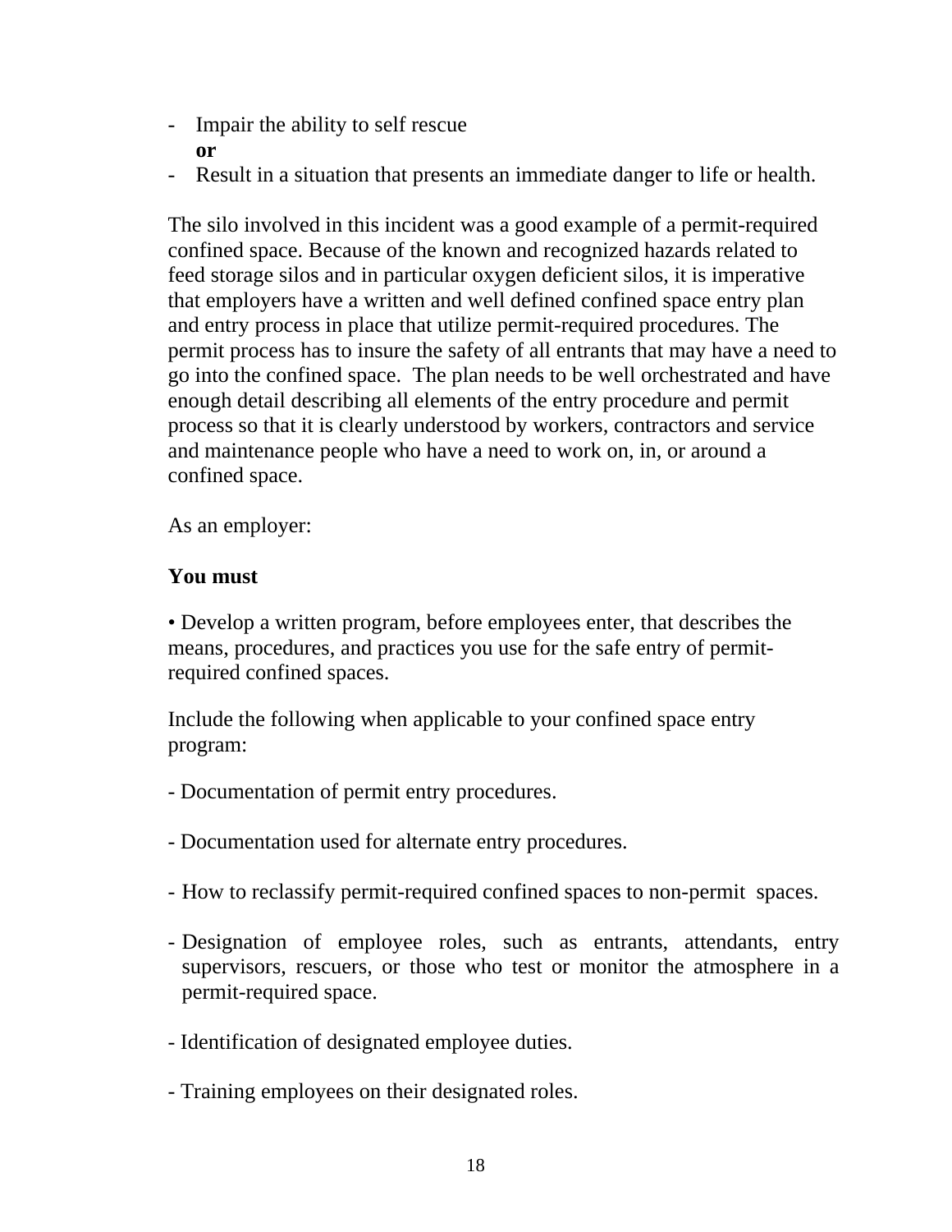- Impair the ability to self rescue
  **or**
- Result in a situation that presents an immediate danger to life or health.

The silo involved in this incident was a good example of a permit-required confined space. Because of the known and recognized hazards related to feed storage silos and in particular oxygen deficient silos, it is imperative that employers have a written and well defined confined space entry plan and entry process in place that utilize permit-required procedures. The permit process has to insure the safety of all entrants that may have a need to go into the confined space. The plan needs to be well orchestrated and have enough detail describing all elements of the entry procedure and permit process so that it is clearly understood by workers, contractors and service and maintenance people who have a need to work on, in, or around a confined space.

As an employer:

**You must**

• Develop a written program, before employees enter, that describes the means, procedures, and practices you use for the safe entry of permit-required confined spaces.

Include the following when applicable to your confined space entry program:

- Documentation of permit entry procedures.
- Documentation used for alternate entry procedures.
- How to reclassify permit-required confined spaces to non-permit spaces.
- Designation of employee roles, such as entrants, attendants, entry supervisors, rescuers, or those who test or monitor the atmosphere in a permit-required space.
- Identification of designated employee duties.
- Training employees on their designated roles.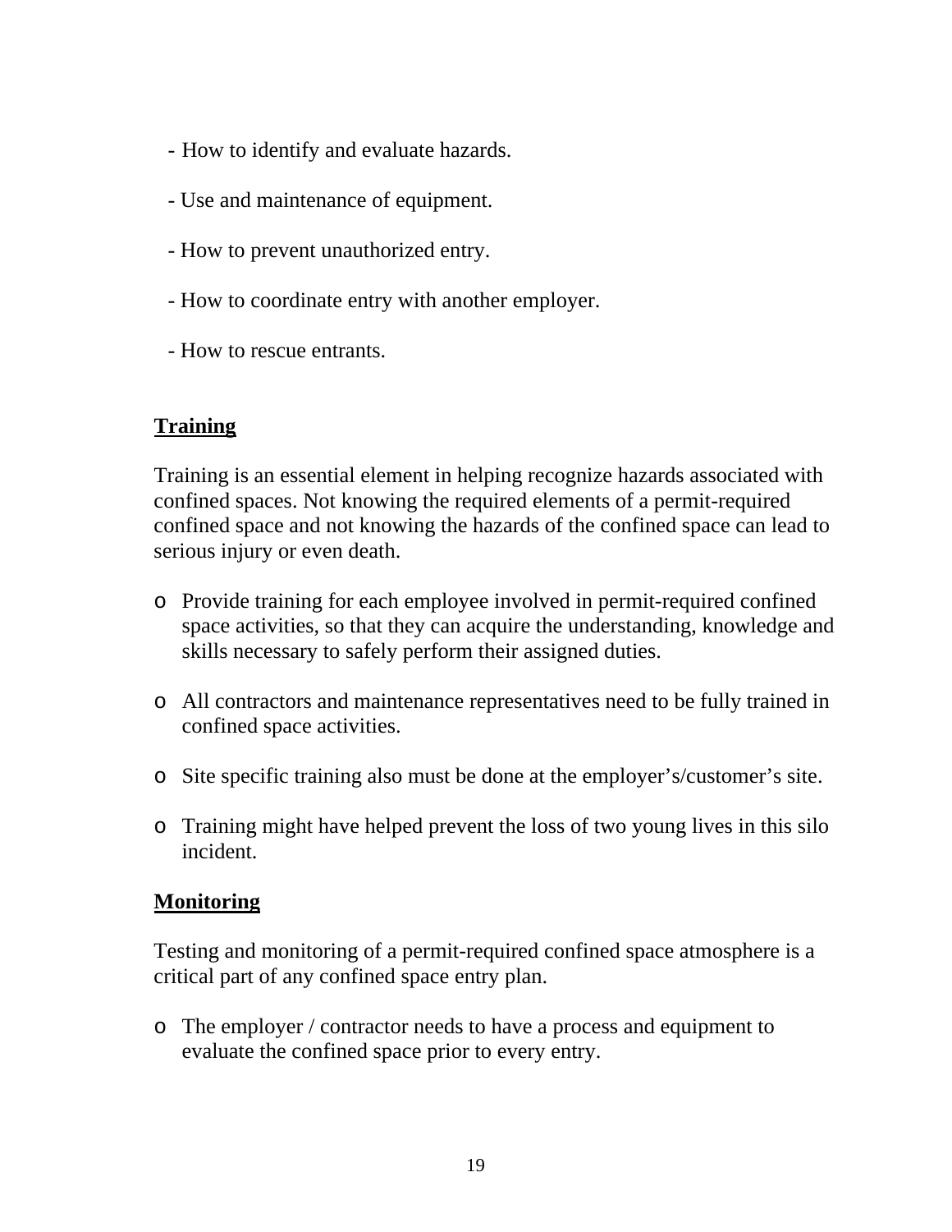- How to identify and evaluate hazards.
- Use and maintenance of equipment.
- How to prevent unauthorized entry.
- How to coordinate entry with another employer.
- How to rescue entrants.

**Training**

Training is an essential element in helping recognize hazards associated with confined spaces. Not knowing the required elements of a permit-required confined space and not knowing the hazards of the confined space can lead to serious injury or even death.

- Provide training for each employee involved in permit-required confined space activities, so that they can acquire the understanding, knowledge and skills necessary to safely perform their assigned duties.

- All contractors and maintenance representatives need to be fully trained in confined space activities.

- Site specific training also must be done at the employer's/customer's site.

- Training might have helped prevent the loss of two young lives in this silo incident.

**Monitoring**

Testing and monitoring of a permit-required confined space atmosphere is a critical part of any confined space entry plan.

- The employer / contractor needs to have a process and equipment to evaluate the confined space prior to every entry.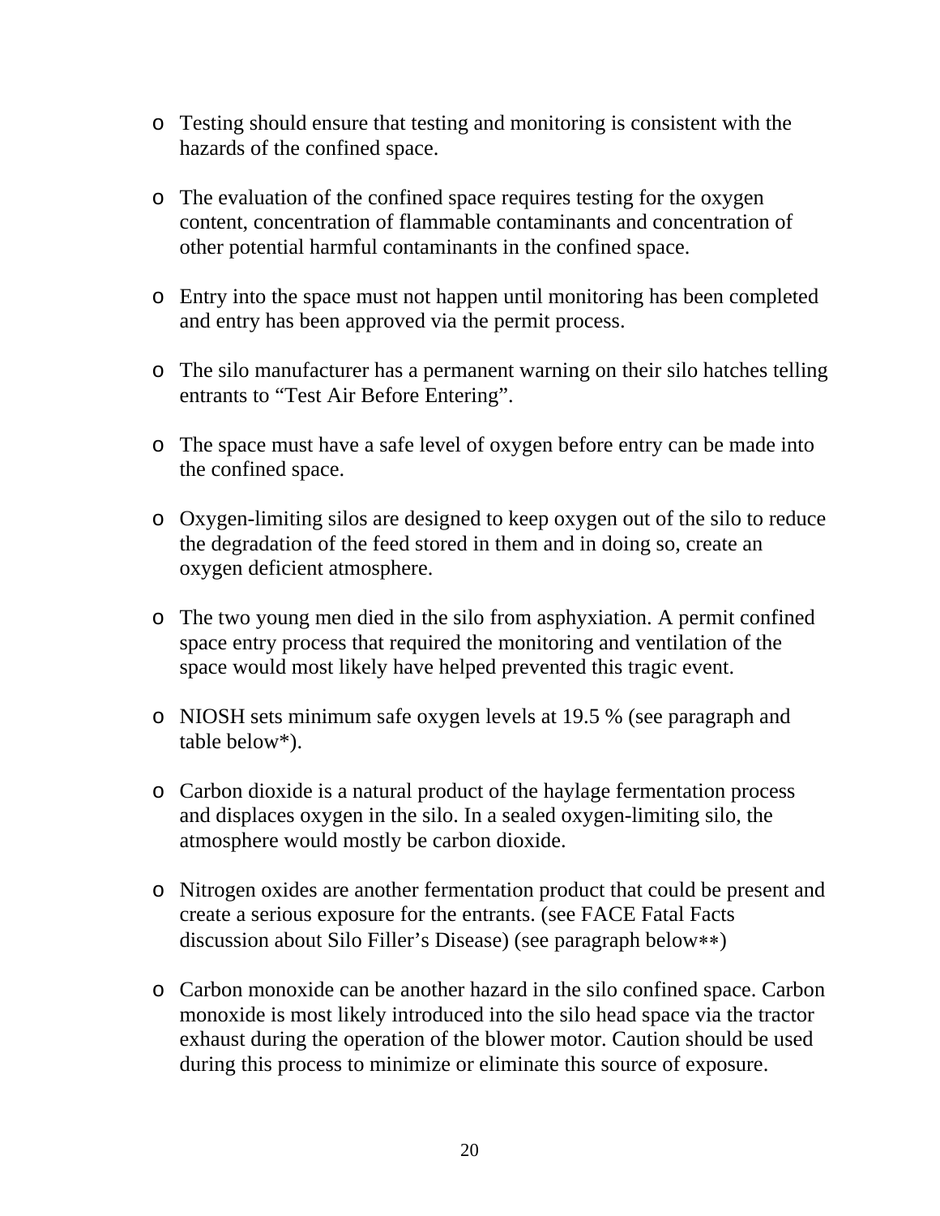- Testing should ensure that testing and monitoring is consistent with the hazards of the confined space.

- The evaluation of the confined space requires testing for the oxygen content, concentration of flammable contaminants and concentration of other potential harmful contaminants in the confined space.

- Entry into the space must not happen until monitoring has been completed and entry has been approved via the permit process.

- The silo manufacturer has a permanent warning on their silo hatches telling entrants to "Test Air Before Entering".

- The space must have a safe level of oxygen before entry can be made into the confined space.

- Oxygen-limiting silos are designed to keep oxygen out of the silo to reduce the degradation of the feed stored in them and in doing so, create an oxygen deficient atmosphere.

- The two young men died in the silo from asphyxiation. A permit confined space entry process that required the monitoring and ventilation of the space would most likely have helped prevented this tragic event.

- NIOSH sets minimum safe oxygen levels at 19.5 % (see paragraph and table below*).

- Carbon dioxide is a natural product of the haylage fermentation process and displaces oxygen in the silo. In a sealed oxygen-limiting silo, the atmosphere would mostly be carbon dioxide.

- Nitrogen oxides are another fermentation product that could be present and create a serious exposure for the entrants. (see FACE Fatal Facts discussion about Silo Filler's Disease) (see paragraph below**)

- Carbon monoxide can be another hazard in the silo confined space. Carbon monoxide is most likely introduced into the silo head space via the tractor exhaust during the operation of the blower motor. Caution should be used during this process to minimize or eliminate this source of exposure.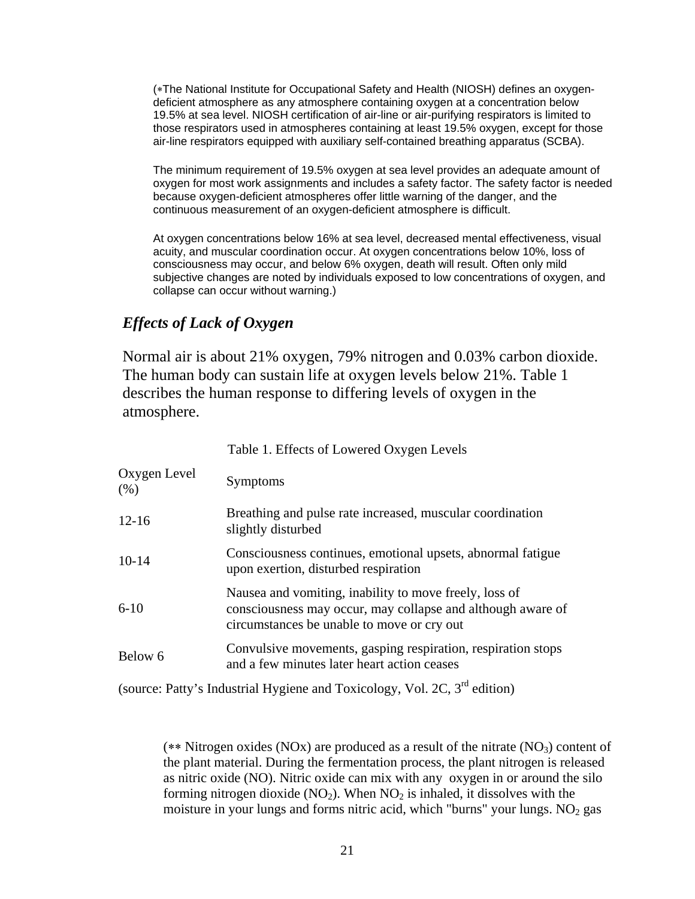(∗The National Institute for Occupational Safety and Health (NIOSH) defines an oxygen-deficient atmosphere as any atmosphere containing oxygen at a concentration below 19.5% at sea level. NIOSH certification of air-line or air-purifying respirators is limited to those respirators used in atmospheres containing at least 19.5% oxygen, except for those air-line respirators equipped with auxiliary self-contained breathing apparatus (SCBA).

The minimum requirement of 19.5% oxygen at sea level provides an adequate amount of oxygen for most work assignments and includes a safety factor. The safety factor is needed because oxygen-deficient atmospheres offer little warning of the danger, and the continuous measurement of an oxygen-deficient atmosphere is difficult.

At oxygen concentrations below 16% at sea level, decreased mental effectiveness, visual acuity, and muscular coordination occur. At oxygen concentrations below 10%, loss of consciousness may occur, and below 6% oxygen, death will result. Often only mild subjective changes are noted by individuals exposed to low concentrations of oxygen, and collapse can occur without warning.)

### *Effects of Lack of Oxygen*

Normal air is about 21% oxygen, 79% nitrogen and 0.03% carbon dioxide. The human body can sustain life at oxygen levels below 21%. Table 1 describes the human response to differing levels of oxygen in the atmosphere.

Table 1. Effects of Lowered Oxygen Levels

| Oxygen Level (%) | Symptoms |
|---|---|
| 12-16 | Breathing and pulse rate increased, muscular coordination slightly disturbed |
| 10-14 | Consciousness continues, emotional upsets, abnormal fatigue upon exertion, disturbed respiration |
| 6-10 | Nausea and vomiting, inability to move freely, loss of consciousness may occur, may collapse and although aware of circumstances be unable to move or cry out |
| Below 6 | Convulsive movements, gasping respiration, respiration stops and a few minutes later heart action ceases |

(source: Patty's Industrial Hygiene and Toxicology, Vol. 2C, 3rd edition)

(∗∗ Nitrogen oxides (NOx) are produced as a result of the nitrate ($NO_3$) content of the plant material. During the fermentation process, the plant nitrogen is released as nitric oxide (NO). Nitric oxide can mix with any oxygen in or around the silo forming nitrogen dioxide ($NO_2$). When $NO_2$ is inhaled, it dissolves with the moisture in your lungs and forms nitric acid, which "burns" your lungs. $NO_2$ gas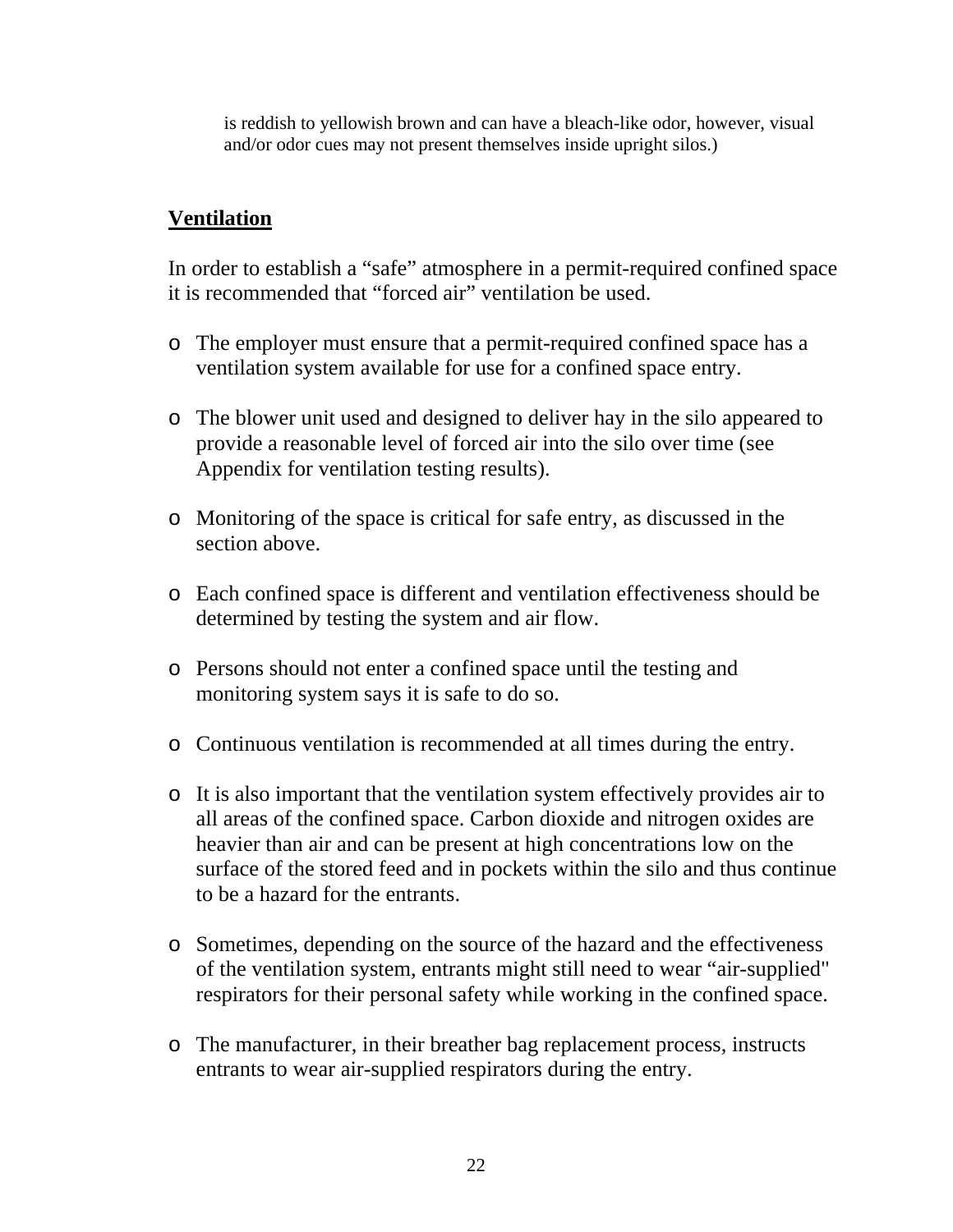is reddish to yellowish brown and can have a bleach-like odor, however, visual and/or odor cues may not present themselves inside upright silos.)

## Ventilation

In order to establish a “safe” atmosphere in a permit-required confined space it is recommended that “forced air” ventilation be used.

- The employer must ensure that a permit-required confined space has a ventilation system available for use for a confined space entry.
- The blower unit used and designed to deliver hay in the silo appeared to provide a reasonable level of forced air into the silo over time (see Appendix for ventilation testing results).
- Monitoring of the space is critical for safe entry, as discussed in the section above.
- Each confined space is different and ventilation effectiveness should be determined by testing the system and air flow.
- Persons should not enter a confined space until the testing and monitoring system says it is safe to do so.
- Continuous ventilation is recommended at all times during the entry.
- It is also important that the ventilation system effectively provides air to all areas of the confined space. Carbon dioxide and nitrogen oxides are heavier than air and can be present at high concentrations low on the surface of the stored feed and in pockets within the silo and thus continue to be a hazard for the entrants.
- Sometimes, depending on the source of the hazard and the effectiveness of the ventilation system, entrants might still need to wear “air-supplied" respirators for their personal safety while working in the confined space.
- The manufacturer, in their breather bag replacement process, instructs entrants to wear air-supplied respirators during the entry.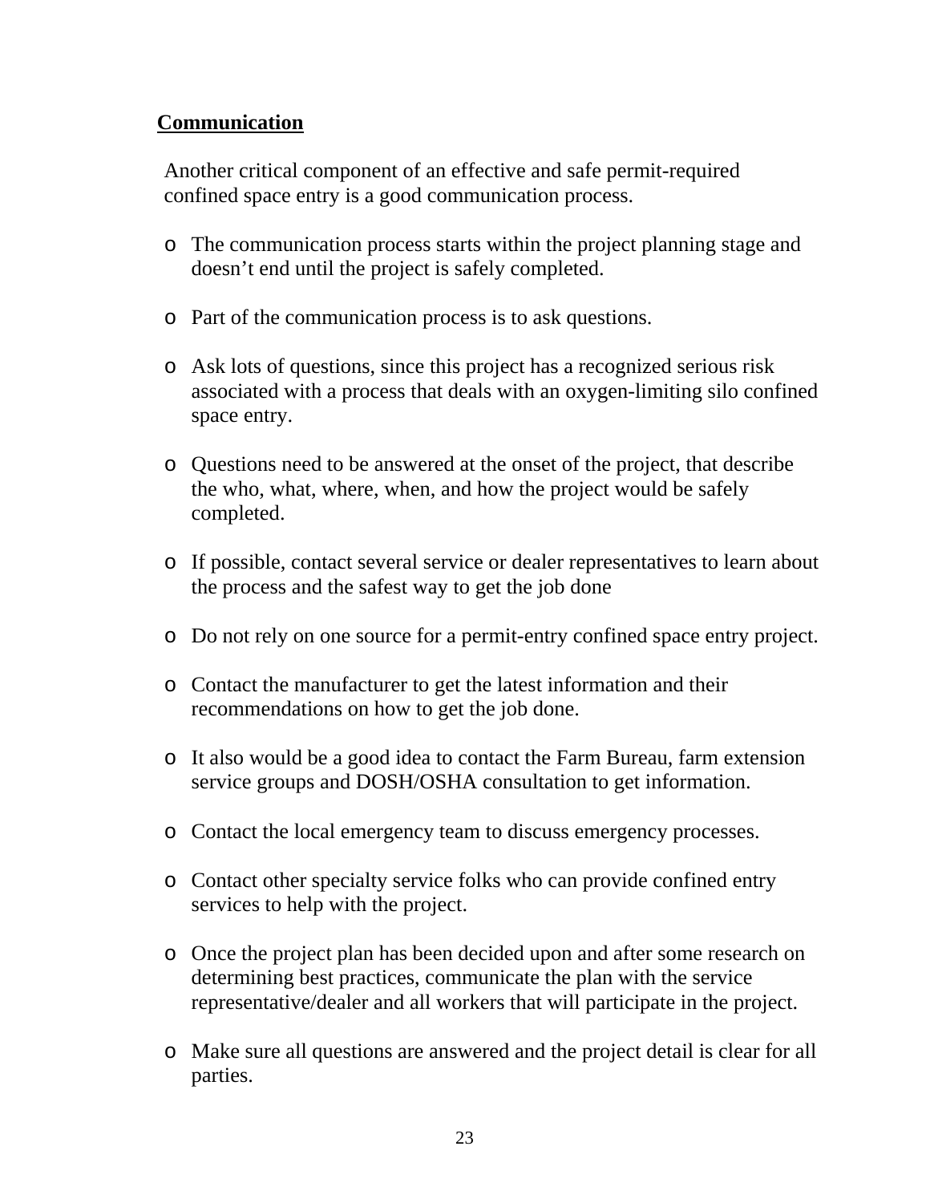## Communication

Another critical component of an effective and safe permit-required confined space entry is a good communication process.

- The communication process starts within the project planning stage and doesn't end until the project is safely completed.
- Part of the communication process is to ask questions.
- Ask lots of questions, since this project has a recognized serious risk associated with a process that deals with an oxygen-limiting silo confined space entry.
- Questions need to be answered at the onset of the project, that describe the who, what, where, when, and how the project would be safely completed.
- If possible, contact several service or dealer representatives to learn about the process and the safest way to get the job done
- Do not rely on one source for a permit-entry confined space entry project.
- Contact the manufacturer to get the latest information and their recommendations on how to get the job done.
- It also would be a good idea to contact the Farm Bureau, farm extension service groups and DOSH/OSHA consultation to get information.
- Contact the local emergency team to discuss emergency processes.
- Contact other specialty service folks who can provide confined entry services to help with the project.
- Once the project plan has been decided upon and after some research on determining best practices, communicate the plan with the service representative/dealer and all workers that will participate in the project.
- Make sure all questions are answered and the project detail is clear for all parties.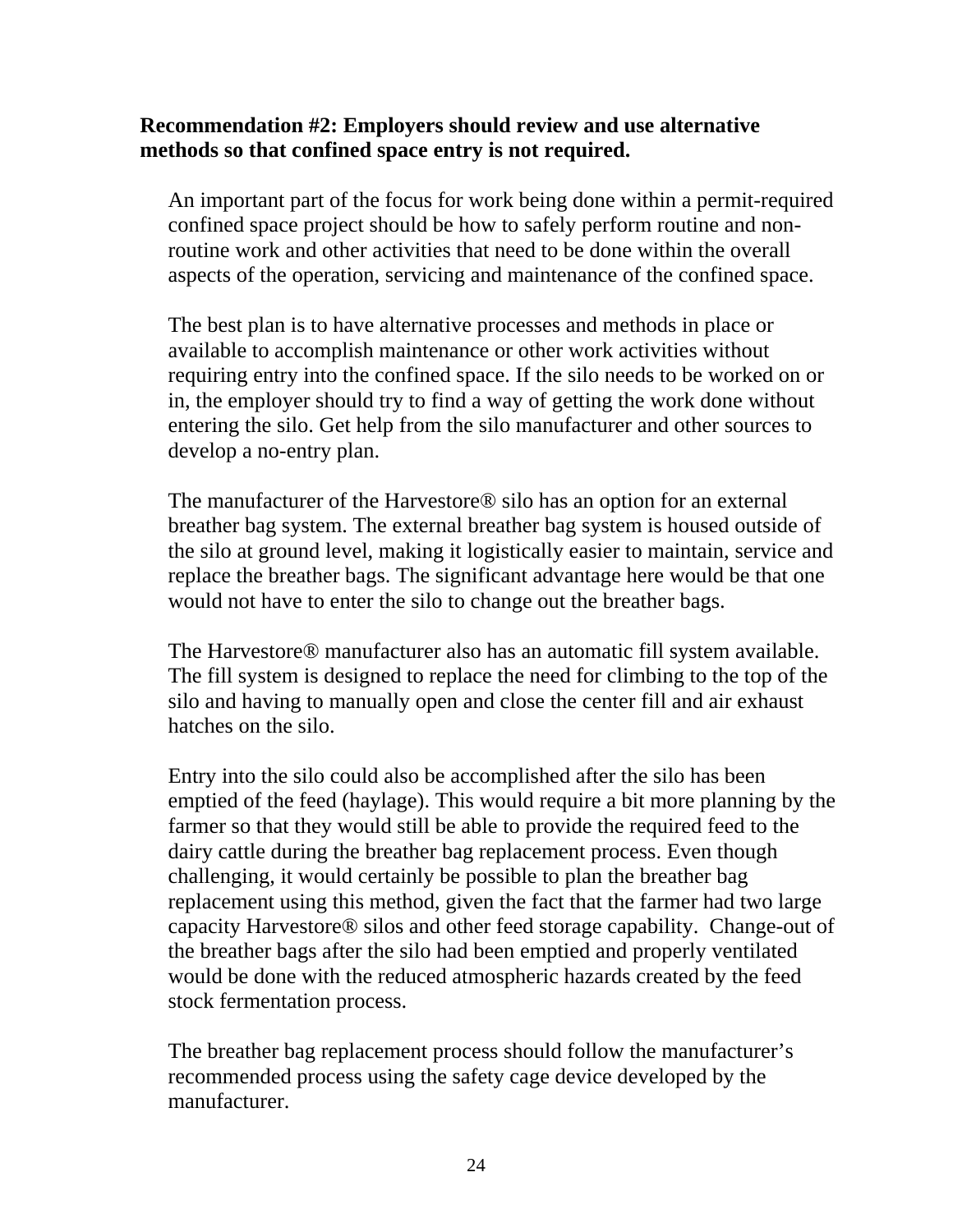**Recommendation #2: Employers should review and use alternative methods so that confined space entry is not required.**

An important part of the focus for work being done within a permit-required confined space project should be how to safely perform routine and non-routine work and other activities that need to be done within the overall aspects of the operation, servicing and maintenance of the confined space.

The best plan is to have alternative processes and methods in place or available to accomplish maintenance or other work activities without requiring entry into the confined space. If the silo needs to be worked on or in, the employer should try to find a way of getting the work done without entering the silo. Get help from the silo manufacturer and other sources to develop a no-entry plan.

The manufacturer of the Harvestore® silo has an option for an external breather bag system. The external breather bag system is housed outside of the silo at ground level, making it logistically easier to maintain, service and replace the breather bags. The significant advantage here would be that one would not have to enter the silo to change out the breather bags.

The Harvestore® manufacturer also has an automatic fill system available. The fill system is designed to replace the need for climbing to the top of the silo and having to manually open and close the center fill and air exhaust hatches on the silo.

Entry into the silo could also be accomplished after the silo has been emptied of the feed (haylage). This would require a bit more planning by the farmer so that they would still be able to provide the required feed to the dairy cattle during the breather bag replacement process. Even though challenging, it would certainly be possible to plan the breather bag replacement using this method, given the fact that the farmer had two large capacity Harvestore® silos and other feed storage capability. Change-out of the breather bags after the silo had been emptied and properly ventilated would be done with the reduced atmospheric hazards created by the feed stock fermentation process.

The breather bag replacement process should follow the manufacturer's recommended process using the safety cage device developed by the manufacturer.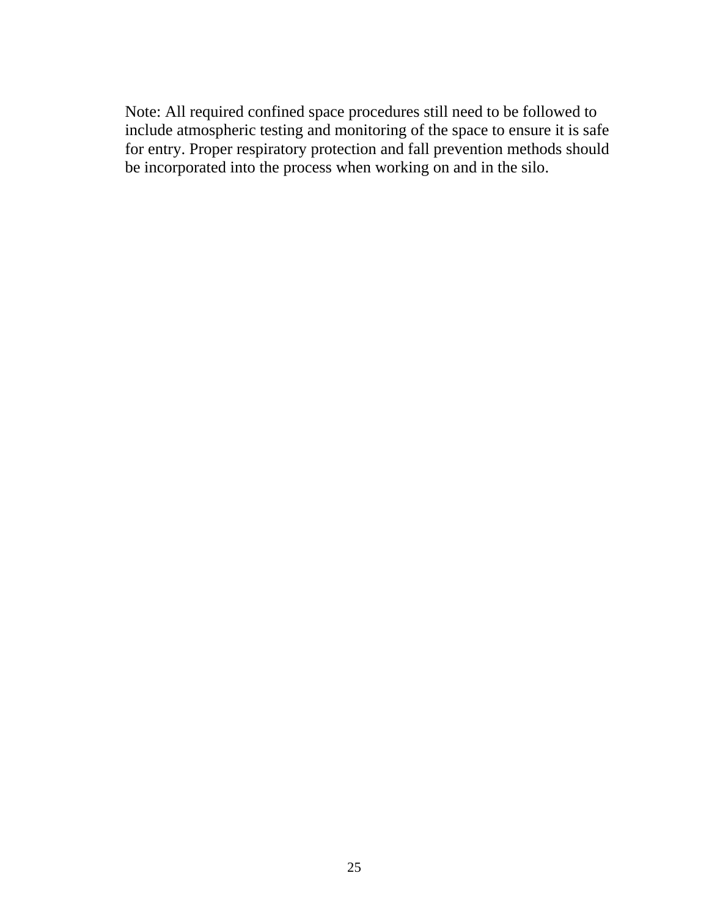Note: All required confined space procedures still need to be followed to include atmospheric testing and monitoring of the space to ensure it is safe for entry. Proper respiratory protection and fall prevention methods should be incorporated into the process when working on and in the silo.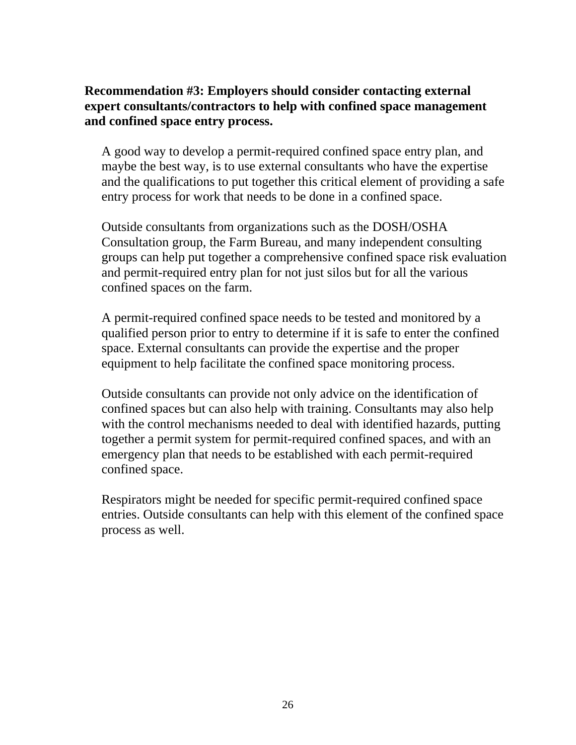**Recommendation #3: Employers should consider contacting external expert consultants/contractors to help with confined space management and confined space entry process.**

A good way to develop a permit-required confined space entry plan, and maybe the best way, is to use external consultants who have the expertise and the qualifications to put together this critical element of providing a safe entry process for work that needs to be done in a confined space.

Outside consultants from organizations such as the DOSH/OSHA Consultation group, the Farm Bureau, and many independent consulting groups can help put together a comprehensive confined space risk evaluation and permit-required entry plan for not just silos but for all the various confined spaces on the farm.

A permit-required confined space needs to be tested and monitored by a qualified person prior to entry to determine if it is safe to enter the confined space. External consultants can provide the expertise and the proper equipment to help facilitate the confined space monitoring process.

Outside consultants can provide not only advice on the identification of confined spaces but can also help with training. Consultants may also help with the control mechanisms needed to deal with identified hazards, putting together a permit system for permit-required confined spaces, and with an emergency plan that needs to be established with each permit-required confined space.

Respirators might be needed for specific permit-required confined space entries. Outside consultants can help with this element of the confined space process as well.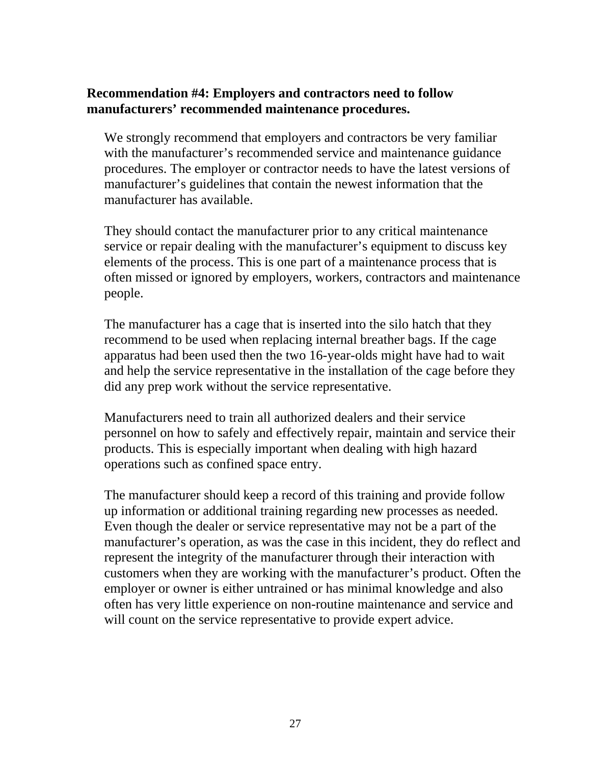**Recommendation #4: Employers and contractors need to follow manufacturers' recommended maintenance procedures.**

We strongly recommend that employers and contractors be very familiar with the manufacturer's recommended service and maintenance guidance procedures. The employer or contractor needs to have the latest versions of manufacturer's guidelines that contain the newest information that the manufacturer has available.

They should contact the manufacturer prior to any critical maintenance service or repair dealing with the manufacturer's equipment to discuss key elements of the process. This is one part of a maintenance process that is often missed or ignored by employers, workers, contractors and maintenance people.

The manufacturer has a cage that is inserted into the silo hatch that they recommend to be used when replacing internal breather bags. If the cage apparatus had been used then the two 16-year-olds might have had to wait and help the service representative in the installation of the cage before they did any prep work without the service representative.

Manufacturers need to train all authorized dealers and their service personnel on how to safely and effectively repair, maintain and service their products. This is especially important when dealing with high hazard operations such as confined space entry.

The manufacturer should keep a record of this training and provide follow up information or additional training regarding new processes as needed. Even though the dealer or service representative may not be a part of the manufacturer's operation, as was the case in this incident, they do reflect and represent the integrity of the manufacturer through their interaction with customers when they are working with the manufacturer's product. Often the employer or owner is either untrained or has minimal knowledge and also often has very little experience on non-routine maintenance and service and will count on the service representative to provide expert advice.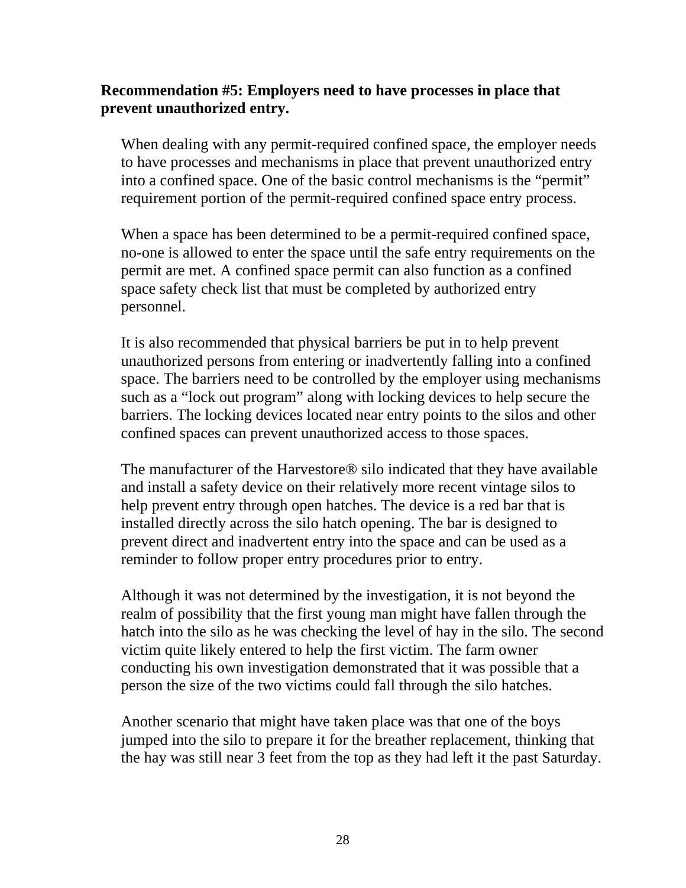**Recommendation #5: Employers need to have processes in place that prevent unauthorized entry.**

When dealing with any permit-required confined space, the employer needs to have processes and mechanisms in place that prevent unauthorized entry into a confined space. One of the basic control mechanisms is the "permit" requirement portion of the permit-required confined space entry process.

When a space has been determined to be a permit-required confined space, no-one is allowed to enter the space until the safe entry requirements on the permit are met. A confined space permit can also function as a confined space safety check list that must be completed by authorized entry personnel.

It is also recommended that physical barriers be put in to help prevent unauthorized persons from entering or inadvertently falling into a confined space. The barriers need to be controlled by the employer using mechanisms such as a "lock out program" along with locking devices to help secure the barriers. The locking devices located near entry points to the silos and other confined spaces can prevent unauthorized access to those spaces.

The manufacturer of the Harvestore® silo indicated that they have available and install a safety device on their relatively more recent vintage silos to help prevent entry through open hatches. The device is a red bar that is installed directly across the silo hatch opening. The bar is designed to prevent direct and inadvertent entry into the space and can be used as a reminder to follow proper entry procedures prior to entry.

Although it was not determined by the investigation, it is not beyond the realm of possibility that the first young man might have fallen through the hatch into the silo as he was checking the level of hay in the silo. The second victim quite likely entered to help the first victim. The farm owner conducting his own investigation demonstrated that it was possible that a person the size of the two victims could fall through the silo hatches.

Another scenario that might have taken place was that one of the boys jumped into the silo to prepare it for the breather replacement, thinking that the hay was still near 3 feet from the top as they had left it the past Saturday.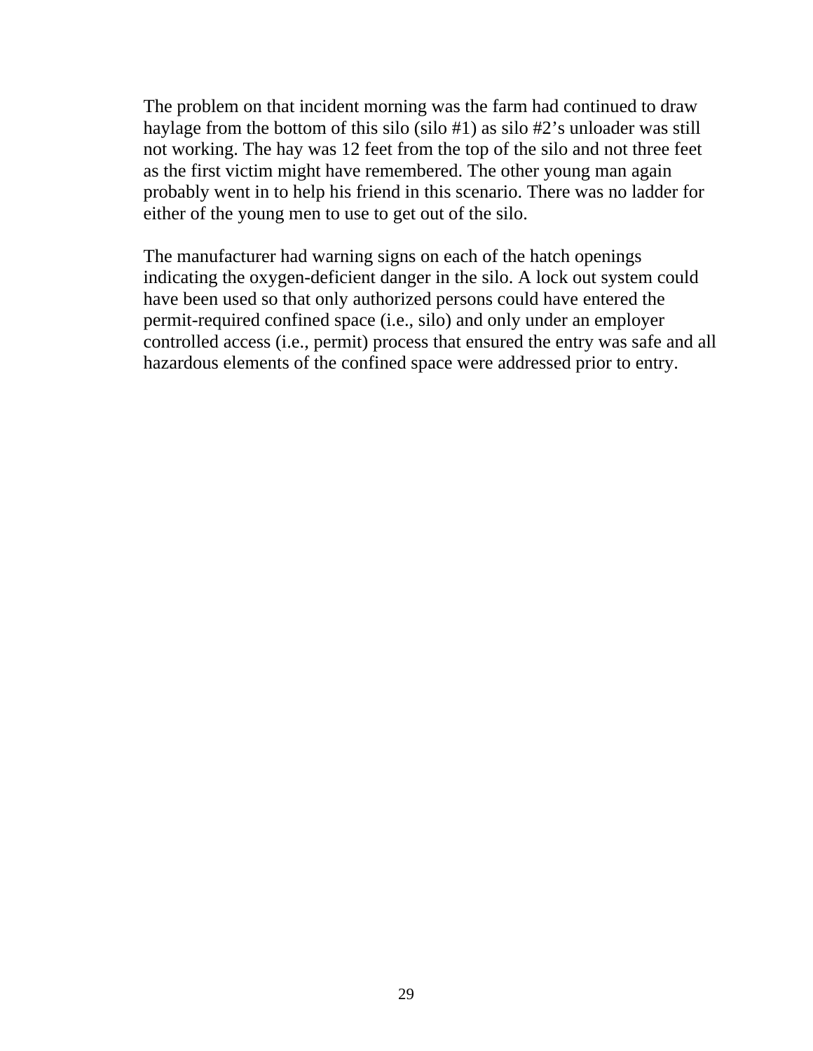The problem on that incident morning was the farm had continued to draw haylage from the bottom of this silo (silo #1) as silo #2's unloader was still not working. The hay was 12 feet from the top of the silo and not three feet as the first victim might have remembered. The other young man again probably went in to help his friend in this scenario. There was no ladder for either of the young men to use to get out of the silo.

The manufacturer had warning signs on each of the hatch openings indicating the oxygen-deficient danger in the silo. A lock out system could have been used so that only authorized persons could have entered the permit-required confined space (i.e., silo) and only under an employer controlled access (i.e., permit) process that ensured the entry was safe and all hazardous elements of the confined space were addressed prior to entry.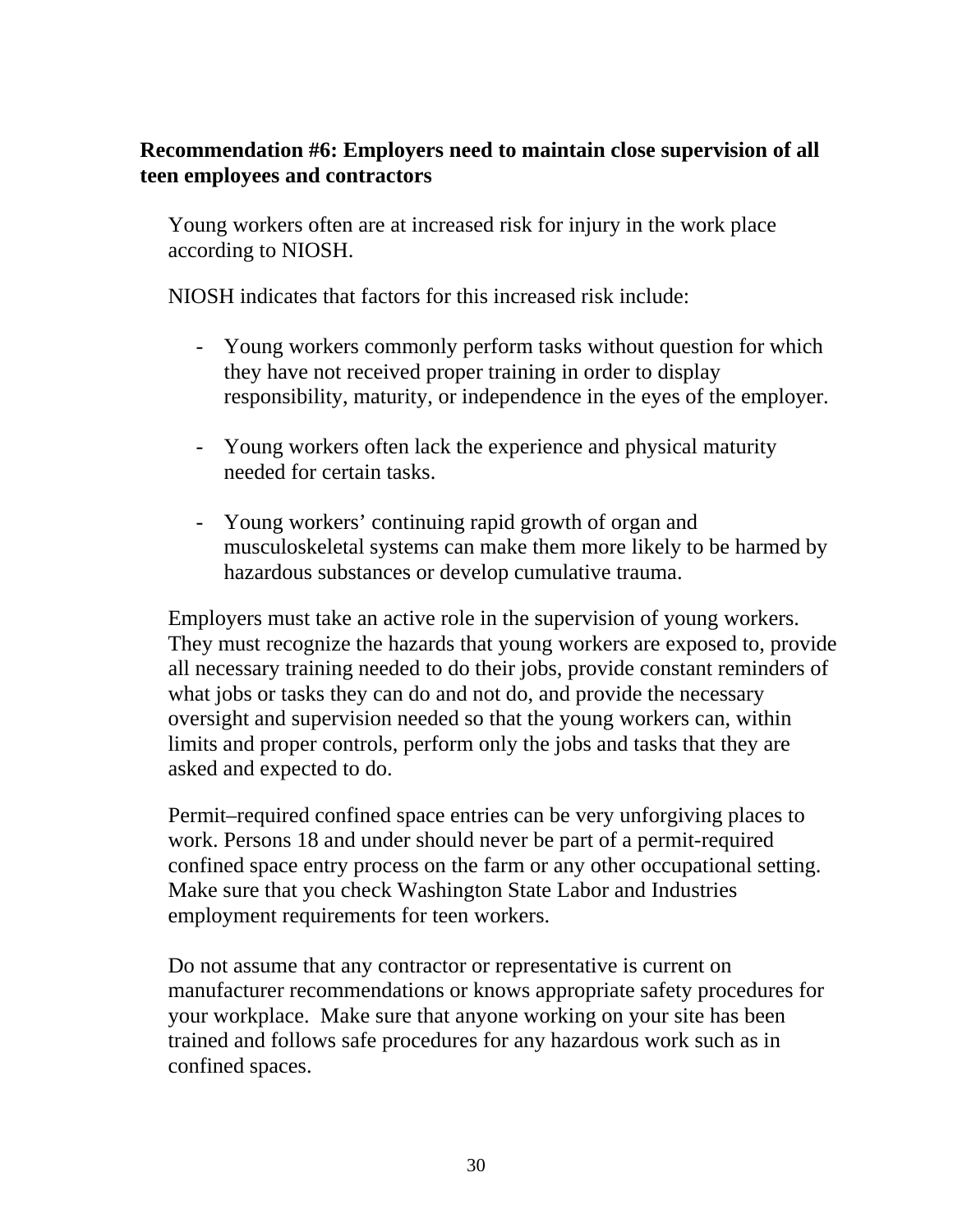**Recommendation #6: Employers need to maintain close supervision of all teen employees and contractors**

Young workers often are at increased risk for injury in the work place according to NIOSH.

NIOSH indicates that factors for this increased risk include:

- Young workers commonly perform tasks without question for which they have not received proper training in order to display responsibility, maturity, or independence in the eyes of the employer.

- Young workers often lack the experience and physical maturity needed for certain tasks.

- Young workers' continuing rapid growth of organ and musculoskeletal systems can make them more likely to be harmed by hazardous substances or develop cumulative trauma.

Employers must take an active role in the supervision of young workers. They must recognize the hazards that young workers are exposed to, provide all necessary training needed to do their jobs, provide constant reminders of what jobs or tasks they can do and not do, and provide the necessary oversight and supervision needed so that the young workers can, within limits and proper controls, perform only the jobs and tasks that they are asked and expected to do.

Permit–required confined space entries can be very unforgiving places to work. Persons 18 and under should never be part of a permit-required confined space entry process on the farm or any other occupational setting. Make sure that you check Washington State Labor and Industries employment requirements for teen workers.

Do not assume that any contractor or representative is current on manufacturer recommendations or knows appropriate safety procedures for your workplace. Make sure that anyone working on your site has been trained and follows safe procedures for any hazardous work such as in confined spaces.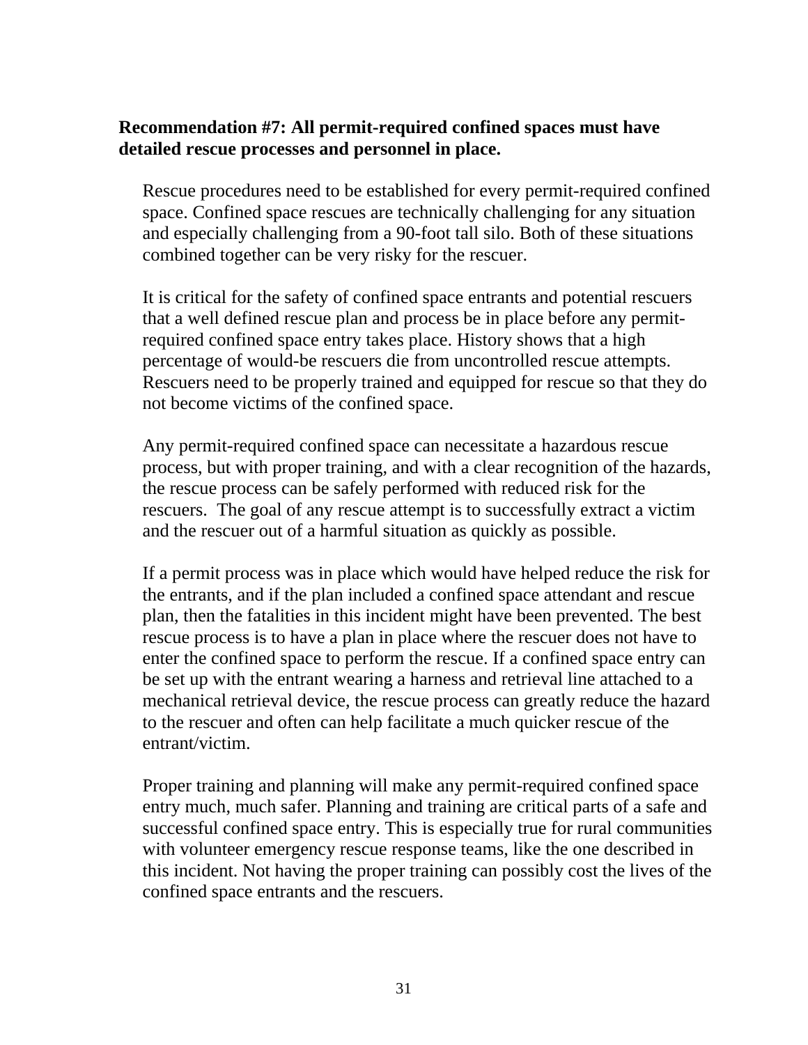**Recommendation #7: All permit-required confined spaces must have detailed rescue processes and personnel in place.**

Rescue procedures need to be established for every permit-required confined space. Confined space rescues are technically challenging for any situation and especially challenging from a 90-foot tall silo. Both of these situations combined together can be very risky for the rescuer.

It is critical for the safety of confined space entrants and potential rescuers that a well defined rescue plan and process be in place before any permit-required confined space entry takes place. History shows that a high percentage of would-be rescuers die from uncontrolled rescue attempts. Rescuers need to be properly trained and equipped for rescue so that they do not become victims of the confined space.

Any permit-required confined space can necessitate a hazardous rescue process, but with proper training, and with a clear recognition of the hazards, the rescue process can be safely performed with reduced risk for the rescuers. The goal of any rescue attempt is to successfully extract a victim and the rescuer out of a harmful situation as quickly as possible.

If a permit process was in place which would have helped reduce the risk for the entrants, and if the plan included a confined space attendant and rescue plan, then the fatalities in this incident might have been prevented. The best rescue process is to have a plan in place where the rescuer does not have to enter the confined space to perform the rescue. If a confined space entry can be set up with the entrant wearing a harness and retrieval line attached to a mechanical retrieval device, the rescue process can greatly reduce the hazard to the rescuer and often can help facilitate a much quicker rescue of the entrant/victim.

Proper training and planning will make any permit-required confined space entry much, much safer. Planning and training are critical parts of a safe and successful confined space entry. This is especially true for rural communities with volunteer emergency rescue response teams, like the one described in this incident. Not having the proper training can possibly cost the lives of the confined space entrants and the rescuers.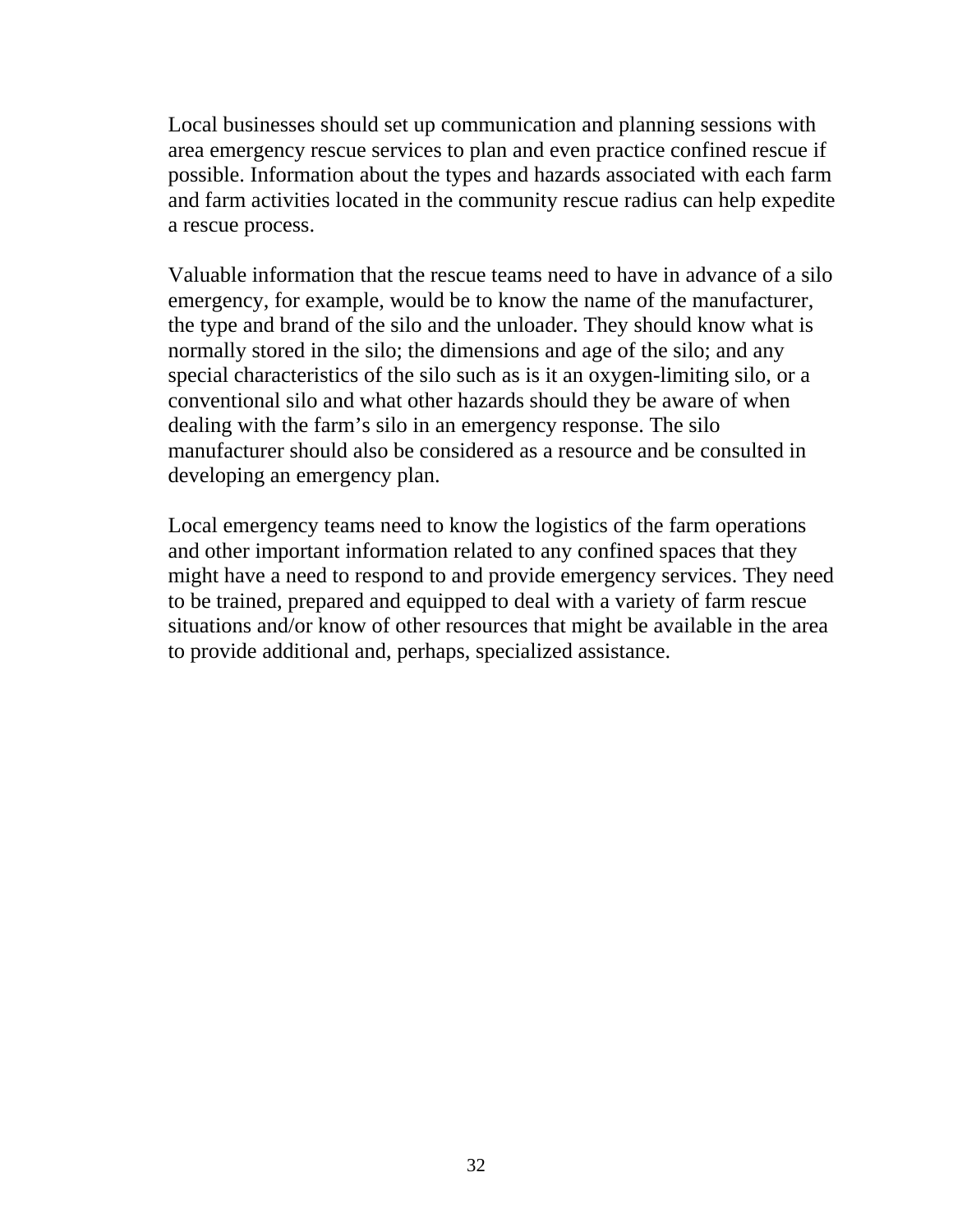Local businesses should set up communication and planning sessions with area emergency rescue services to plan and even practice confined rescue if possible. Information about the types and hazards associated with each farm and farm activities located in the community rescue radius can help expedite a rescue process.

Valuable information that the rescue teams need to have in advance of a silo emergency, for example, would be to know the name of the manufacturer, the type and brand of the silo and the unloader. They should know what is normally stored in the silo; the dimensions and age of the silo; and any special characteristics of the silo such as is it an oxygen-limiting silo, or a conventional silo and what other hazards should they be aware of when dealing with the farm's silo in an emergency response. The silo manufacturer should also be considered as a resource and be consulted in developing an emergency plan.

Local emergency teams need to know the logistics of the farm operations and other important information related to any confined spaces that they might have a need to respond to and provide emergency services. They need to be trained, prepared and equipped to deal with a variety of farm rescue situations and/or know of other resources that might be available in the area to provide additional and, perhaps, specialized assistance.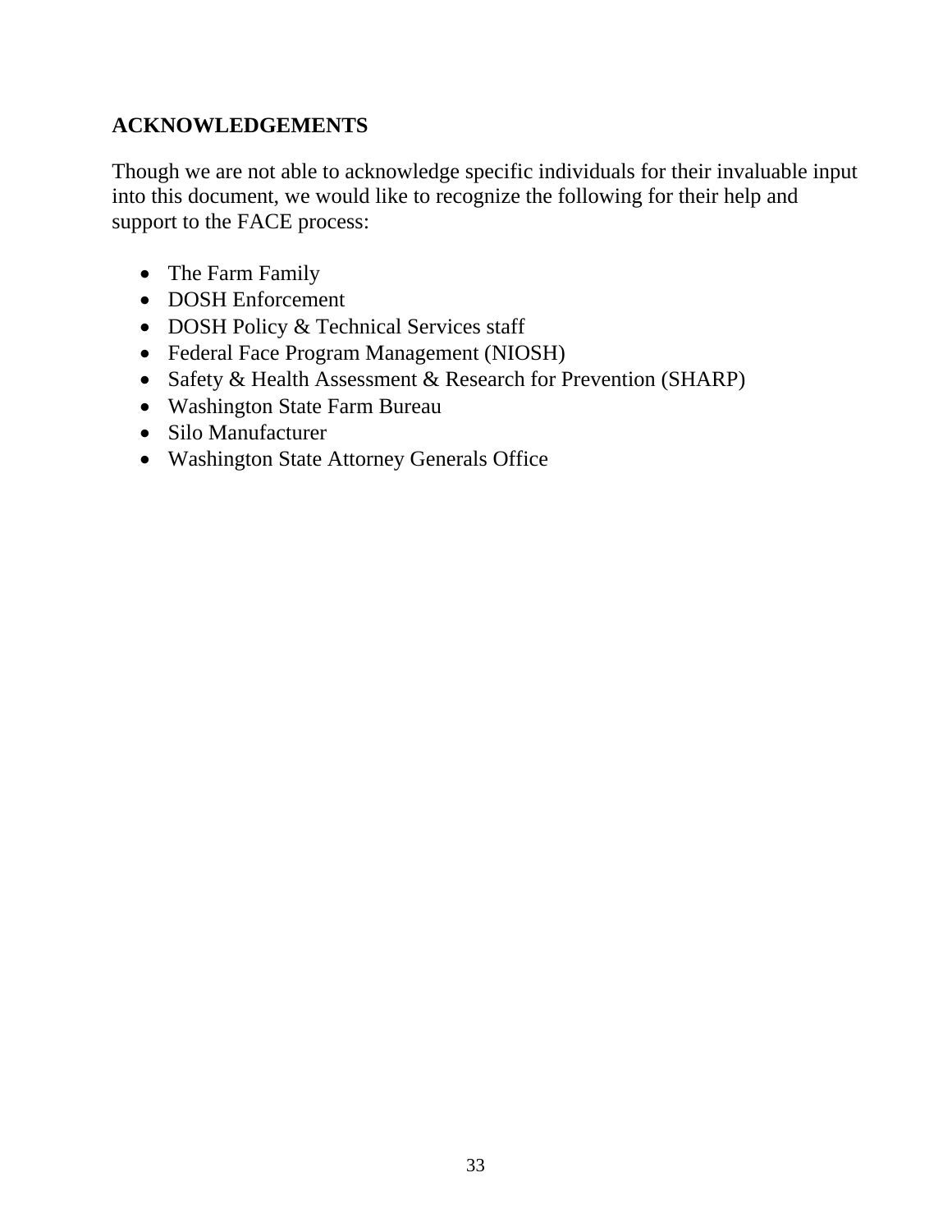## ACKNOWLEDGEMENTS

Though we are not able to acknowledge specific individuals for their invaluable input into this document, we would like to recognize the following for their help and support to the FACE process:

- The Farm Family
- DOSH Enforcement
- DOSH Policy & Technical Services staff
- Federal Face Program Management (NIOSH)
- Safety & Health Assessment & Research for Prevention (SHARP)
- Washington State Farm Bureau
- Silo Manufacturer
- Washington State Attorney Generals Office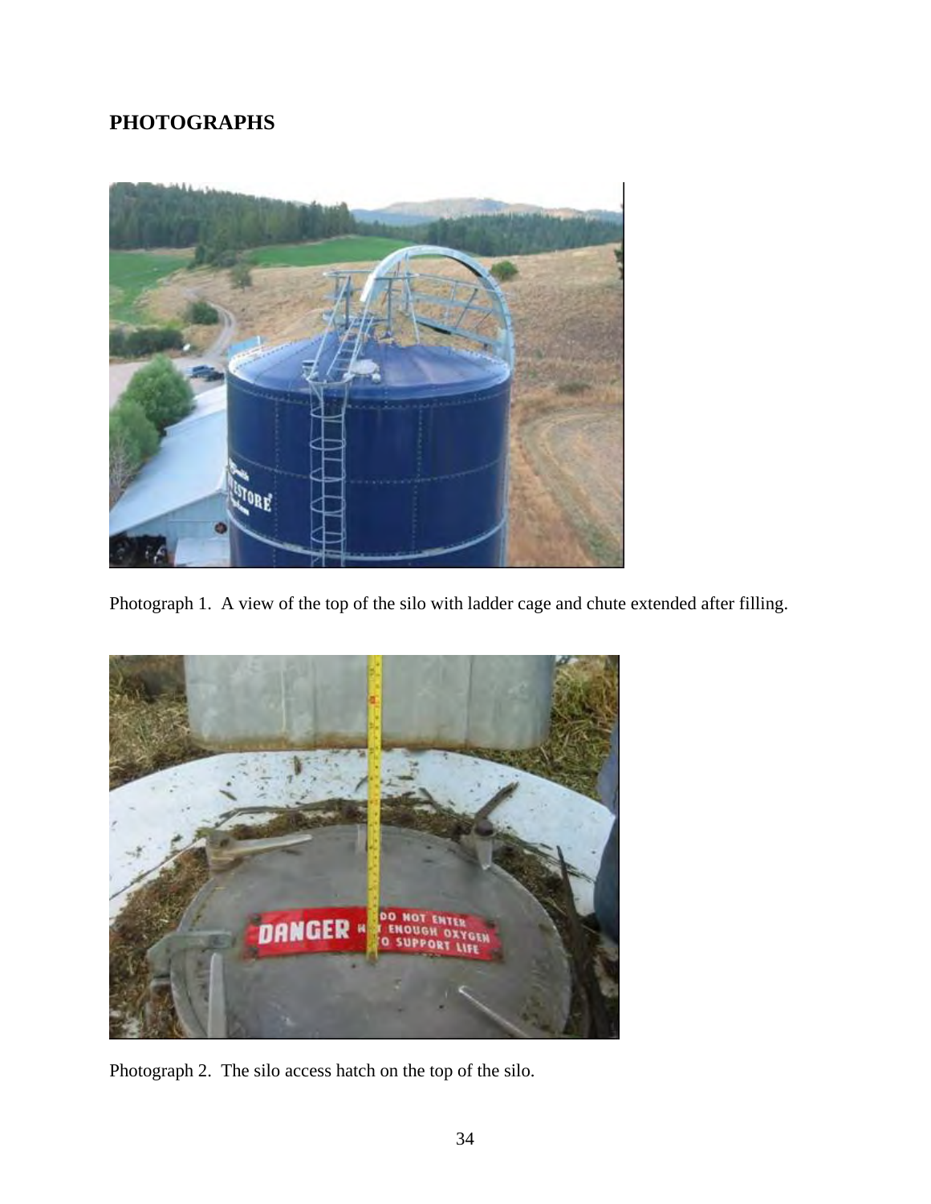## PHOTOGRAPHS

Photograph 1. A view of the top of the silo with ladder cage and chute extended after filling.

Photograph 2. The silo access hatch on the top of the silo.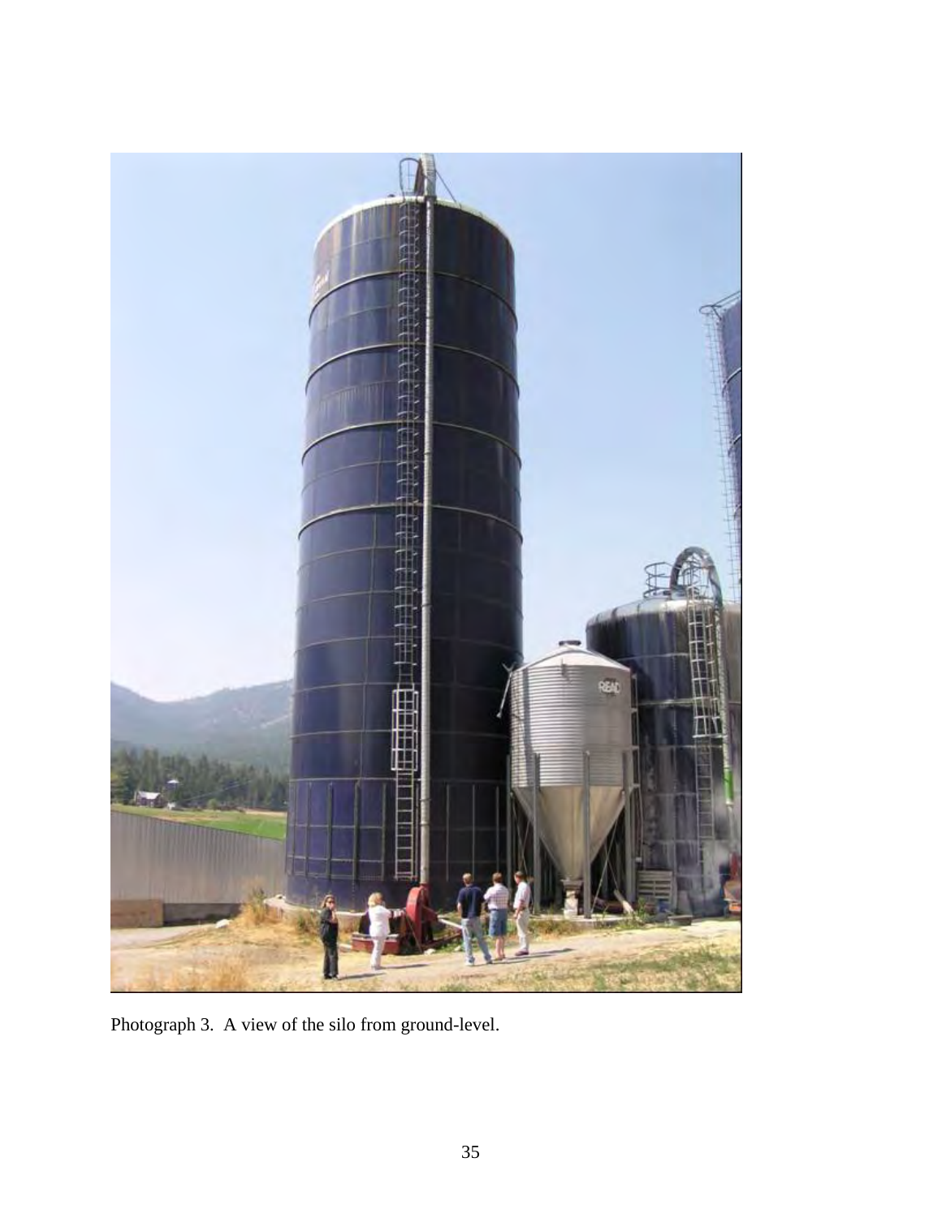Photograph 3. A view of the silo from ground-level.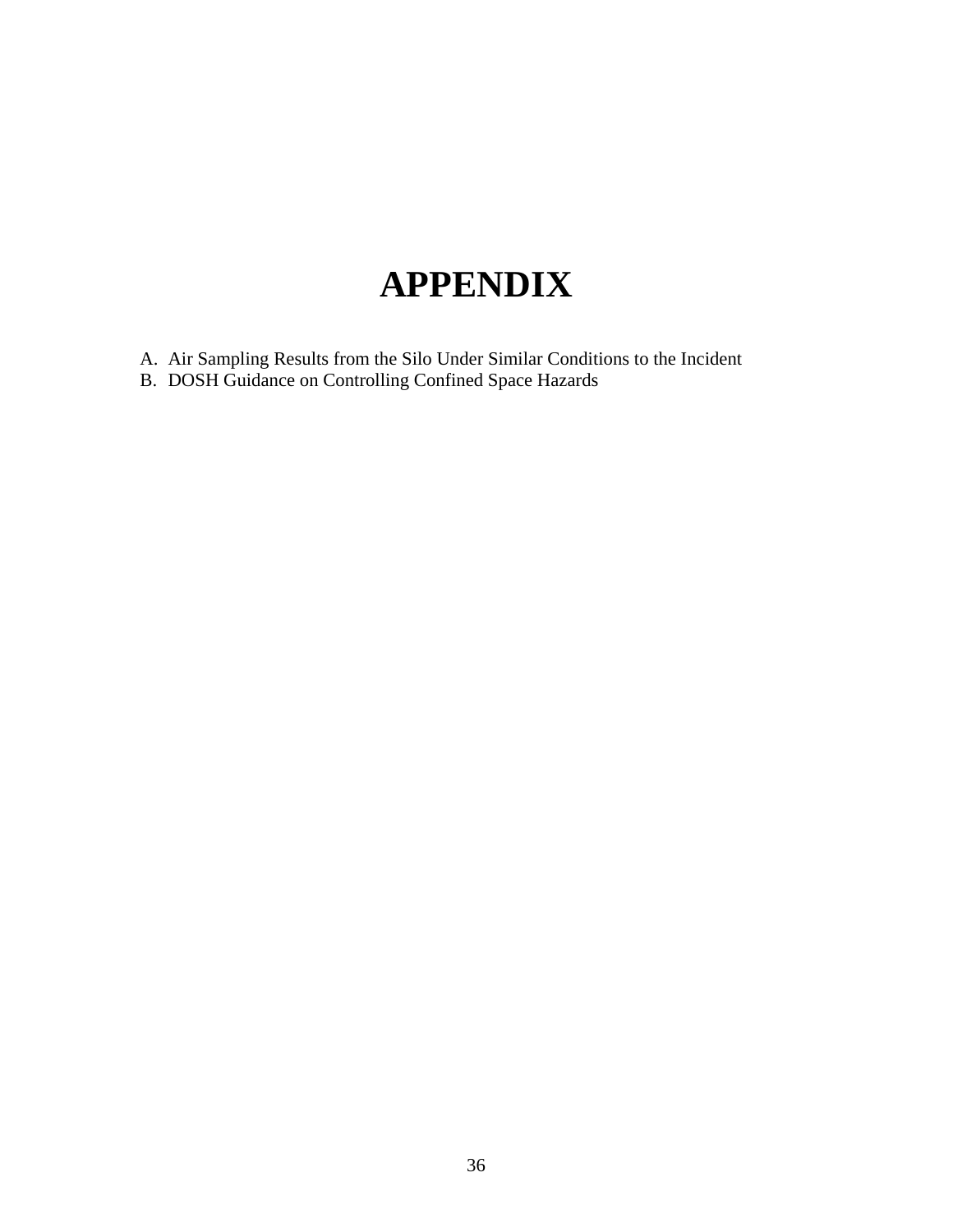# APPENDIX

A. Air Sampling Results from the Silo Under Similar Conditions to the Incident
B. DOSH Guidance on Controlling Confined Space Hazards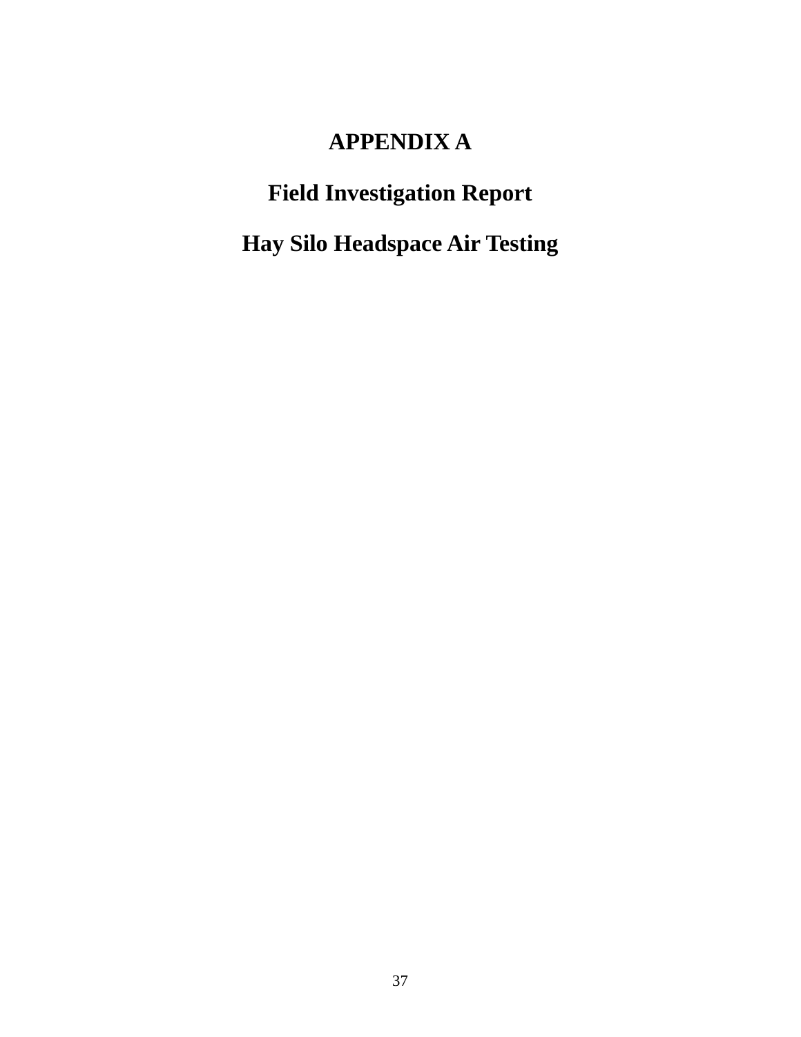# APPENDIX A

## Field Investigation Report

## Hay Silo Headspace Air Testing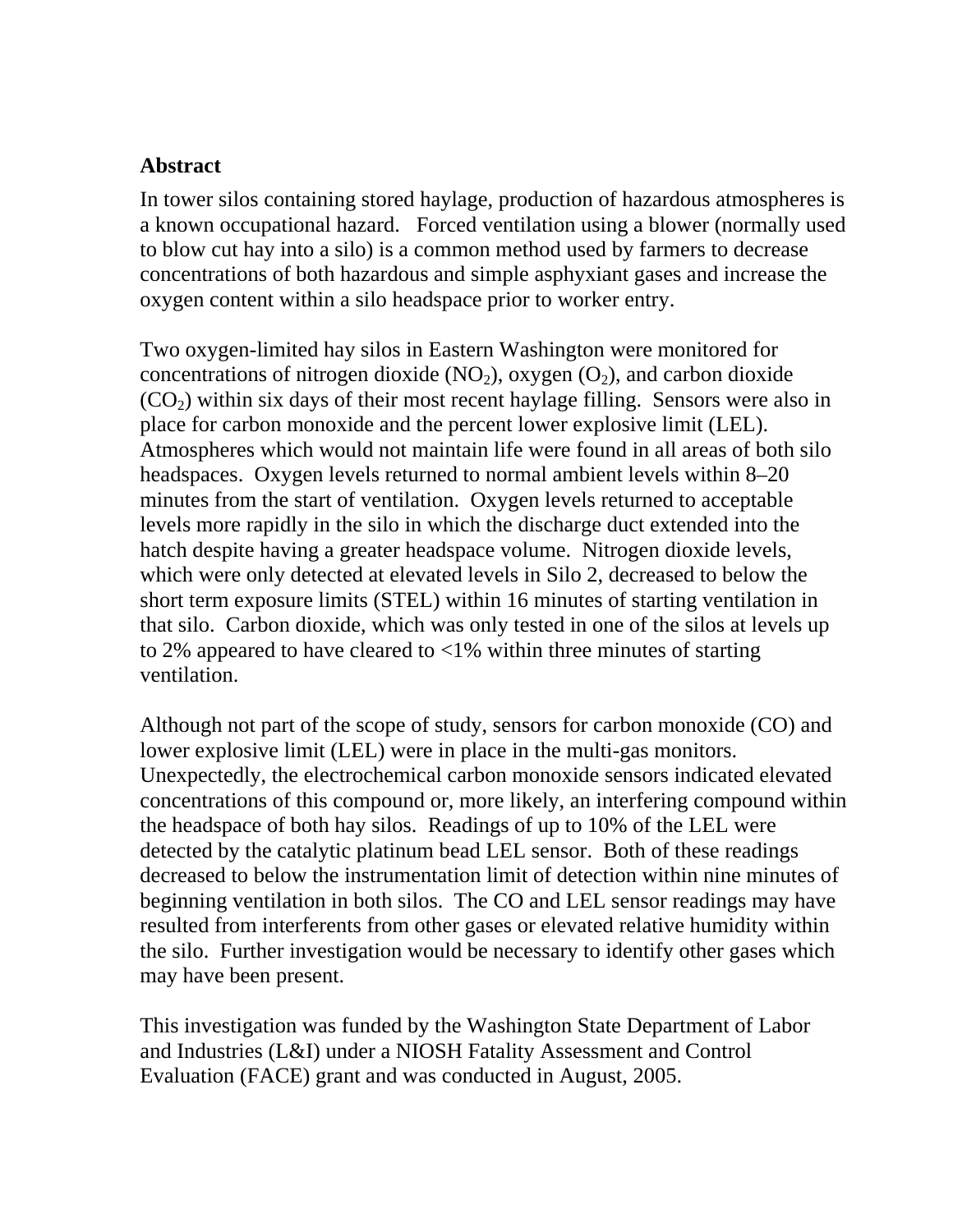## Abstract

In tower silos containing stored haylage, production of hazardous atmospheres is a known occupational hazard. Forced ventilation using a blower (normally used to blow cut hay into a silo) is a common method used by farmers to decrease concentrations of both hazardous and simple asphyxiant gases and increase the oxygen content within a silo headspace prior to worker entry.

Two oxygen-limited hay silos in Eastern Washington were monitored for concentrations of nitrogen dioxide ($NO_2$), oxygen ($O_2$), and carbon dioxide ($CO_2$) within six days of their most recent haylage filling. Sensors were also in place for carbon monoxide and the percent lower explosive limit (LEL). Atmospheres which would not maintain life were found in all areas of both silo headspaces. Oxygen levels returned to normal ambient levels within 8–20 minutes from the start of ventilation. Oxygen levels returned to acceptable levels more rapidly in the silo in which the discharge duct extended into the hatch despite having a greater headspace volume. Nitrogen dioxide levels, which were only detected at elevated levels in Silo 2, decreased to below the short term exposure limits (STEL) within 16 minutes of starting ventilation in that silo. Carbon dioxide, which was only tested in one of the silos at levels up to 2% appeared to have cleared to <1% within three minutes of starting ventilation.

Although not part of the scope of study, sensors for carbon monoxide (CO) and lower explosive limit (LEL) were in place in the multi-gas monitors. Unexpectedly, the electrochemical carbon monoxide sensors indicated elevated concentrations of this compound or, more likely, an interfering compound within the headspace of both hay silos. Readings of up to 10% of the LEL were detected by the catalytic platinum bead LEL sensor. Both of these readings decreased to below the instrumentation limit of detection within nine minutes of beginning ventilation in both silos. The CO and LEL sensor readings may have resulted from interferents from other gases or elevated relative humidity within the silo. Further investigation would be necessary to identify other gases which may have been present.

This investigation was funded by the Washington State Department of Labor and Industries (L&I) under a NIOSH Fatality Assessment and Control Evaluation (FACE) grant and was conducted in August, 2005.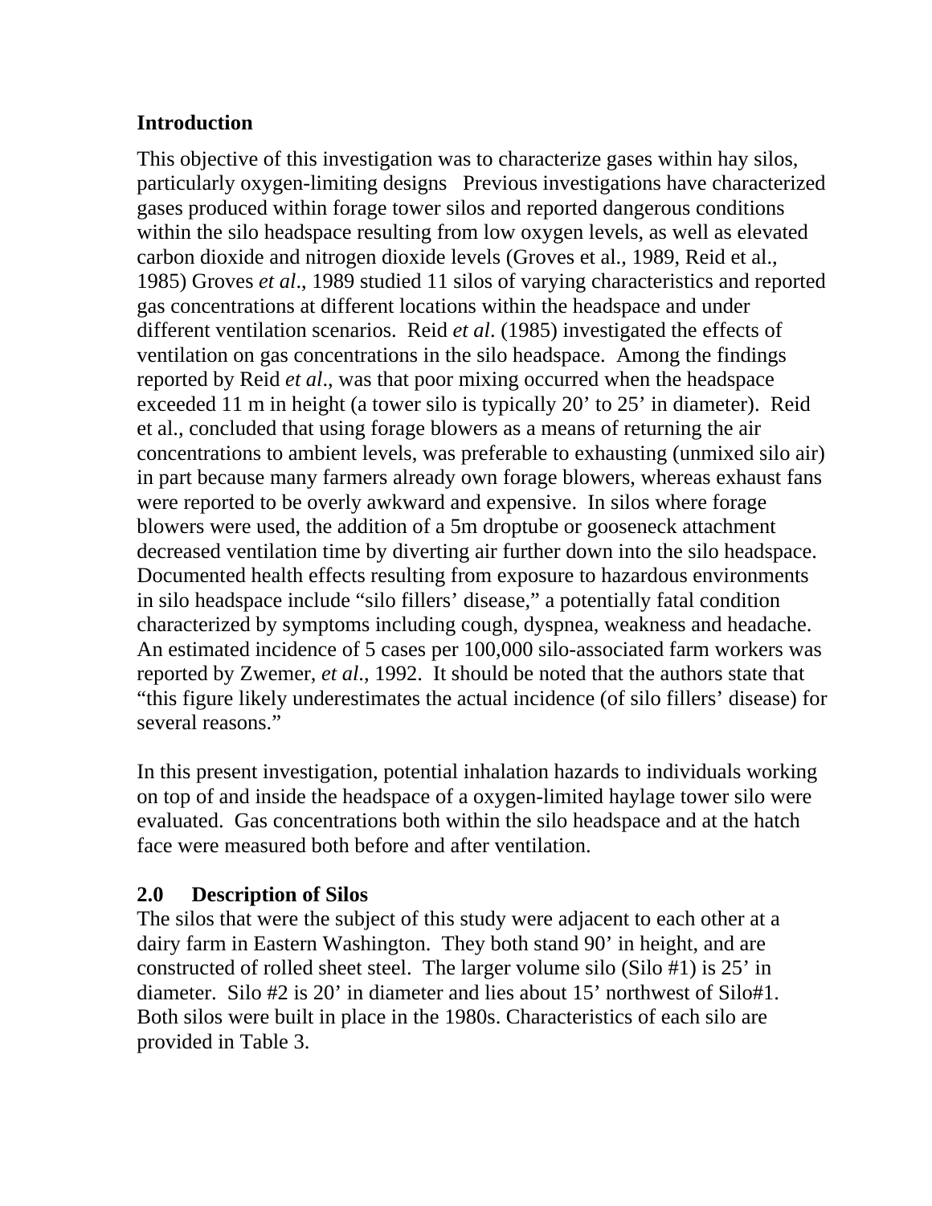## Introduction

This objective of this investigation was to characterize gases within hay silos, particularly oxygen-limiting designs   Previous investigations have characterized gases produced within forage tower silos and reported dangerous conditions within the silo headspace resulting from low oxygen levels, as well as elevated carbon dioxide and nitrogen dioxide levels (Groves et al., 1989, Reid et al., 1985) Groves *et al*., 1989 studied 11 silos of varying characteristics and reported gas concentrations at different locations within the headspace and under different ventilation scenarios.  Reid *et al*. (1985) investigated the effects of ventilation on gas concentrations in the silo headspace.  Among the findings reported by Reid *et al*., was that poor mixing occurred when the headspace exceeded 11 m in height (a tower silo is typically 20' to 25' in diameter).  Reid et al., concluded that using forage blowers as a means of returning the air concentrations to ambient levels, was preferable to exhausting (unmixed silo air) in part because many farmers already own forage blowers, whereas exhaust fans were reported to be overly awkward and expensive.  In silos where forage blowers were used, the addition of a 5m droptube or gooseneck attachment decreased ventilation time by diverting air further down into the silo headspace. Documented health effects resulting from exposure to hazardous environments in silo headspace include "silo fillers' disease," a potentially fatal condition characterized by symptoms including cough, dyspnea, weakness and headache. An estimated incidence of 5 cases per 100,000 silo-associated farm workers was reported by Zwemer, *et al*., 1992.  It should be noted that the authors state that "this figure likely underestimates the actual incidence (of silo fillers' disease) for several reasons."

In this present investigation, potential inhalation hazards to individuals working on top of and inside the headspace of a oxygen-limited haylage tower silo were evaluated.  Gas concentrations both within the silo headspace and at the hatch face were measured both before and after ventilation.

## 2.0 Description of Silos

The silos that were the subject of this study were adjacent to each other at a dairy farm in Eastern Washington.  They both stand 90' in height, and are constructed of rolled sheet steel.  The larger volume silo (Silo #1) is 25' in diameter.  Silo #2 is 20' in diameter and lies about 15' northwest of Silo#1. Both silos were built in place in the 1980s. Characteristics of each silo are provided in Table 3.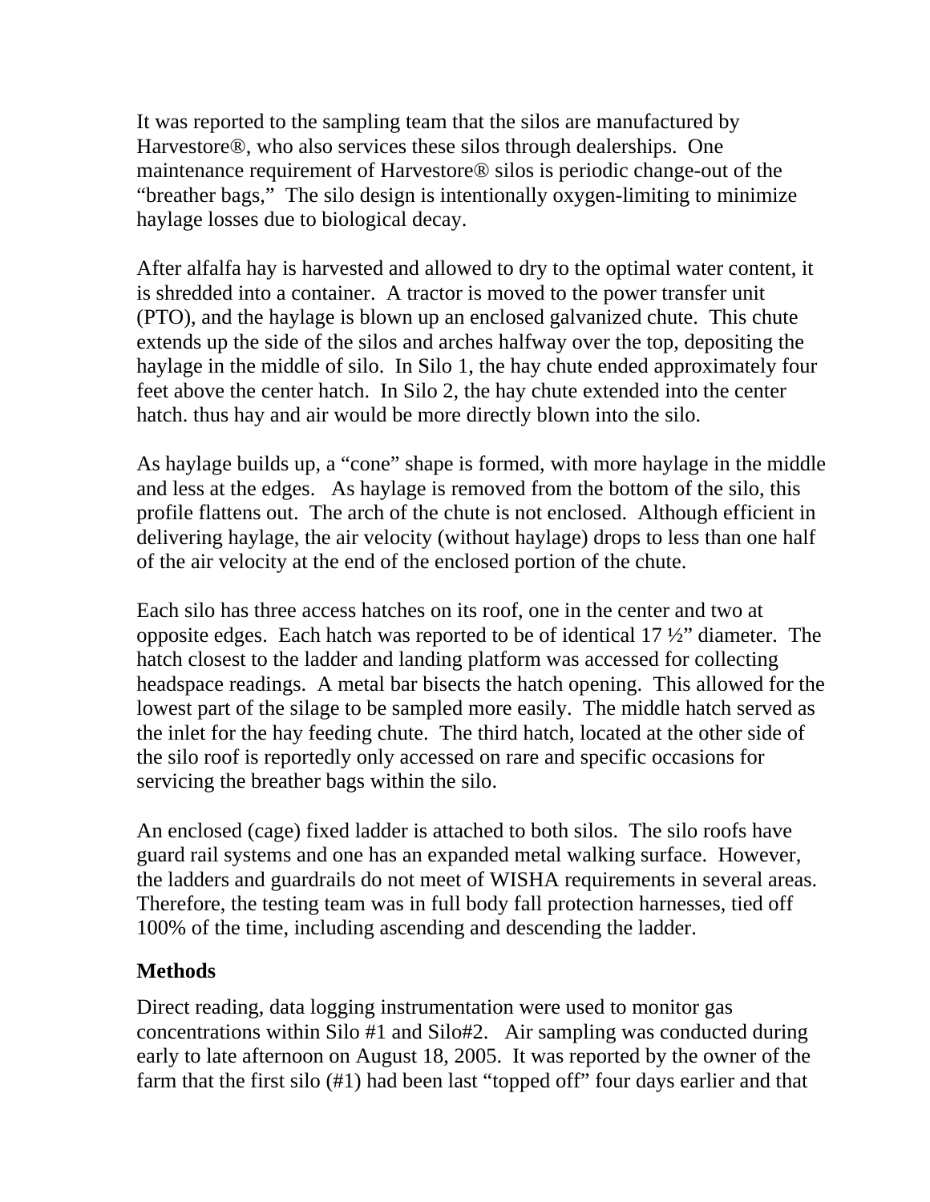It was reported to the sampling team that the silos are manufactured by Harvestore®, who also services these silos through dealerships. One maintenance requirement of Harvestore® silos is periodic change-out of the "breather bags," The silo design is intentionally oxygen-limiting to minimize haylage losses due to biological decay.

After alfalfa hay is harvested and allowed to dry to the optimal water content, it is shredded into a container. A tractor is moved to the power transfer unit (PTO), and the haylage is blown up an enclosed galvanized chute. This chute extends up the side of the silos and arches halfway over the top, depositing the haylage in the middle of silo. In Silo 1, the hay chute ended approximately four feet above the center hatch. In Silo 2, the hay chute extended into the center hatch. thus hay and air would be more directly blown into the silo.

As haylage builds up, a "cone" shape is formed, with more haylage in the middle and less at the edges. As haylage is removed from the bottom of the silo, this profile flattens out. The arch of the chute is not enclosed. Although efficient in delivering haylage, the air velocity (without haylage) drops to less than one half of the air velocity at the end of the enclosed portion of the chute.

Each silo has three access hatches on its roof, one in the center and two at opposite edges. Each hatch was reported to be of identical 17 ½" diameter. The hatch closest to the ladder and landing platform was accessed for collecting headspace readings. A metal bar bisects the hatch opening. This allowed for the lowest part of the silage to be sampled more easily. The middle hatch served as the inlet for the hay feeding chute. The third hatch, located at the other side of the silo roof is reportedly only accessed on rare and specific occasions for servicing the breather bags within the silo.

An enclosed (cage) fixed ladder is attached to both silos. The silo roofs have guard rail systems and one has an expanded metal walking surface. However, the ladders and guardrails do not meet of WISHA requirements in several areas. Therefore, the testing team was in full body fall protection harnesses, tied off 100% of the time, including ascending and descending the ladder.

## Methods

Direct reading, data logging instrumentation were used to monitor gas concentrations within Silo #1 and Silo#2. Air sampling was conducted during early to late afternoon on August 18, 2005. It was reported by the owner of the farm that the first silo (#1) had been last "topped off" four days earlier and that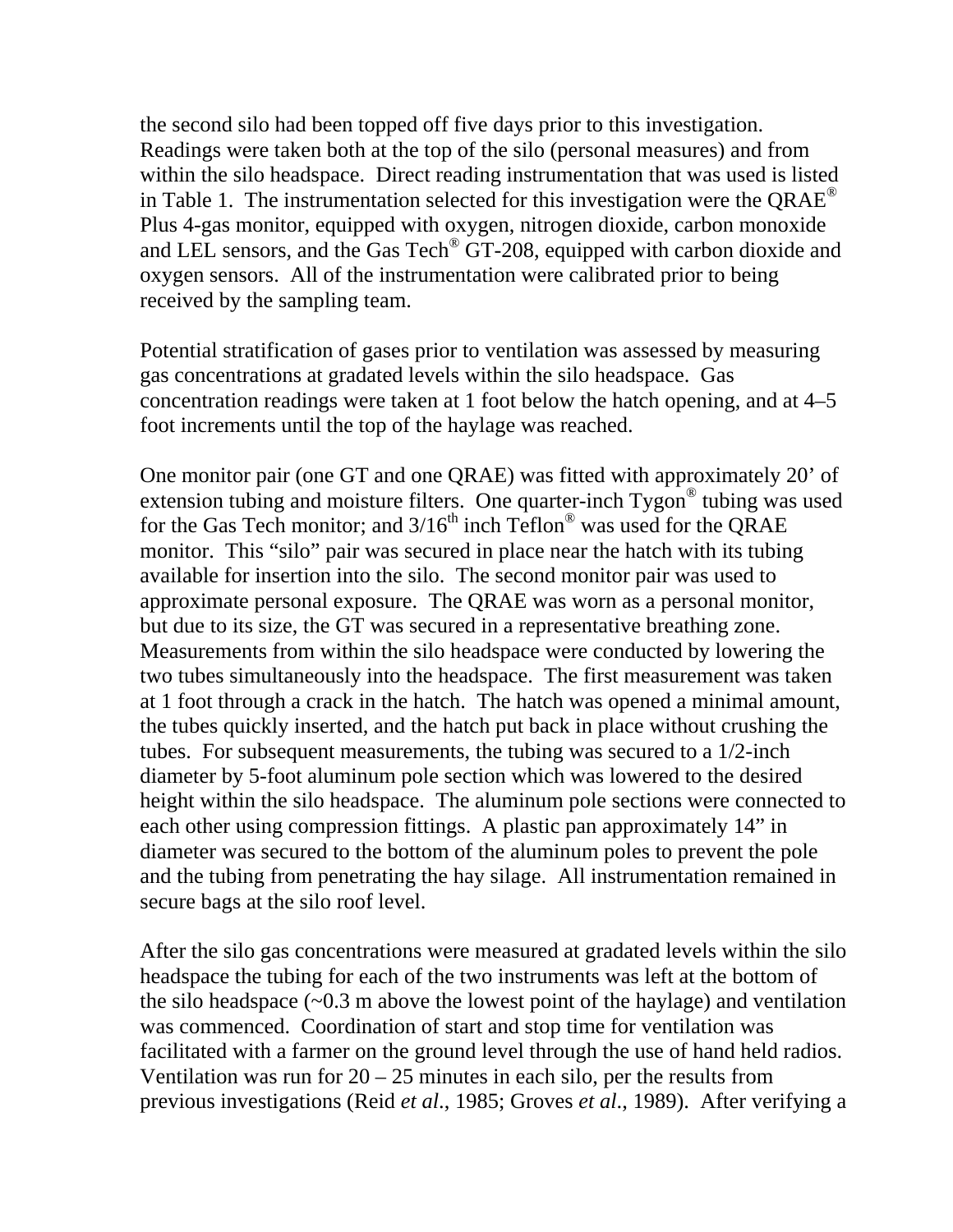the second silo had been topped off five days prior to this investigation. Readings were taken both at the top of the silo (personal measures) and from within the silo headspace. Direct reading instrumentation that was used is listed in Table 1. The instrumentation selected for this investigation were the QRAE® Plus 4-gas monitor, equipped with oxygen, nitrogen dioxide, carbon monoxide and LEL sensors, and the Gas Tech® GT-208, equipped with carbon dioxide and oxygen sensors. All of the instrumentation were calibrated prior to being received by the sampling team.

Potential stratification of gases prior to ventilation was assessed by measuring gas concentrations at gradated levels within the silo headspace. Gas concentration readings were taken at 1 foot below the hatch opening, and at 4–5 foot increments until the top of the haylage was reached.

One monitor pair (one GT and one QRAE) was fitted with approximately 20' of extension tubing and moisture filters. One quarter-inch Tygon® tubing was used for the Gas Tech monitor; and 3/16th inch Teflon® was used for the QRAE monitor. This "silo" pair was secured in place near the hatch with its tubing available for insertion into the silo. The second monitor pair was used to approximate personal exposure. The QRAE was worn as a personal monitor, but due to its size, the GT was secured in a representative breathing zone. Measurements from within the silo headspace were conducted by lowering the two tubes simultaneously into the headspace. The first measurement was taken at 1 foot through a crack in the hatch. The hatch was opened a minimal amount, the tubes quickly inserted, and the hatch put back in place without crushing the tubes. For subsequent measurements, the tubing was secured to a 1/2-inch diameter by 5-foot aluminum pole section which was lowered to the desired height within the silo headspace. The aluminum pole sections were connected to each other using compression fittings. A plastic pan approximately 14" in diameter was secured to the bottom of the aluminum poles to prevent the pole and the tubing from penetrating the hay silage. All instrumentation remained in secure bags at the silo roof level.

After the silo gas concentrations were measured at gradated levels within the silo headspace the tubing for each of the two instruments was left at the bottom of the silo headspace (~0.3 m above the lowest point of the haylage) and ventilation was commenced. Coordination of start and stop time for ventilation was facilitated with a farmer on the ground level through the use of hand held radios. Ventilation was run for 20 – 25 minutes in each silo, per the results from previous investigations (Reid *et al.*, 1985; Groves *et al.*, 1989). After verifying a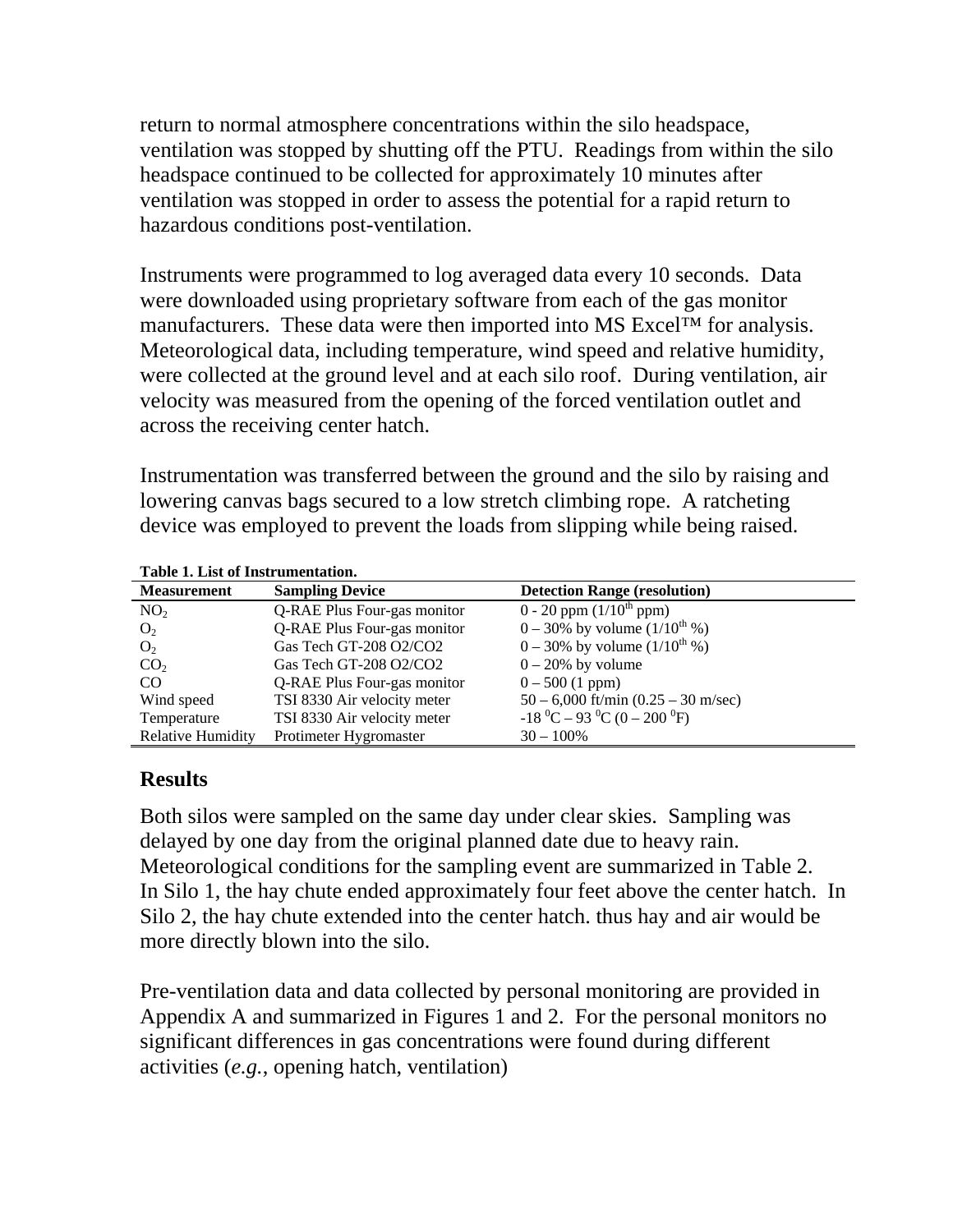return to normal atmosphere concentrations within the silo headspace, ventilation was stopped by shutting off the PTU. Readings from within the silo headspace continued to be collected for approximately 10 minutes after ventilation was stopped in order to assess the potential for a rapid return to hazardous conditions post-ventilation.

Instruments were programmed to log averaged data every 10 seconds. Data were downloaded using proprietary software from each of the gas monitor manufacturers. These data were then imported into MS Excel™ for analysis. Meteorological data, including temperature, wind speed and relative humidity, were collected at the ground level and at each silo roof. During ventilation, air velocity was measured from the opening of the forced ventilation outlet and across the receiving center hatch.

Instrumentation was transferred between the ground and the silo by raising and lowering canvas bags secured to a low stretch climbing rope. A ratcheting device was employed to prevent the loads from slipping while being raised.

**Table 1. List of Instrumentation.**

| Measurement | Sampling Device | Detection Range (resolution) |
|---|---|---|
| $NO_2$ | Q-RAE Plus Four-gas monitor | 0 - 20 ppm ($1/10^{th}$ ppm) |
| $O_2$ | Q-RAE Plus Four-gas monitor | 0 – 30% by volume ($1/10^{th}$ %) |
| $O_2$ | Gas Tech GT-208 O2/CO2 | 0 – 30% by volume ($1/10^{th}$ %) |
| $CO_2$ | Gas Tech GT-208 O2/CO2 | 0 – 20% by volume |
| CO | Q-RAE Plus Four-gas monitor | 0 – 500 (1 ppm) |
| Wind speed | TSI 8330 Air velocity meter | 50 – 6,000 ft/min (0.25 – 30 m/sec) |
| Temperature | TSI 8330 Air velocity meter | -18 $^0$C – 93 $^0$C (0 – 200 $^0$F) |
| Relative Humidity | Protimeter Hygromaster | 30 – 100% |

## Results

Both silos were sampled on the same day under clear skies. Sampling was delayed by one day from the original planned date due to heavy rain. Meteorological conditions for the sampling event are summarized in Table 2. In Silo 1, the hay chute ended approximately four feet above the center hatch. In Silo 2, the hay chute extended into the center hatch. thus hay and air would be more directly blown into the silo.

Pre-ventilation data and data collected by personal monitoring are provided in Appendix A and summarized in Figures 1 and 2. For the personal monitors no significant differences in gas concentrations were found during different activities (*e.g.*, opening hatch, ventilation)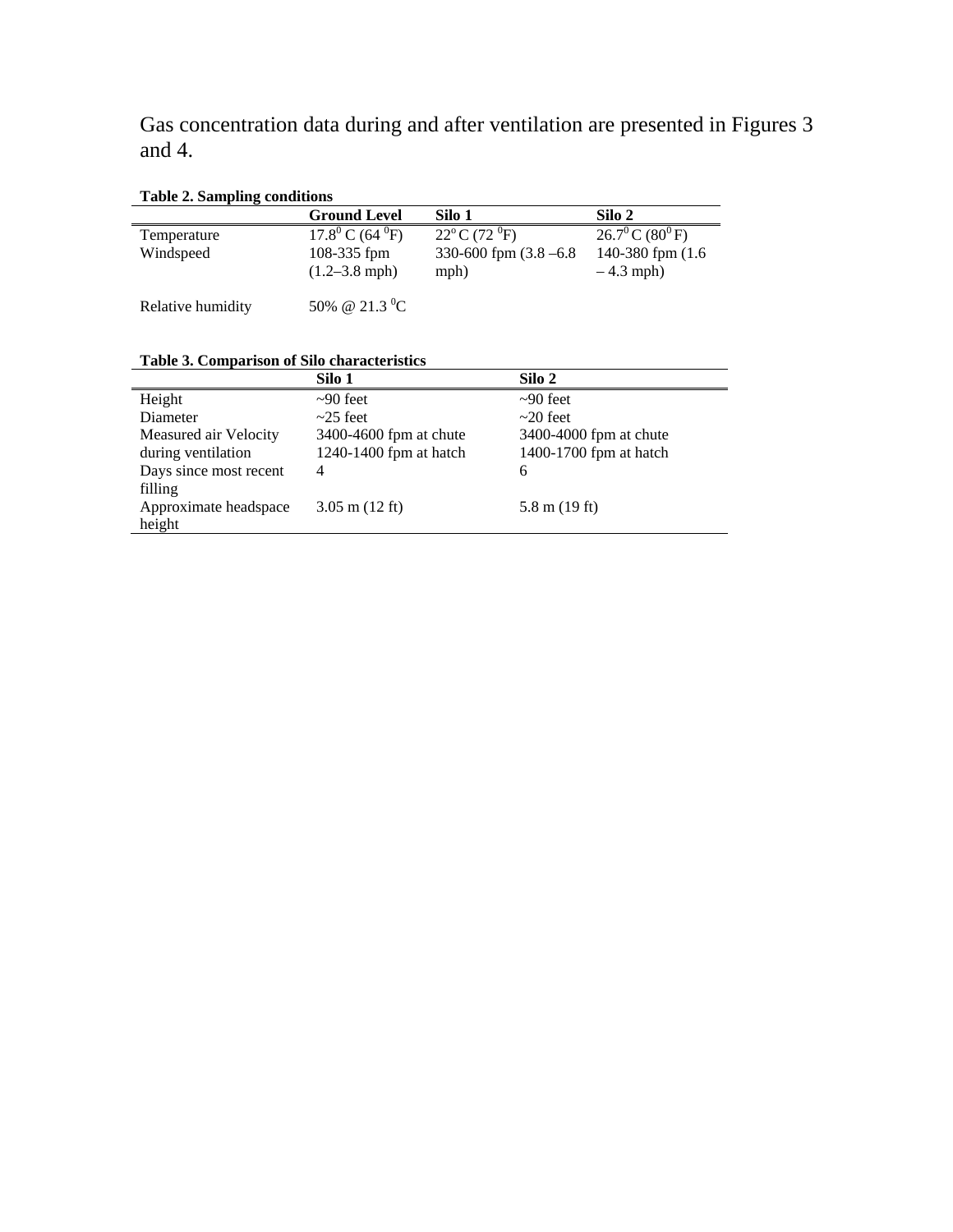Gas concentration data during and after ventilation are presented in Figures 3 and 4.

**Table 2. Sampling conditions**

| | Ground Level | Silo 1 | Silo 2 |
|---|---|---|---|
| Temperature | $17.8^0$ C (64 $^0$F) | $22^o$ C (72 $^0$F) | $26.7^0$ C ($80^0$ F) |
| Windspeed | 108-335 fpm (1.2–3.8 mph) | 330-600 fpm (3.8 –6.8 mph) | 140-380 fpm (1.6 – 4.3 mph) |
| Relative humidity | 50% @ 21.3 $^0$C | | |

**Table 3. Comparison of Silo characteristics**

| | Silo 1 | Silo 2 |
|---|---|---|
| Height | ~90 feet | ~90 feet |
| Diameter | ~25 feet | ~20 feet |
| Measured air Velocity during ventilation | 3400-4600 fpm at chute 1240-1400 fpm at hatch | 3400-4000 fpm at chute 1400-1700 fpm at hatch |
| Days since most recent filling | 4 | 6 |
| Approximate headspace height | 3.05 m (12 ft) | 5.8 m (19 ft) |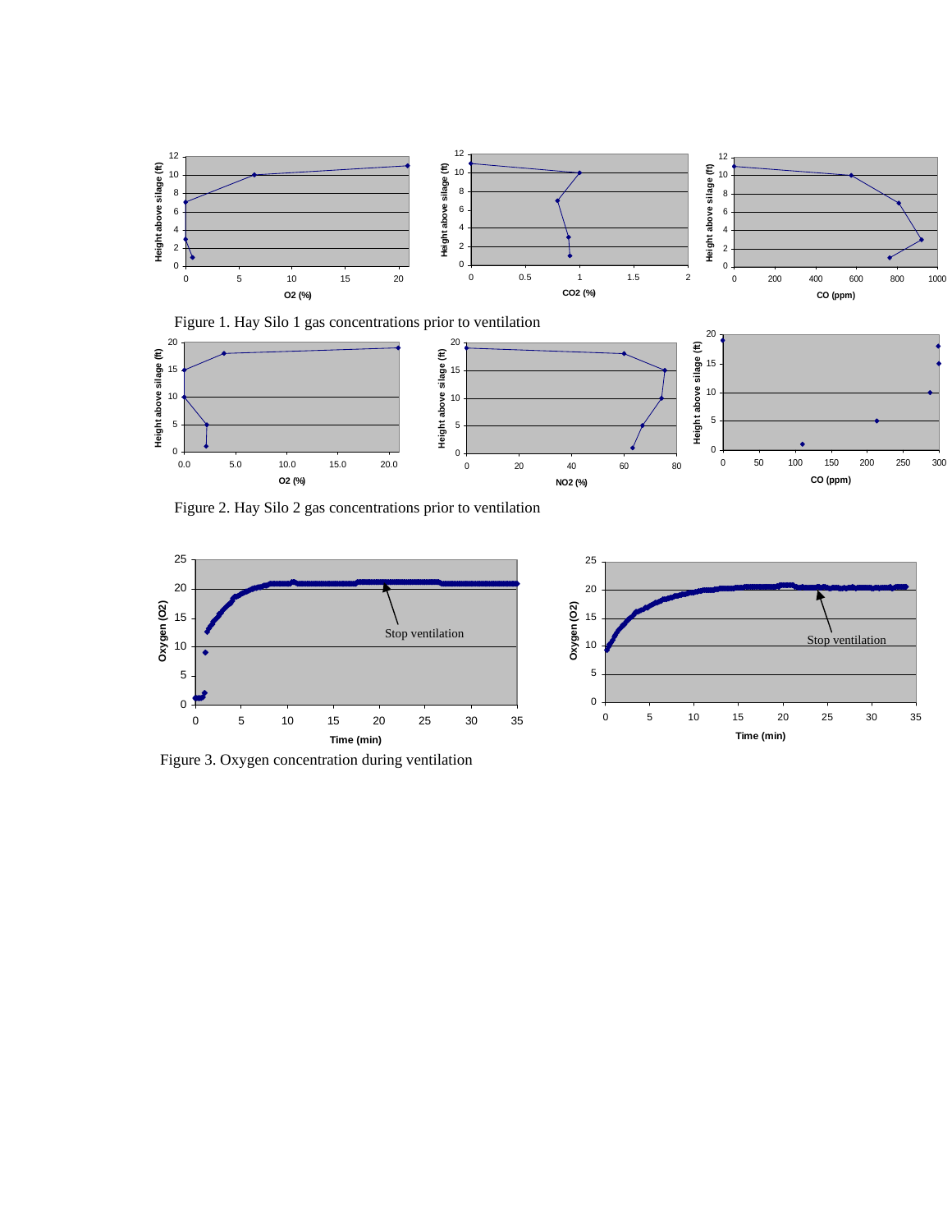Figure 1. Hay Silo 1 gas concentrations prior to ventilation

Figure 2. Hay Silo 2 gas concentrations prior to ventilation

Figure 3. Oxygen concentration during ventilation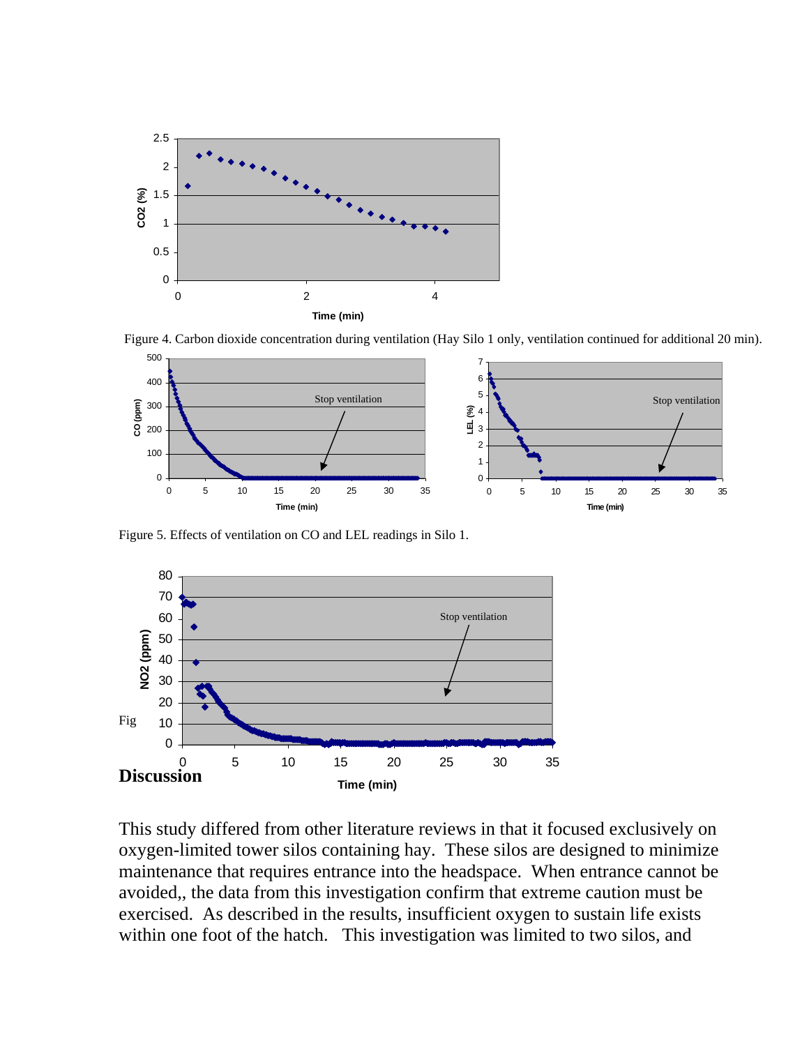Figure 4. Carbon dioxide concentration during ventilation (Hay Silo 1 only, ventilation continued for additional 20 min).

Figure 5. Effects of ventilation on CO and LEL readings in Silo 1.

Fig

## Discussion

This study differed from other literature reviews in that it focused exclusively on oxygen-limited tower silos containing hay. These silos are designed to minimize maintenance that requires entrance into the headspace. When entrance cannot be avoided,, the data from this investigation confirm that extreme caution must be exercised. As described in the results, insufficient oxygen to sustain life exists within one foot of the hatch. This investigation was limited to two silos, and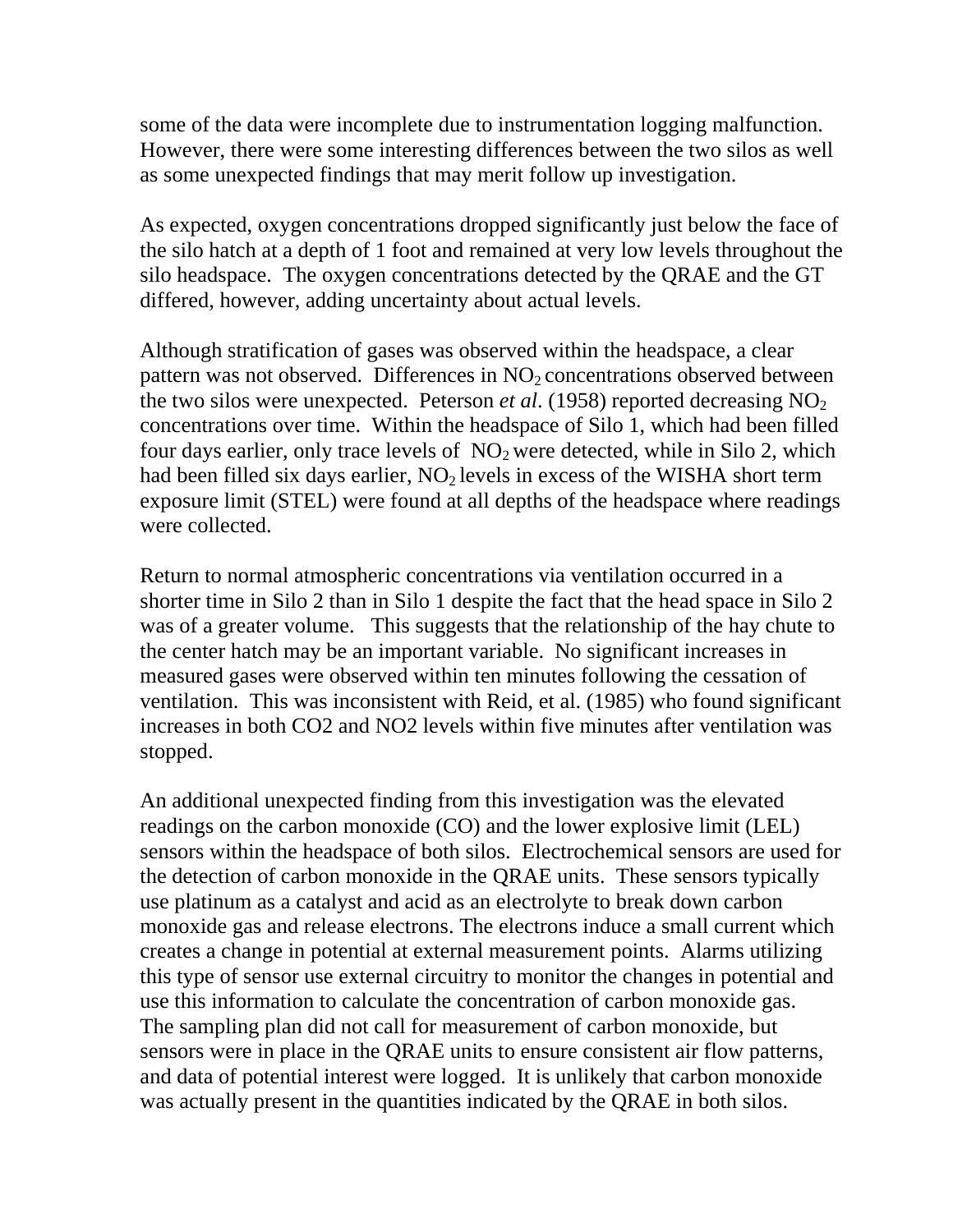some of the data were incomplete due to instrumentation logging malfunction. However, there were some interesting differences between the two silos as well as some unexpected findings that may merit follow up investigation.

As expected, oxygen concentrations dropped significantly just below the face of the silo hatch at a depth of 1 foot and remained at very low levels throughout the silo headspace. The oxygen concentrations detected by the QRAE and the GT differed, however, adding uncertainty about actual levels.

Although stratification of gases was observed within the headspace, a clear pattern was not observed. Differences in $NO_2$ concentrations observed between the two silos were unexpected. Peterson *et al*. (1958) reported decreasing $NO_2$ concentrations over time. Within the headspace of Silo 1, which had been filled four days earlier, only trace levels of $NO_2$ were detected, while in Silo 2, which had been filled six days earlier, $NO_2$ levels in excess of the WISHA short term exposure limit (STEL) were found at all depths of the headspace where readings were collected.

Return to normal atmospheric concentrations via ventilation occurred in a shorter time in Silo 2 than in Silo 1 despite the fact that the head space in Silo 2 was of a greater volume. This suggests that the relationship of the hay chute to the center hatch may be an important variable. No significant increases in measured gases were observed within ten minutes following the cessation of ventilation. This was inconsistent with Reid, et al. (1985) who found significant increases in both CO2 and NO2 levels within five minutes after ventilation was stopped.

An additional unexpected finding from this investigation was the elevated readings on the carbon monoxide (CO) and the lower explosive limit (LEL) sensors within the headspace of both silos. Electrochemical sensors are used for the detection of carbon monoxide in the QRAE units. These sensors typically use platinum as a catalyst and acid as an electrolyte to break down carbon monoxide gas and release electrons. The electrons induce a small current which creates a change in potential at external measurement points. Alarms utilizing this type of sensor use external circuitry to monitor the changes in potential and use this information to calculate the concentration of carbon monoxide gas. The sampling plan did not call for measurement of carbon monoxide, but sensors were in place in the QRAE units to ensure consistent air flow patterns, and data of potential interest were logged. It is unlikely that carbon monoxide was actually present in the quantities indicated by the QRAE in both silos.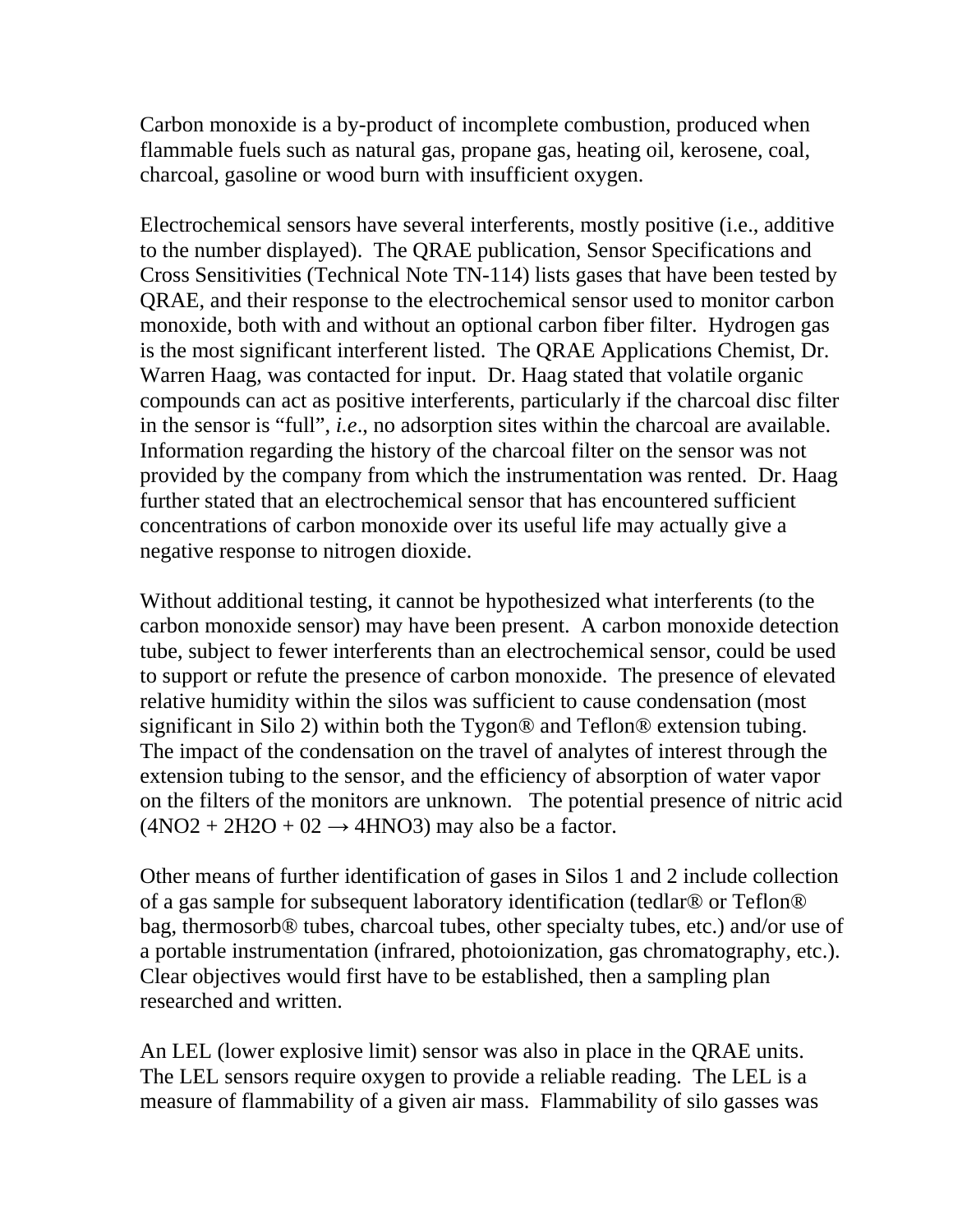Carbon monoxide is a by-product of incomplete combustion, produced when flammable fuels such as natural gas, propane gas, heating oil, kerosene, coal, charcoal, gasoline or wood burn with insufficient oxygen.

Electrochemical sensors have several interferents, mostly positive (i.e., additive to the number displayed). The QRAE publication, Sensor Specifications and Cross Sensitivities (Technical Note TN-114) lists gases that have been tested by QRAE, and their response to the electrochemical sensor used to monitor carbon monoxide, both with and without an optional carbon fiber filter. Hydrogen gas is the most significant interferent listed. The QRAE Applications Chemist, Dr. Warren Haag, was contacted for input. Dr. Haag stated that volatile organic compounds can act as positive interferents, particularly if the charcoal disc filter in the sensor is "full", *i.e*., no adsorption sites within the charcoal are available. Information regarding the history of the charcoal filter on the sensor was not provided by the company from which the instrumentation was rented. Dr. Haag further stated that an electrochemical sensor that has encountered sufficient concentrations of carbon monoxide over its useful life may actually give a negative response to nitrogen dioxide.

Without additional testing, it cannot be hypothesized what interferents (to the carbon monoxide sensor) may have been present. A carbon monoxide detection tube, subject to fewer interferents than an electrochemical sensor, could be used to support or refute the presence of carbon monoxide. The presence of elevated relative humidity within the silos was sufficient to cause condensation (most significant in Silo 2) within both the Tygon® and Teflon® extension tubing. The impact of the condensation on the travel of analytes of interest through the extension tubing to the sensor, and the efficiency of absorption of water vapor on the filters of the monitors are unknown. The potential presence of nitric acid ($4NO_2 + 2H_2O + O_2 \rightarrow 4HNO_3$) may also be a factor.

Other means of further identification of gases in Silos 1 and 2 include collection of a gas sample for subsequent laboratory identification (tedlar® or Teflon® bag, thermosorb® tubes, charcoal tubes, other specialty tubes, etc.) and/or use of a portable instrumentation (infrared, photoionization, gas chromatography, etc.). Clear objectives would first have to be established, then a sampling plan researched and written.

An LEL (lower explosive limit) sensor was also in place in the QRAE units. The LEL sensors require oxygen to provide a reliable reading. The LEL is a measure of flammability of a given air mass. Flammability of silo gasses was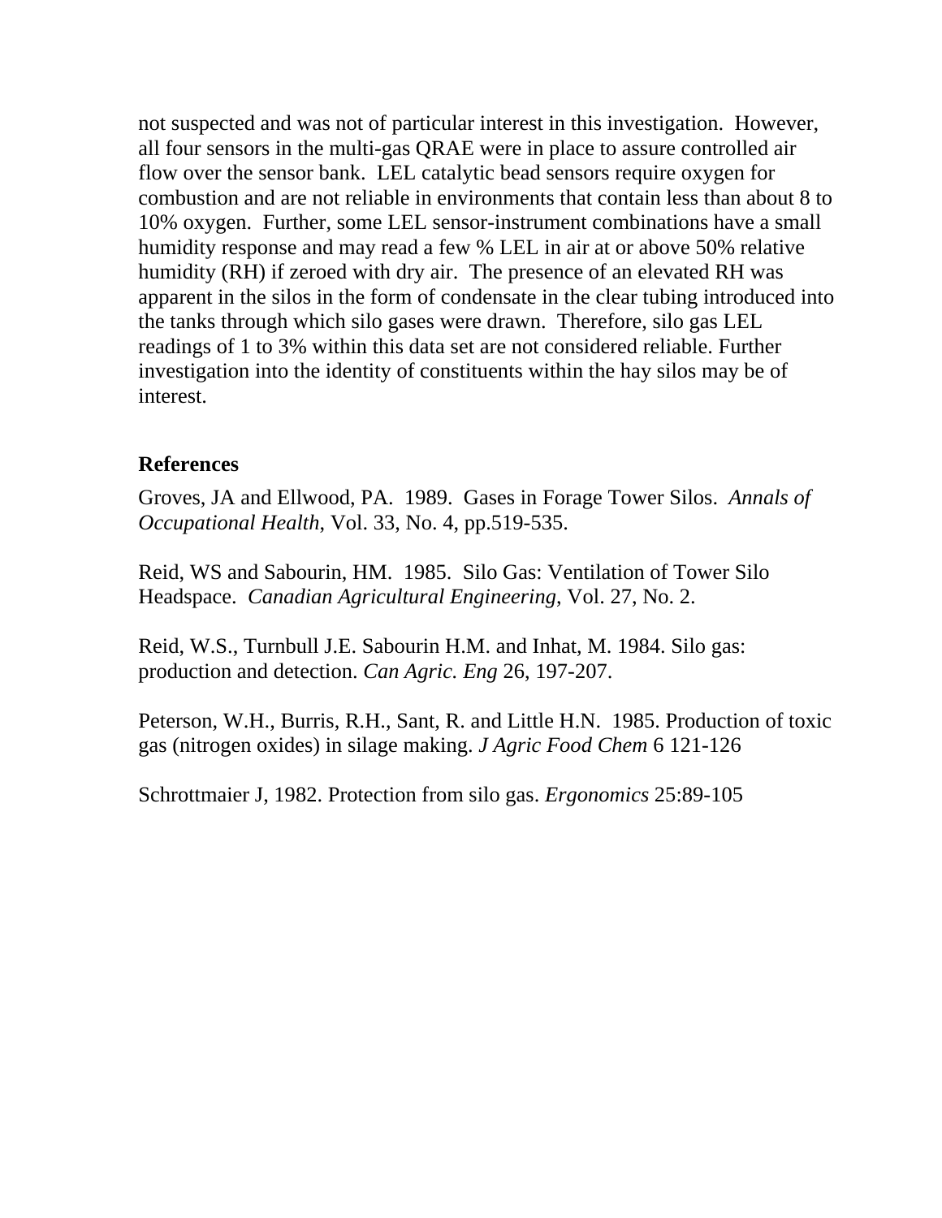not suspected and was not of particular interest in this investigation. However, all four sensors in the multi-gas QRAE were in place to assure controlled air flow over the sensor bank. LEL catalytic bead sensors require oxygen for combustion and are not reliable in environments that contain less than about 8 to 10% oxygen. Further, some LEL sensor-instrument combinations have a small humidity response and may read a few % LEL in air at or above 50% relative humidity (RH) if zeroed with dry air. The presence of an elevated RH was apparent in the silos in the form of condensate in the clear tubing introduced into the tanks through which silo gases were drawn. Therefore, silo gas LEL readings of 1 to 3% within this data set are not considered reliable. Further investigation into the identity of constituents within the hay silos may be of interest.

**References**

Groves, JA and Ellwood, PA. 1989. Gases in Forage Tower Silos. *Annals of Occupational Health*, Vol. 33, No. 4, pp.519-535.

Reid, WS and Sabourin, HM. 1985. Silo Gas: Ventilation of Tower Silo Headspace. *Canadian Agricultural Engineering*, Vol. 27, No. 2.

Reid, W.S., Turnbull J.E. Sabourin H.M. and Inhat, M. 1984. Silo gas: production and detection. *Can Agric. Eng* 26, 197-207.

Peterson, W.H., Burris, R.H., Sant, R. and Little H.N. 1985. Production of toxic gas (nitrogen oxides) in silage making. *J Agric Food Chem* 6 121-126

Schrottmaier J, 1982. Protection from silo gas. *Ergonomics* 25:89-105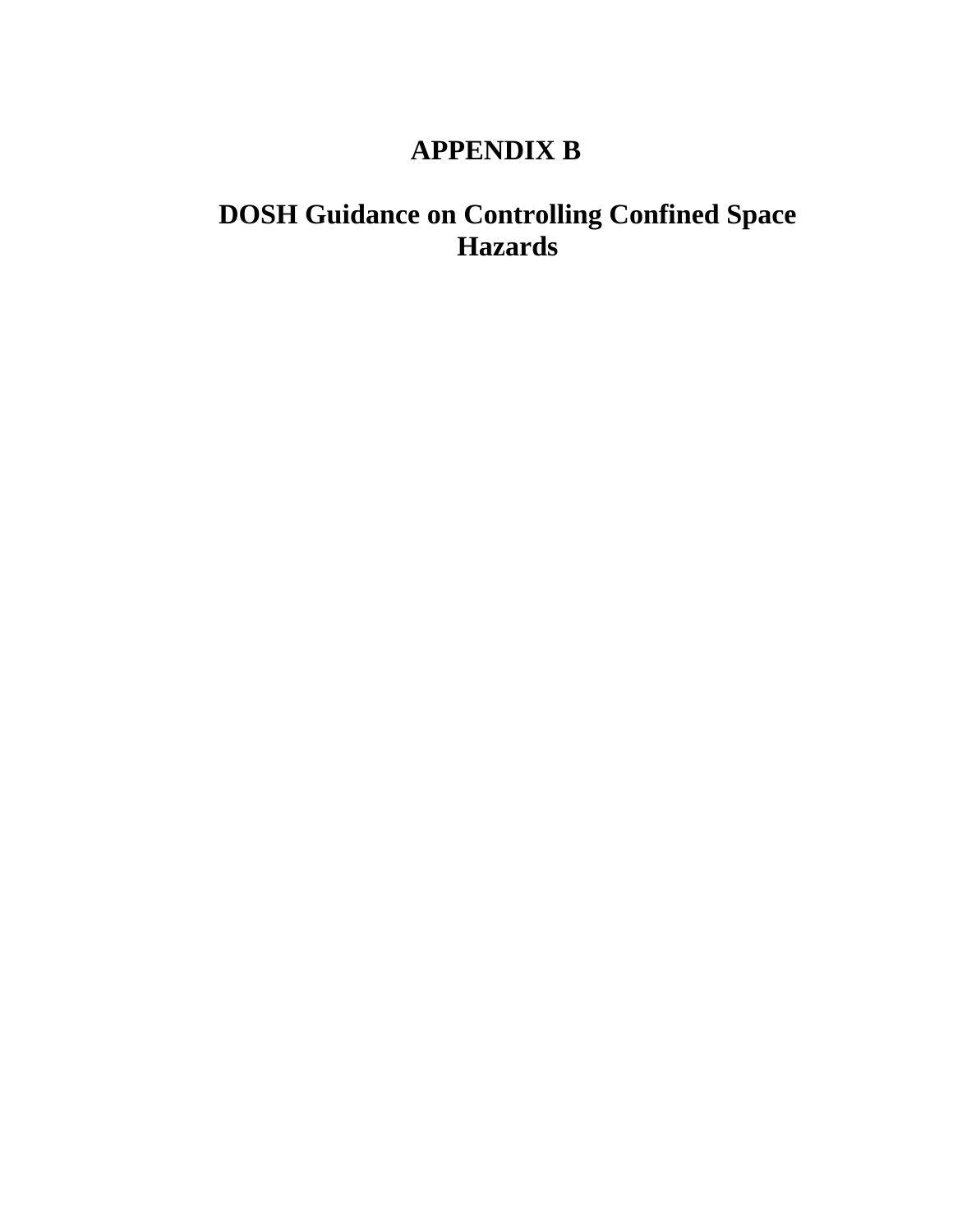# APPENDIX B

# DOSH Guidance on Controlling Confined Space Hazards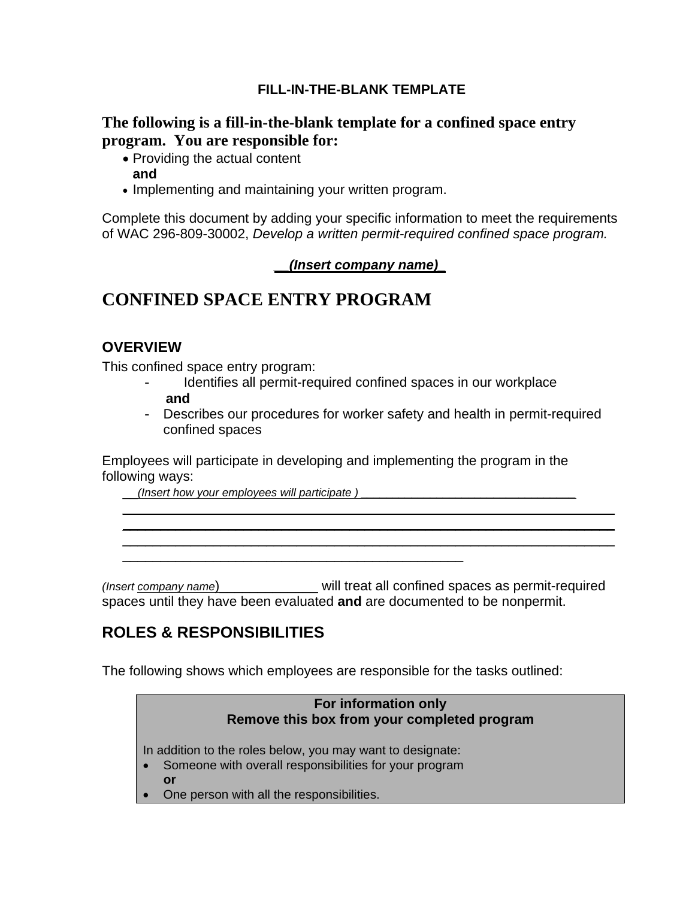**FILL-IN-THE-BLANK TEMPLATE**

**The following is a fill-in-the-blank template for a confined space entry program. You are responsible for:**

- Providing the actual content
  **and**
- Implementing and maintaining your written program.

Complete this document by adding your specific information to meet the requirements of WAC 296-809-30002, *Develop a written permit-required confined space program.*

__*(Insert company name)*_

# CONFINED SPACE ENTRY PROGRAM

## OVERVIEW

This confined space entry program:

- Identifies all permit-required confined spaces in our workplace
  **and**
- Describes our procedures for worker safety and health in permit-required confined spaces

Employees will participate in developing and implementing the program in the following ways:

__*(Insert how your employees will participate )* ____________________________________
______________________________________________________________________
______________________________________________________________________
______________________________________________________________________
________________________________________________

*(Insert company name)*______________ will treat all confined spaces as permit-required spaces until they have been evaluated **and** are documented to be nonpermit.

## ROLES & RESPONSIBILITIES

The following shows which employees are responsible for the tasks outlined:

> **For information only**
> **Remove this box from your completed program**
>
> In addition to the roles below, you may want to designate:
>
> - Someone with overall responsibilities for your program
>   **or**
> - One person with all the responsibilities.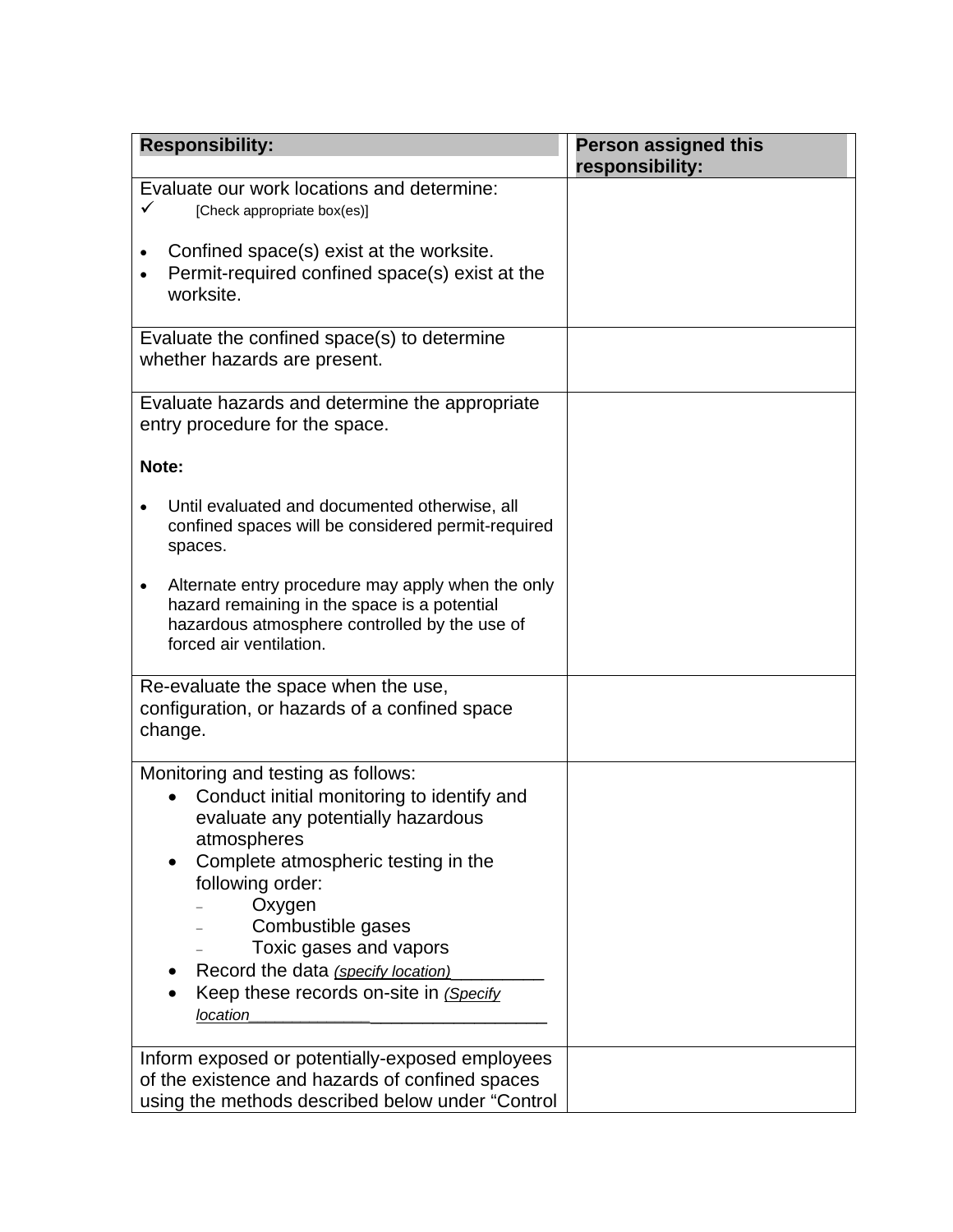| Responsibility: | Person assigned this responsibility: |
|---|---|
| Evaluate our work locations and determine:<br>✓ [Check appropriate box(es)]<br><br>• Confined space(s) exist at the worksite.<br>• Permit-required confined space(s) exist at the worksite. | |
| Evaluate the confined space(s) to determine whether hazards are present. | |
| Evaluate hazards and determine the appropriate entry procedure for the space.<br><br>**Note:**<br><br>• Until evaluated and documented otherwise, all confined spaces will be considered permit-required spaces.<br><br>• Alternate entry procedure may apply when the only hazard remaining in the space is a potential hazardous atmosphere controlled by the use of forced air ventilation. | |
| Re-evaluate the space when the use, configuration, or hazards of a confined space change. | |
| Monitoring and testing as follows:<br>• Conduct initial monitoring to identify and evaluate any potentially hazardous atmospheres<br>• Complete atmospheric testing in the following order:<br>– Oxygen<br>– Combustible gases<br>– Toxic gases and vapors<br>• Record the data *(specify location)*__________<br>• Keep these records on-site in *(Specify location*______________________________ | |
| Inform exposed or potentially-exposed employees of the existence and hazards of confined spaces using the methods described below under "Control | |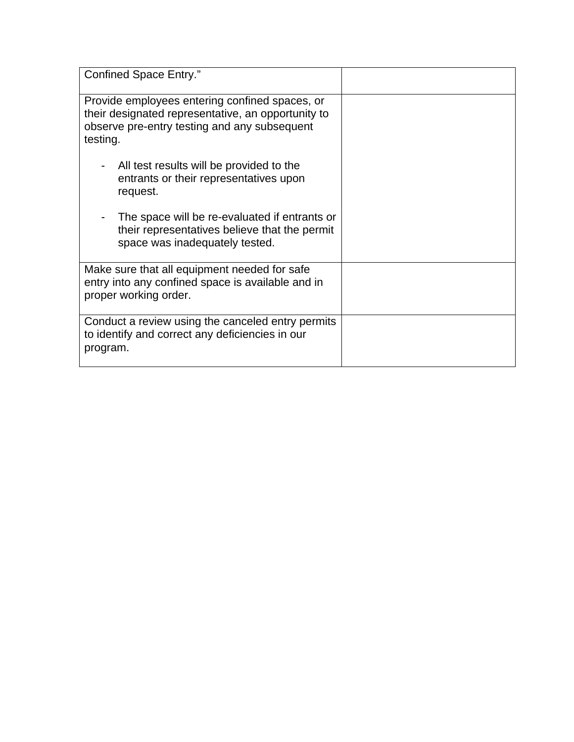| | |
|---|---|
| Confined Space Entry.” | |
| Provide employees entering confined spaces, or their designated representative, an opportunity to observe pre-entry testing and any subsequent testing.<br><br>- All test results will be provided to the entrants or their representatives upon request.<br><br>- The space will be re-evaluated if entrants or their representatives believe that the permit space was inadequately tested. | |
| Make sure that all equipment needed for safe entry into any confined space is available and in proper working order. | |
| Conduct a review using the canceled entry permits to identify and correct any deficiencies in our program. | |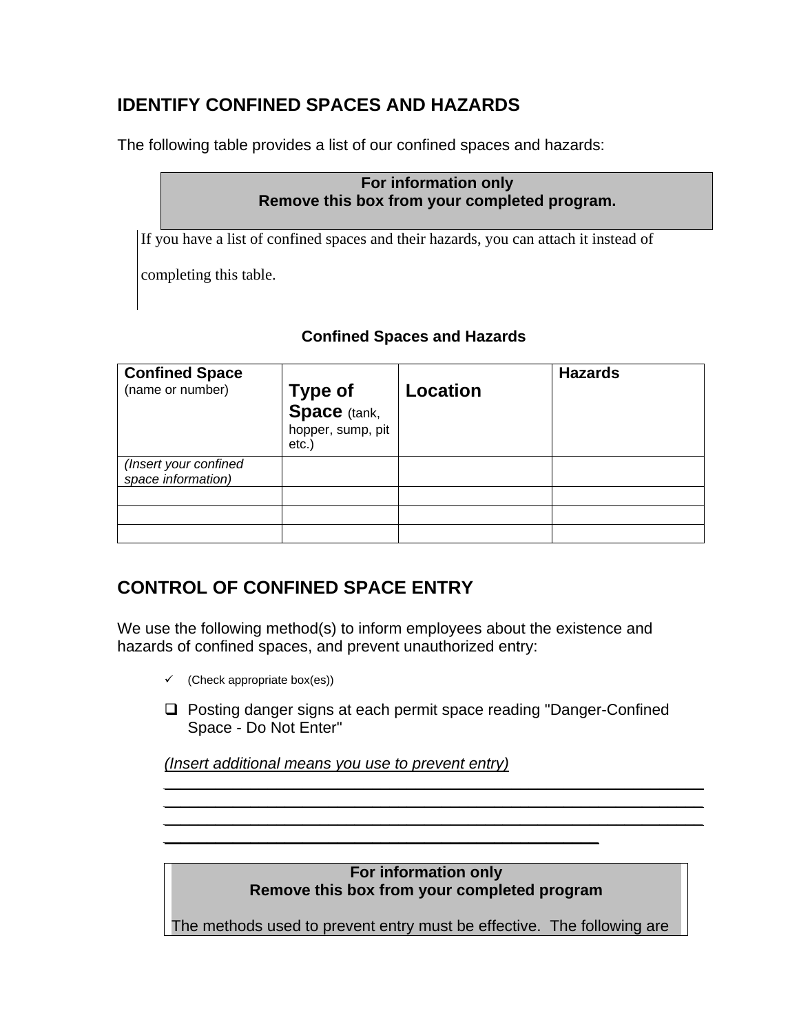## IDENTIFY CONFINED SPACES AND HAZARDS

The following table provides a list of our confined spaces and hazards:

> **For information only**
> **Remove this box from your completed program.**
>
> If you have a list of confined spaces and their hazards, you can attach it instead of completing this table.

**Confined Spaces and Hazards**

| **Confined Space** (name or number) | **Type of Space** (tank, hopper, sump, pit etc.) | **Location** | **Hazards** |
|---|---|---|---|
| *(Insert your confined space information)* | | | |
| | | | |
| | | | |
| | | | |

## CONTROL OF CONFINED SPACE ENTRY

We use the following method(s) to inform employees about the existence and hazards of confined spaces, and prevent unauthorized entry:

- ✓ (Check appropriate box(es))

- ❑ Posting danger signs at each permit space reading "Danger-Confined Space - Do Not Enter"

*(Insert additional means you use to prevent entry)*
_______________________________________________________________
_______________________________________________________________
_______________________________________________________________
__________________________________________________

> **For information only**
> **Remove this box from your completed program**
>
> The methods used to prevent entry must be effective. The following are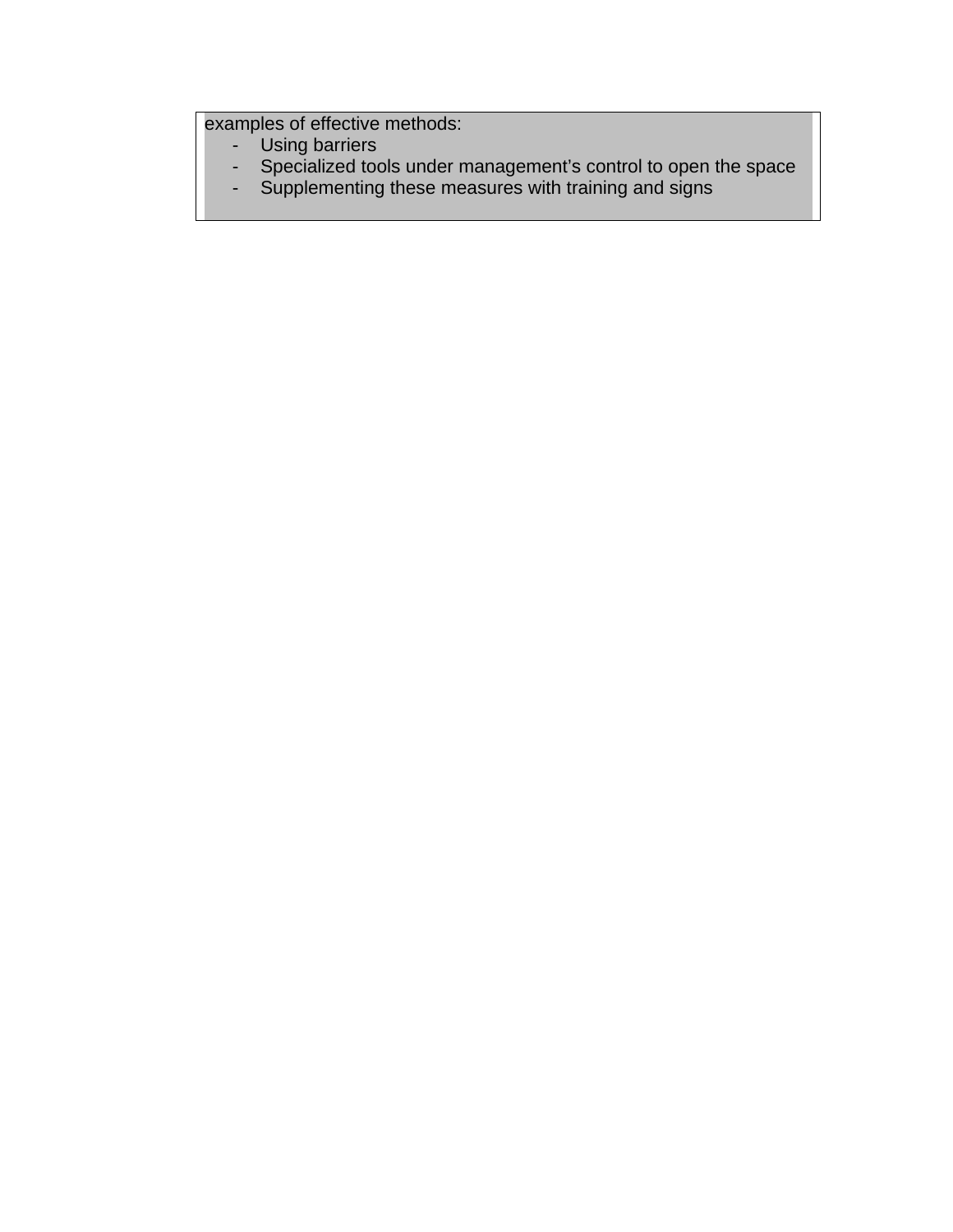examples of effective methods:

- Using barriers
- Specialized tools under management’s control to open the space
- Supplementing these measures with training and signs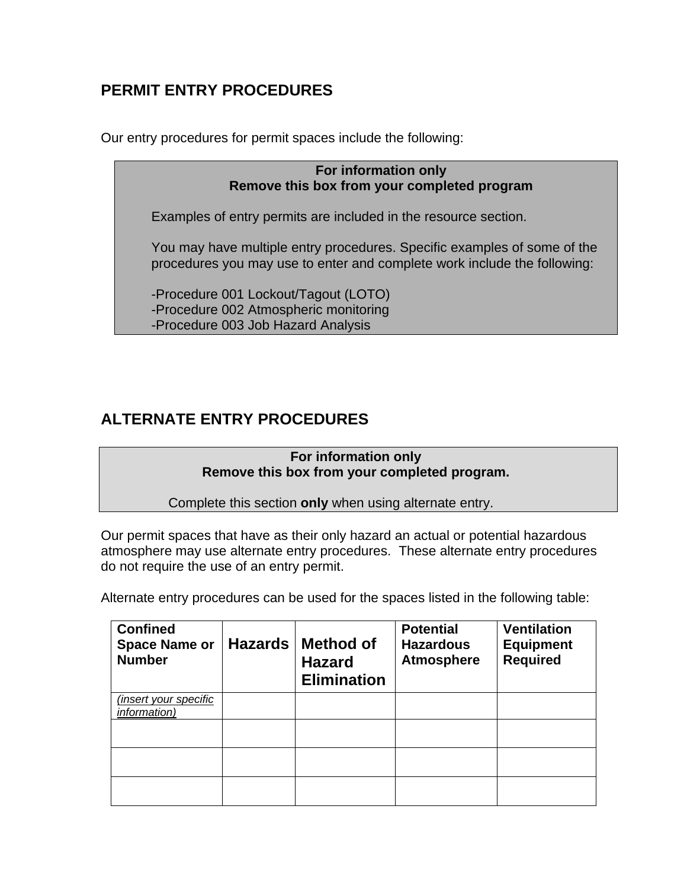## PERMIT ENTRY PROCEDURES

Our entry procedures for permit spaces include the following:

> **For information only**
> **Remove this box from your completed program**
>
> Examples of entry permits are included in the resource section.
>
> You may have multiple entry procedures. Specific examples of some of the procedures you may use to enter and complete work include the following:
>
> -Procedure 001 Lockout/Tagout (LOTO)
> -Procedure 002 Atmospheric monitoring
> -Procedure 003 Job Hazard Analysis

## ALTERNATE ENTRY PROCEDURES

> **For information only**
> **Remove this box from your completed program.**
>
> Complete this section **only** when using alternate entry.

Our permit spaces that have as their only hazard an actual or potential hazardous atmosphere may use alternate entry procedures. These alternate entry procedures do not require the use of an entry permit.

Alternate entry procedures can be used for the spaces listed in the following table:

| Confined Space Name or Number | Hazards | Method of Hazard Elimination | Potential Hazardous Atmosphere | Ventilation Equipment Required |
|---|---|---|---|---|
| *(insert your specific information)* | | | | |
| | | | | |
| | | | | |
| | | | | |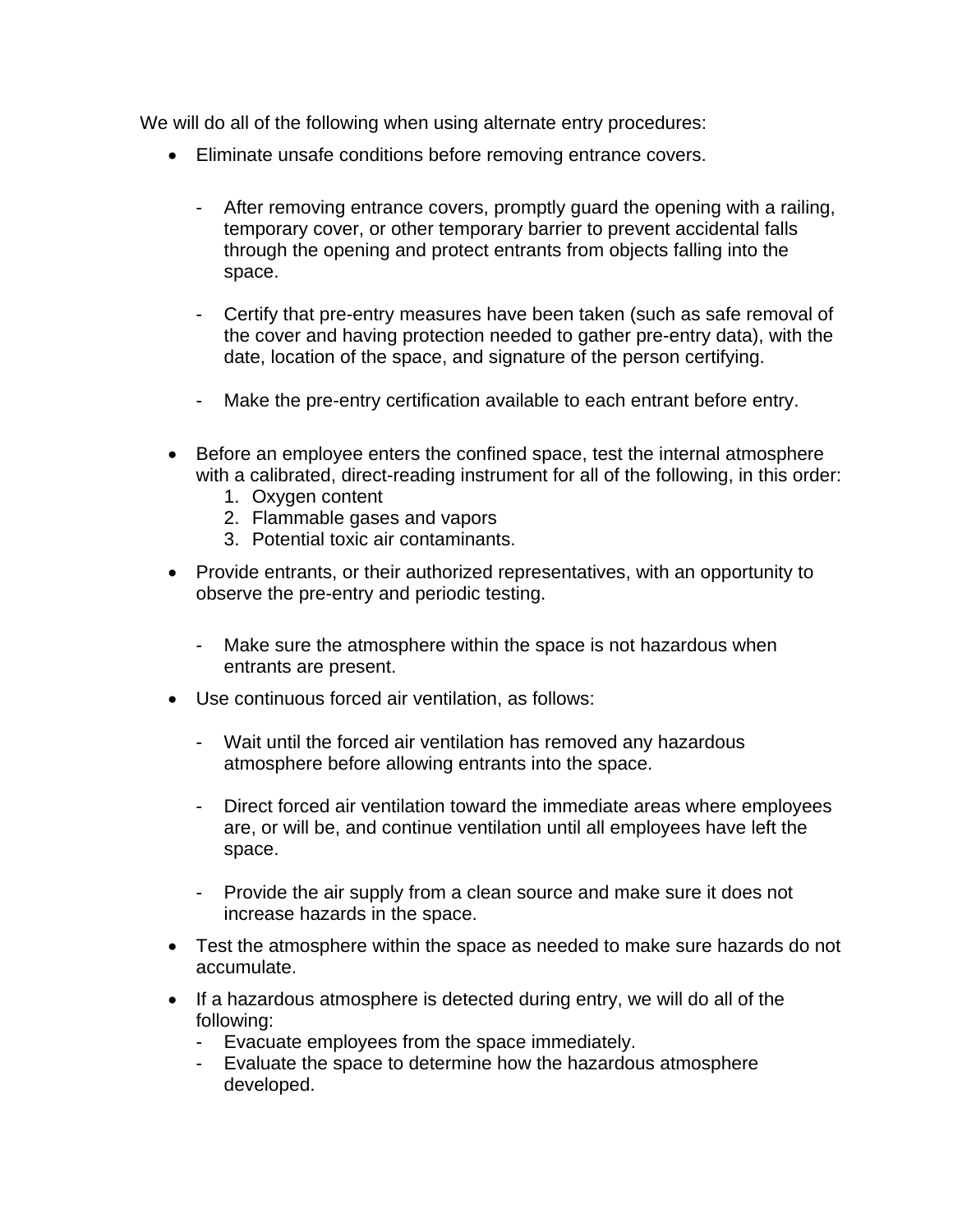We will do all of the following when using alternate entry procedures:

- Eliminate unsafe conditions before removing entrance covers.
    - After removing entrance covers, promptly guard the opening with a railing, temporary cover, or other temporary barrier to prevent accidental falls through the opening and protect entrants from objects falling into the space.
    - Certify that pre-entry measures have been taken (such as safe removal of the cover and having protection needed to gather pre-entry data), with the date, location of the space, and signature of the person certifying.
    - Make the pre-entry certification available to each entrant before entry.
- Before an employee enters the confined space, test the internal atmosphere with a calibrated, direct-reading instrument for all of the following, in this order:
    1. Oxygen content
    2. Flammable gases and vapors
    3. Potential toxic air contaminants.
- Provide entrants, or their authorized representatives, with an opportunity to observe the pre-entry and periodic testing.
    - Make sure the atmosphere within the space is not hazardous when entrants are present.
- Use continuous forced air ventilation, as follows:
    - Wait until the forced air ventilation has removed any hazardous atmosphere before allowing entrants into the space.
    - Direct forced air ventilation toward the immediate areas where employees are, or will be, and continue ventilation until all employees have left the space.
    - Provide the air supply from a clean source and make sure it does not increase hazards in the space.
- Test the atmosphere within the space as needed to make sure hazards do not accumulate.
- If a hazardous atmosphere is detected during entry, we will do all of the following:
    - Evacuate employees from the space immediately.
    - Evaluate the space to determine how the hazardous atmosphere developed.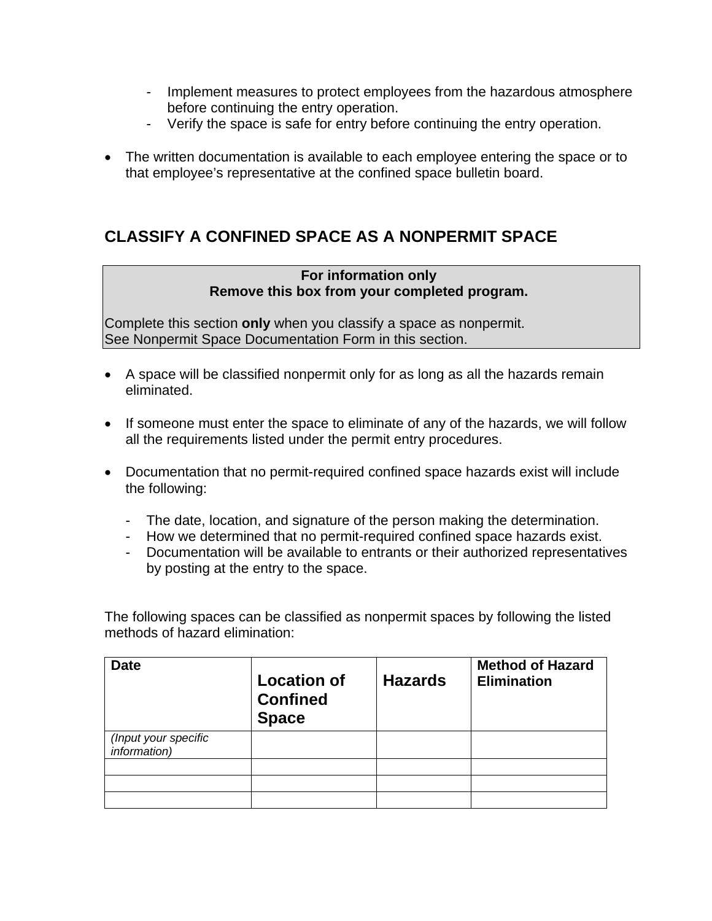- Implement measures to protect employees from the hazardous atmosphere before continuing the entry operation.
- Verify the space is safe for entry before continuing the entry operation.

- The written documentation is available to each employee entering the space or to that employee's representative at the confined space bulletin board.

## CLASSIFY A CONFINED SPACE AS A NONPERMIT SPACE

| **For information only**<br>**Remove this box from your completed program.**<br><br>Complete this section **only** when you classify a space as nonpermit.<br>See Nonpermit Space Documentation Form in this section. |
|---|

- A space will be classified nonpermit only for as long as all the hazards remain eliminated.

- If someone must enter the space to eliminate of any of the hazards, we will follow all the requirements listed under the permit entry procedures.

- Documentation that no permit-required confined space hazards exist will include the following:

  - The date, location, and signature of the person making the determination.
  - How we determined that no permit-required confined space hazards exist.
  - Documentation will be available to entrants or their authorized representatives by posting at the entry to the space.

The following spaces can be classified as nonpermit spaces by following the listed methods of hazard elimination:

| **Date** | **Location of Confined Space** | **Hazards** | **Method of Hazard Elimination** |
|---|---|---|---|
| *(Input your specific information)* | | | |
| | | | |
| | | | |
| | | | |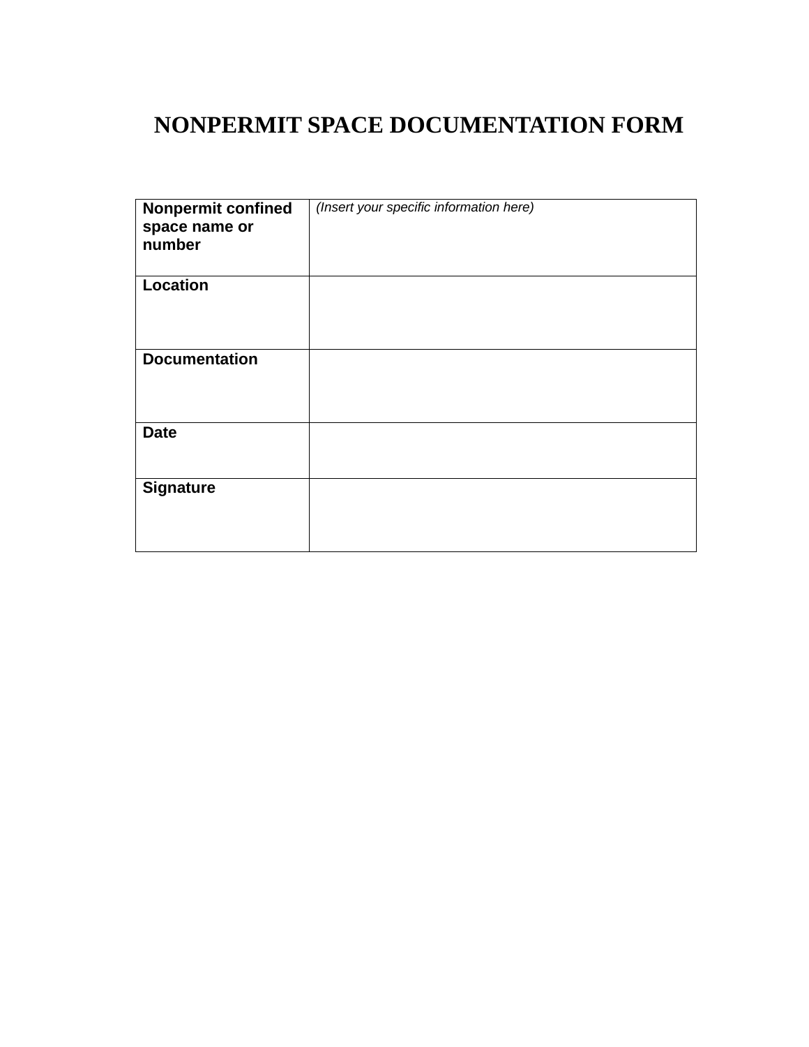# NONPERMIT SPACE DOCUMENTATION FORM

| | |
|---|---|
| **Nonpermit confined space name or number** | *(Insert your specific information here)* |
| **Location** | |
| **Documentation** | |
| **Date** | |
| **Signature** | |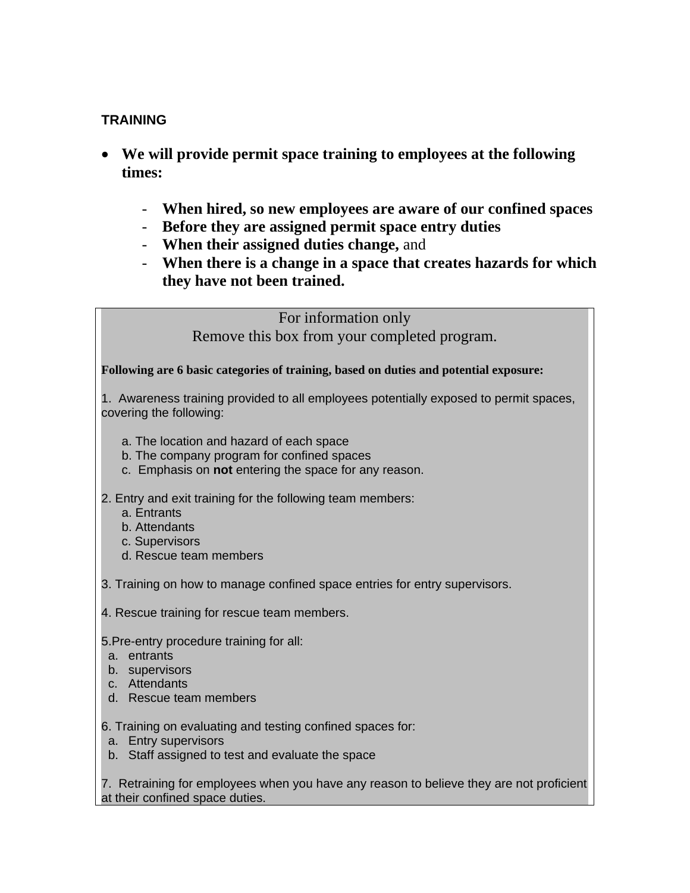## TRAINING

- **We will provide permit space training to employees at the following times:**

  - **When hired, so new employees are aware of our confined spaces**
  - **Before they are assigned permit space entry duties**
  - **When their assigned duties change,** and
  - **When there is a change in a space that creates hazards for which they have not been trained.**

---

For information only
Remove this box from your completed program.

**Following are 6 basic categories of training, based on duties and potential exposure:**

1. Awareness training provided to all employees potentially exposed to permit spaces, covering the following:

   a. The location and hazard of each space
   b. The company program for confined spaces
   c. Emphasis on **not** entering the space for any reason.

2. Entry and exit training for the following team members:
   a. Entrants
   b. Attendants
   c. Supervisors
   d. Rescue team members

3. Training on how to manage confined space entries for entry supervisors.

4. Rescue training for rescue team members.

5. Pre-entry procedure training for all:
   a. entrants
   b. supervisors
   c. Attendants
   d. Rescue team members

6. Training on evaluating and testing confined spaces for:
   a. Entry supervisors
   b. Staff assigned to test and evaluate the space

7. Retraining for employees when you have any reason to believe they are not proficient at their confined space duties.

---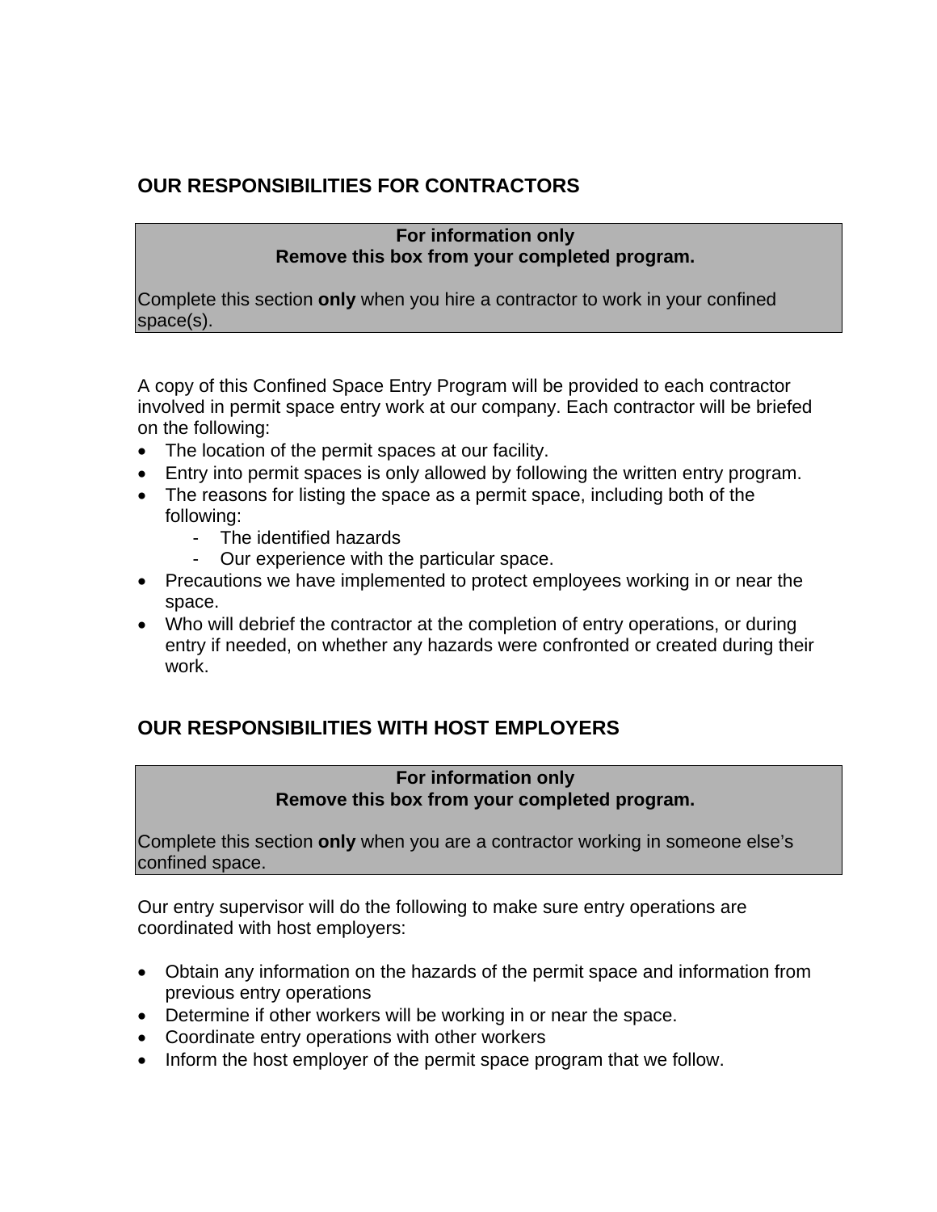## OUR RESPONSIBILITIES FOR CONTRACTORS

> **For information only**
> **Remove this box from your completed program.**
>
> Complete this section **only** when you hire a contractor to work in your confined space(s).

A copy of this Confined Space Entry Program will be provided to each contractor involved in permit space entry work at our company. Each contractor will be briefed on the following:

- The location of the permit spaces at our facility.
- Entry into permit spaces is only allowed by following the written entry program.
- The reasons for listing the space as a permit space, including both of the following:
  - The identified hazards
  - Our experience with the particular space.
- Precautions we have implemented to protect employees working in or near the space.
- Who will debrief the contractor at the completion of entry operations, or during entry if needed, on whether any hazards were confronted or created during their work.

## OUR RESPONSIBILITIES WITH HOST EMPLOYERS

> **For information only**
> **Remove this box from your completed program.**
>
> Complete this section **only** when you are a contractor working in someone else's confined space.

Our entry supervisor will do the following to make sure entry operations are coordinated with host employers:

- Obtain any information on the hazards of the permit space and information from previous entry operations
- Determine if other workers will be working in or near the space.
- Coordinate entry operations with other workers
- Inform the host employer of the permit space program that we follow.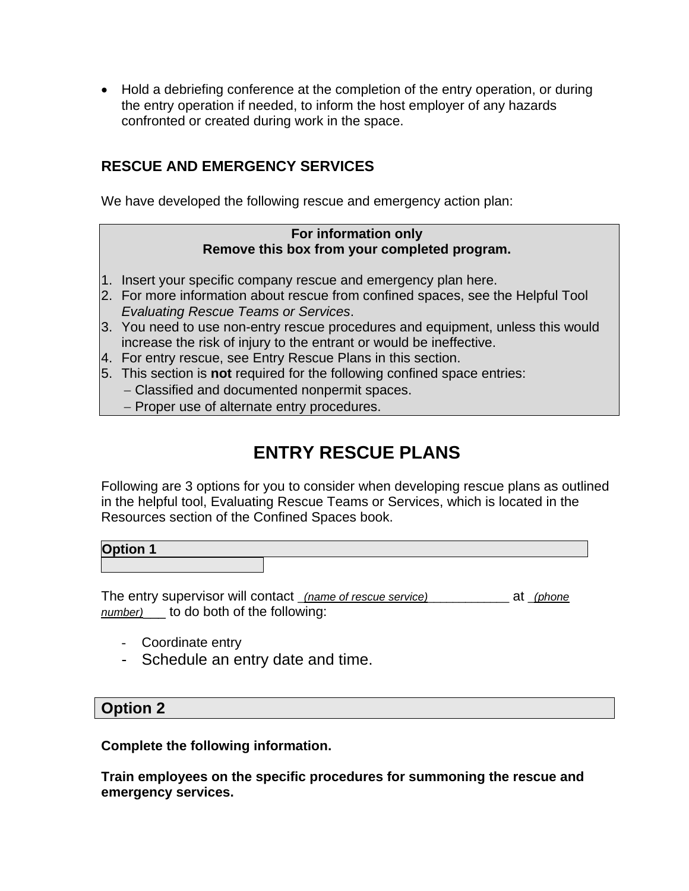- Hold a debriefing conference at the completion of the entry operation, or during the entry operation if needed, to inform the host employer of any hazards confronted or created during work in the space.

## RESCUE AND EMERGENCY SERVICES

We have developed the following rescue and emergency action plan:

> **For information only**
> **Remove this box from your completed program.**
>
> 1. Insert your specific company rescue and emergency plan here.
> 2. For more information about rescue from confined spaces, see the Helpful Tool *Evaluating Rescue Teams or Services*.
> 3. You need to use non-entry rescue procedures and equipment, unless this would increase the risk of injury to the entrant or would be ineffective.
> 4. For entry rescue, see Entry Rescue Plans in this section.
> 5. This section is **not** required for the following confined space entries:
>    – Classified and documented nonpermit spaces.
>    – Proper use of alternate entry procedures.

# ENTRY RESCUE PLANS

Following are 3 options for you to consider when developing rescue plans as outlined in the helpful tool, Evaluating Rescue Teams or Services, which is located in the Resources section of the Confined Spaces book.

**Option 1**

The entry supervisor will contact _*(name of rescue service)*____________ at _*(phone number)*___ to do both of the following:

- Coordinate entry
- Schedule an entry date and time.

**Option 2**

**Complete the following information.**

**Train employees on the specific procedures for summoning the rescue and emergency services.**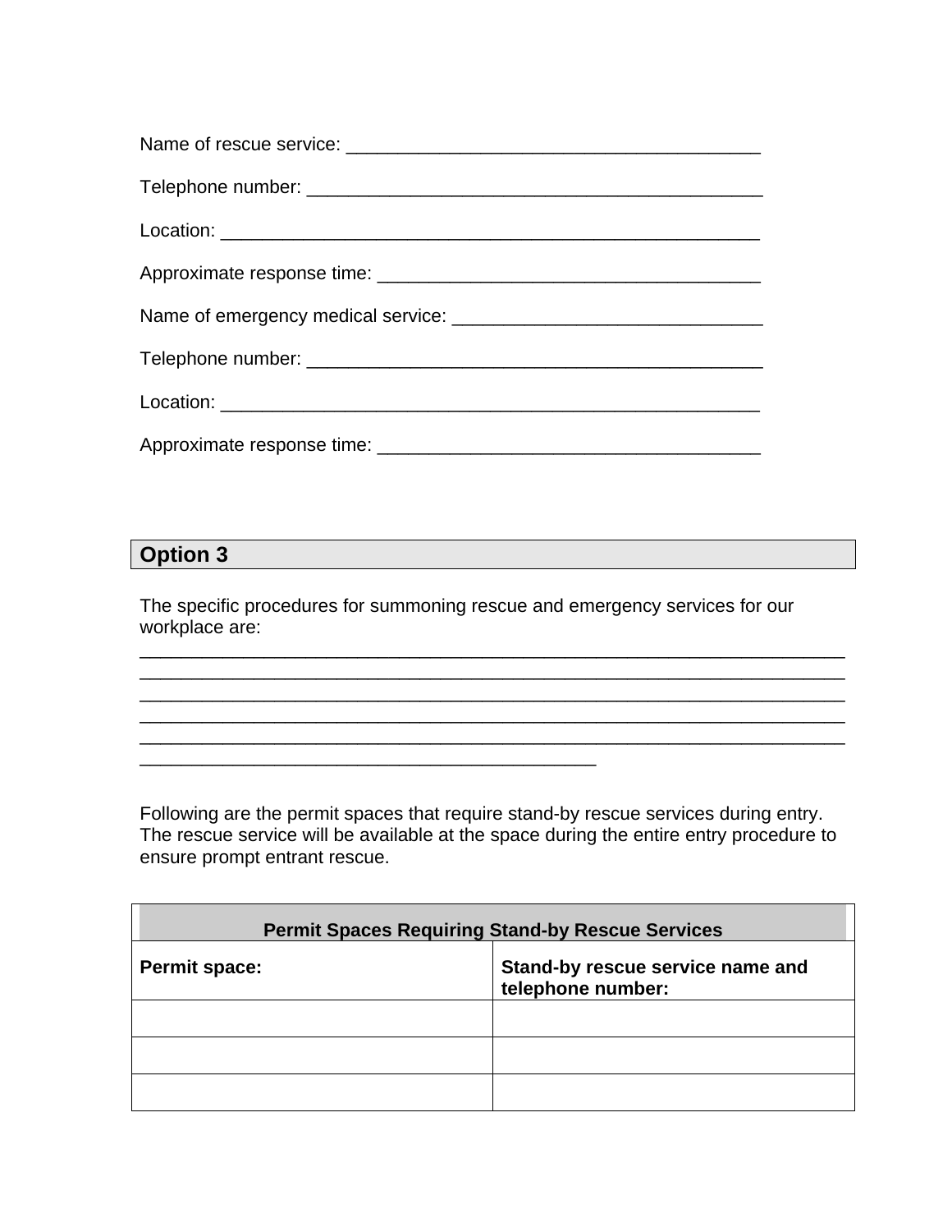Name of rescue service: ________________________________________

Telephone number: ____________________________________________

Location: _____________________________________________________

Approximate response time: _____________________________________

Name of emergency medical service: ______________________________

Telephone number: ____________________________________________

Location: _____________________________________________________

Approximate response time: _____________________________________

## Option 3

The specific procedures for summoning rescue and emergency services for our workplace are:
_____________________________________________________________________
_____________________________________________________________________
_____________________________________________________________________
_____________________________________________________________________
_____________________________________________________________________
____________________________________________

Following are the permit spaces that require stand-by rescue services during entry. The rescue service will be available at the space during the entire entry procedure to ensure prompt entrant rescue.

| **Permit Spaces Requiring Stand-by Rescue Services** | |
|---|---|
| **Permit space:** | **Stand-by rescue service name and telephone number:** |
| | |
| | |
| | |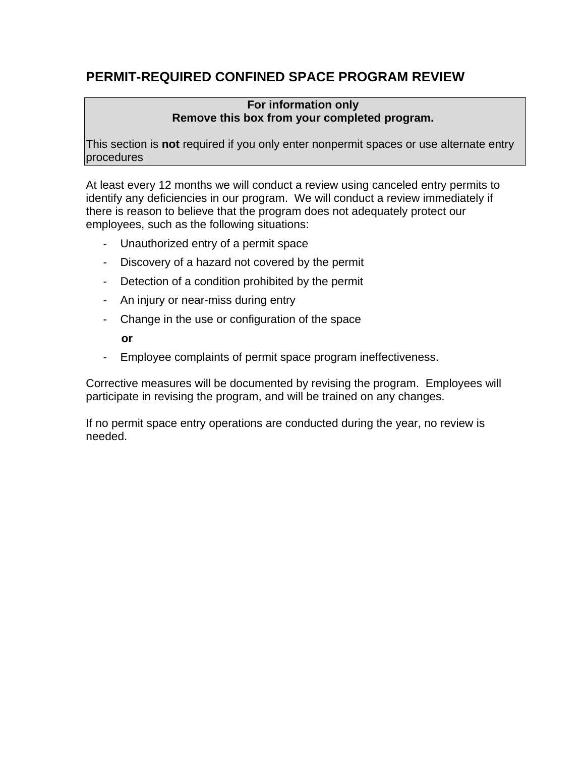# PERMIT-REQUIRED CONFINED SPACE PROGRAM REVIEW

> **For information only**
> **Remove this box from your completed program.**
>
> This section is **not** required if you only enter nonpermit spaces or use alternate entry procedures

At least every 12 months we will conduct a review using canceled entry permits to identify any deficiencies in our program. We will conduct a review immediately if there is reason to believe that the program does not adequately protect our employees, such as the following situations:

- Unauthorized entry of a permit space
- Discovery of a hazard not covered by the permit
- Detection of a condition prohibited by the permit
- An injury or near-miss during entry
- Change in the use or configuration of the space

  **or**

- Employee complaints of permit space program ineffectiveness.

Corrective measures will be documented by revising the program. Employees will participate in revising the program, and will be trained on any changes.

If no permit space entry operations are conducted during the year, no review is needed.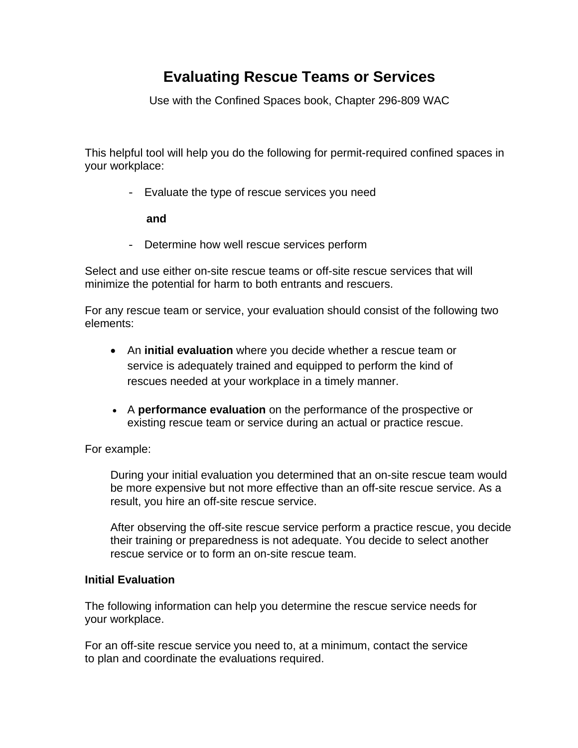# Evaluating Rescue Teams or Services

Use with the Confined Spaces book, Chapter 296-809 WAC

This helpful tool will help you do the following for permit-required confined spaces in your workplace:

- Evaluate the type of rescue services you need

  **and**

- Determine how well rescue services perform

Select and use either on-site rescue teams or off-site rescue services that will minimize the potential for harm to both entrants and rescuers.

For any rescue team or service, your evaluation should consist of the following two elements:

- An **initial evaluation** where you decide whether a rescue team or service is adequately trained and equipped to perform the kind of rescues needed at your workplace in a timely manner.

- A **performance evaluation** on the performance of the prospective or existing rescue team or service during an actual or practice rescue.

For example:

> During your initial evaluation you determined that an on-site rescue team would be more expensive but not more effective than an off-site rescue service. As a result, you hire an off-site rescue service.
>
> After observing the off-site rescue service perform a practice rescue, you decide their training or preparedness is not adequate. You decide to select another rescue service or to form an on-site rescue team.

**Initial Evaluation**

The following information can help you determine the rescue service needs for your workplace.

For an off-site rescue service you need to, at a minimum, contact the service to plan and coordinate the evaluations required.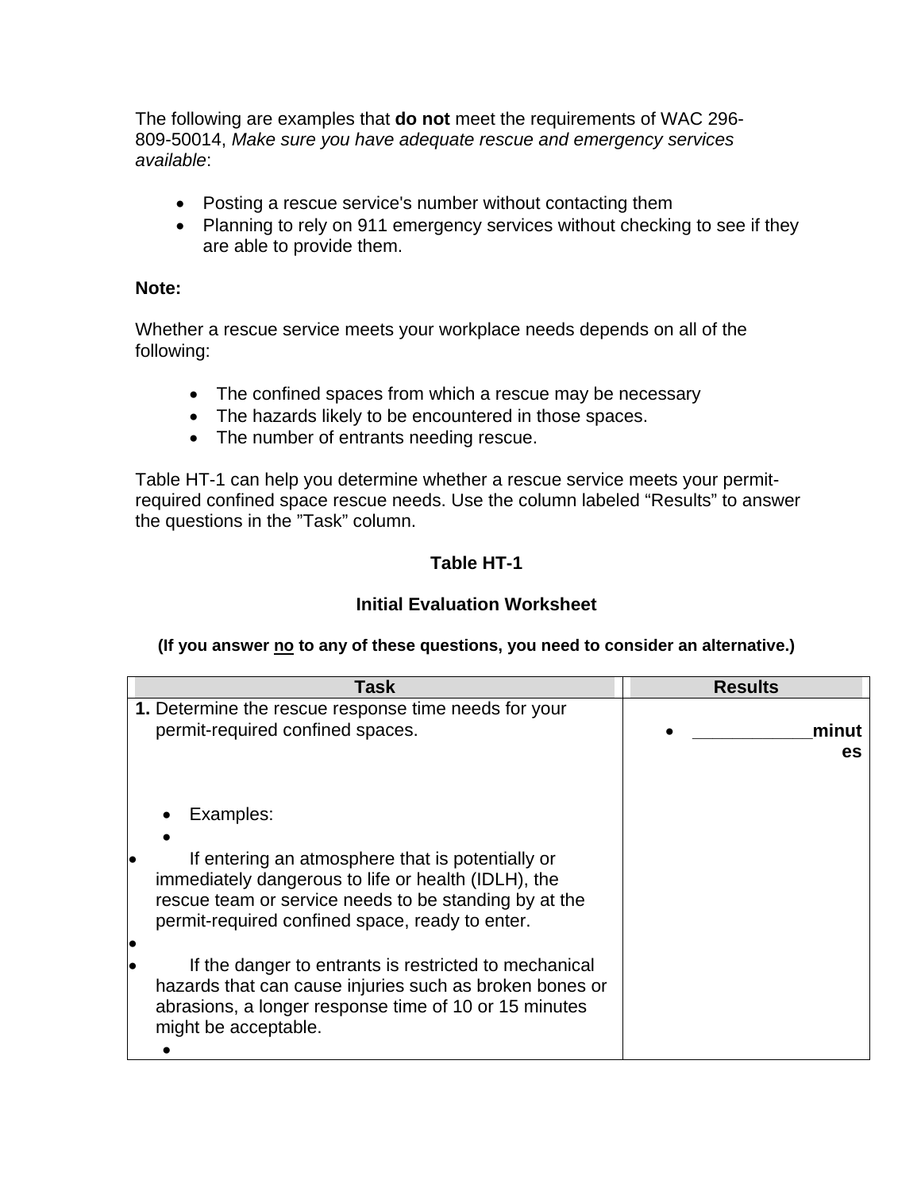The following are examples that **do not** meet the requirements of WAC 296-809-50014, *Make sure you have adequate rescue and emergency services available*:

- Posting a rescue service's number without contacting them
- Planning to rely on 911 emergency services without checking to see if they are able to provide them.

**Note:**

Whether a rescue service meets your workplace needs depends on all of the following:

- The confined spaces from which a rescue may be necessary
- The hazards likely to be encountered in those spaces.
- The number of entrants needing rescue.

Table HT-1 can help you determine whether a rescue service meets your permit-required confined space rescue needs. Use the column labeled “Results” to answer the questions in the ”Task” column.

**Table HT-1**

**Initial Evaluation Worksheet**

**(If you answer <u>no</u> to any of these questions, you need to consider an alternative.)**

| Task | Results |
|---|---|
| **1.** Determine the rescue response time needs for your permit-required confined spaces.<br><br>- Examples:<br>- If entering an atmosphere that is potentially or immediately dangerous to life or health (IDLH), the rescue team or service needs to be standing by at the permit-required confined space, ready to enter.<br>- If the danger to entrants is restricted to mechanical hazards that can cause injuries such as broken bones or abrasions, a longer response time of 10 or 15 minutes might be acceptable. | - ____________**minutes** |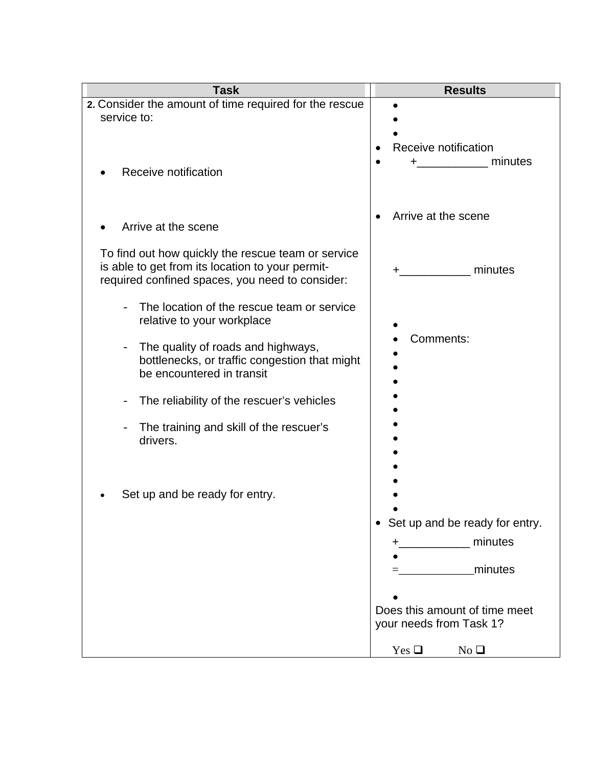| Task | Results |
| --- | --- |
| **2.** Consider the amount of time required for the rescue service to:<br><br>• Receive notification<br><br>• Arrive at the scene<br><br>To find out how quickly the rescue team or service is able to get from its location to your permit-required confined spaces, you need to consider:<br><br>- The location of the rescue team or service relative to your workplace<br><br>- The quality of roads and highways, bottlenecks, or traffic congestion that might be encountered in transit<br><br>- The reliability of the rescuer's vehicles<br><br>- The training and skill of the rescuer's drivers.<br><br>• Set up and be ready for entry. | • Receive notification<br>+___________ minutes<br><br>• Arrive at the scene<br><br>+___________ minutes<br><br>Comments:<br><br>• Set up and be ready for entry.<br><br>+___________ minutes<br><br>=____________minutes<br><br>Does this amount of time meet your needs from Task 1?<br><br>Yes ❑ No ❑ |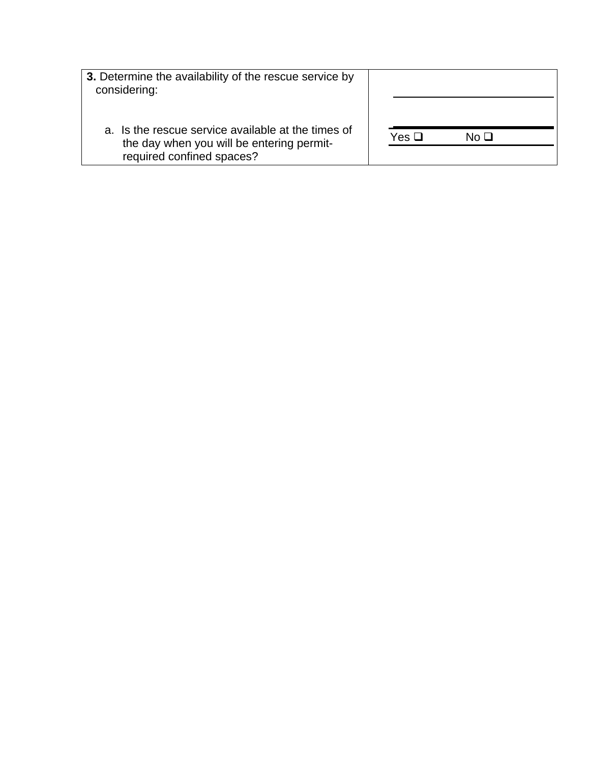| **3.** Determine the availability of the rescue service by considering: | |
|---|---|
| a. Is the rescue service available at the times of the day when you will be entering permit-required confined spaces? | Yes ❑ No ❑ |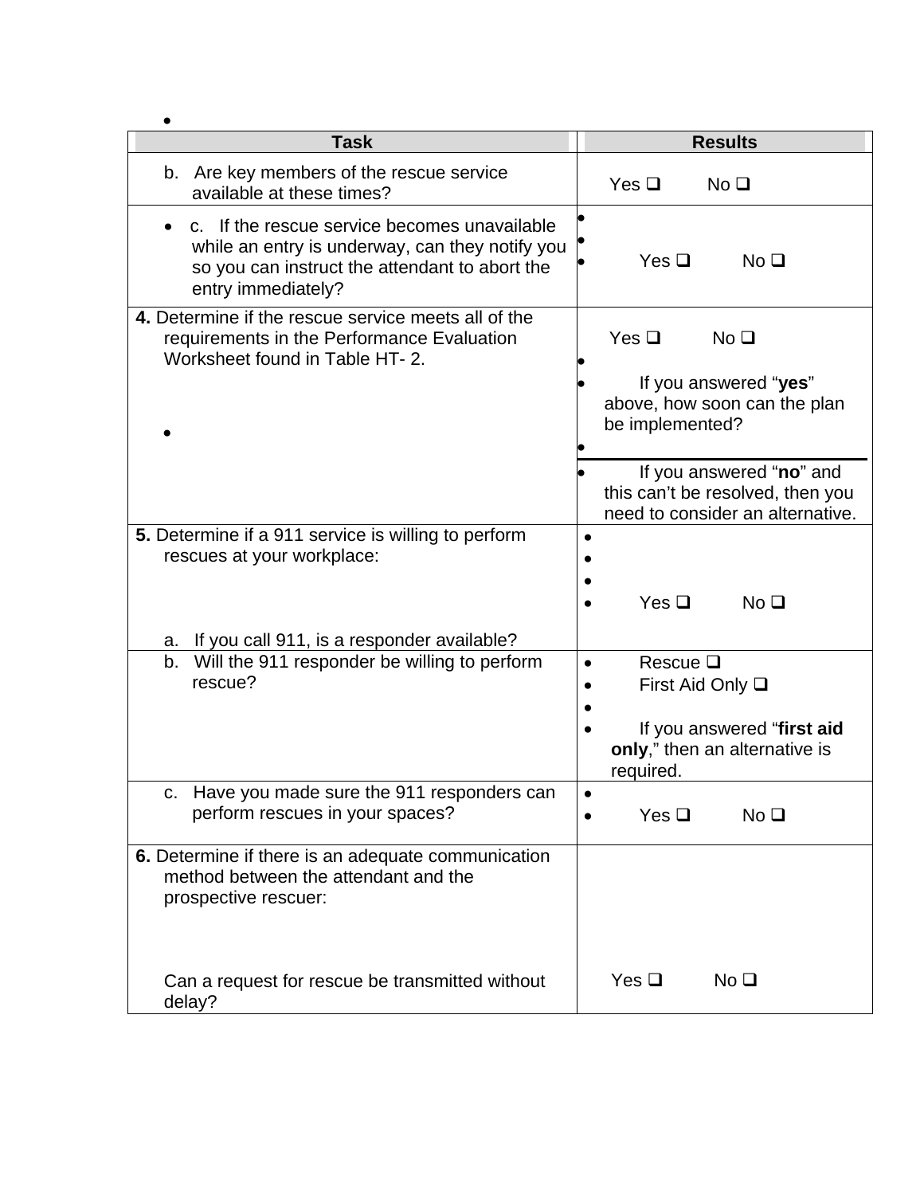| Task | Results |
| --- | --- |
| b. Are key members of the rescue service available at these times? | Yes ❑ No ❑ |
| c. If the rescue service becomes unavailable while an entry is underway, can they notify you so you can instruct the attendant to abort the entry immediately? | Yes ❑ No ❑ |
| **4.** Determine if the rescue service meets all of the requirements in the Performance Evaluation Worksheet found in Table HT- 2. | Yes ❑ No ❑<br><br>If you answered "**yes**" above, how soon can the plan be implemented?<br><br>If you answered "**no**" and this can't be resolved, then you need to consider an alternative. |
| **5.** Determine if a 911 service is willing to perform rescues at your workplace:<br><br>a. If you call 911, is a responder available? | Yes ❑ No ❑ |
| b. Will the 911 responder be willing to perform rescue? | Rescue ❑<br>First Aid Only ❑<br><br>If you answered "**first aid only**," then an alternative is required. |
| c. Have you made sure the 911 responders can perform rescues in your spaces? | Yes ❑ No ❑ |
| **6.** Determine if there is an adequate communication method between the attendant and the prospective rescuer:<br><br>Can a request for rescue be transmitted without delay? | Yes ❑ No ❑ |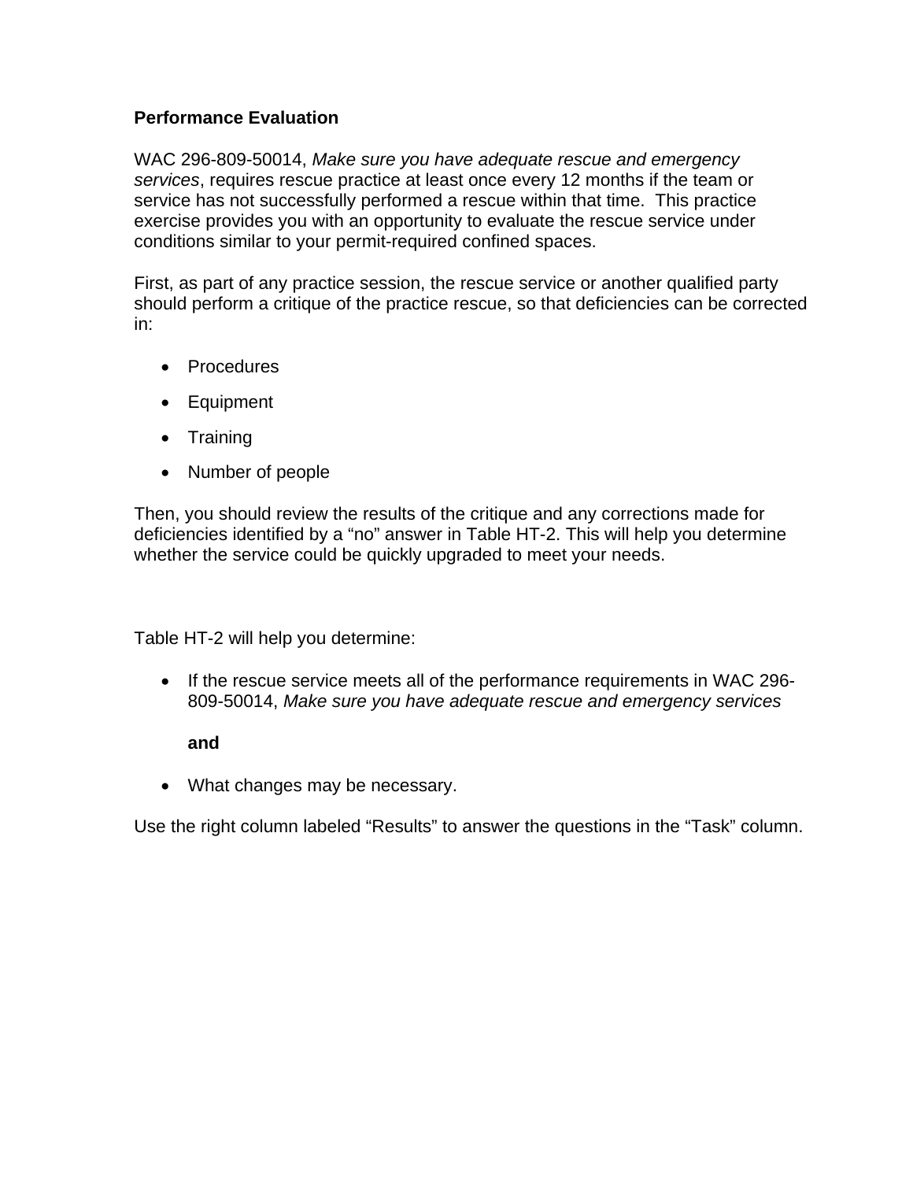**Performance Evaluation**

WAC 296-809-50014, *Make sure you have adequate rescue and emergency services*, requires rescue practice at least once every 12 months if the team or service has not successfully performed a rescue within that time. This practice exercise provides you with an opportunity to evaluate the rescue service under conditions similar to your permit-required confined spaces.

First, as part of any practice session, the rescue service or another qualified party should perform a critique of the practice rescue, so that deficiencies can be corrected in:

- Procedures
- Equipment
- Training
- Number of people

Then, you should review the results of the critique and any corrections made for deficiencies identified by a “no” answer in Table HT-2. This will help you determine whether the service could be quickly upgraded to meet your needs.

Table HT-2 will help you determine:

- If the rescue service meets all of the performance requirements in WAC 296-809-50014, *Make sure you have adequate rescue and emergency services*

  **and**

- What changes may be necessary.

Use the right column labeled “Results” to answer the questions in the “Task” column.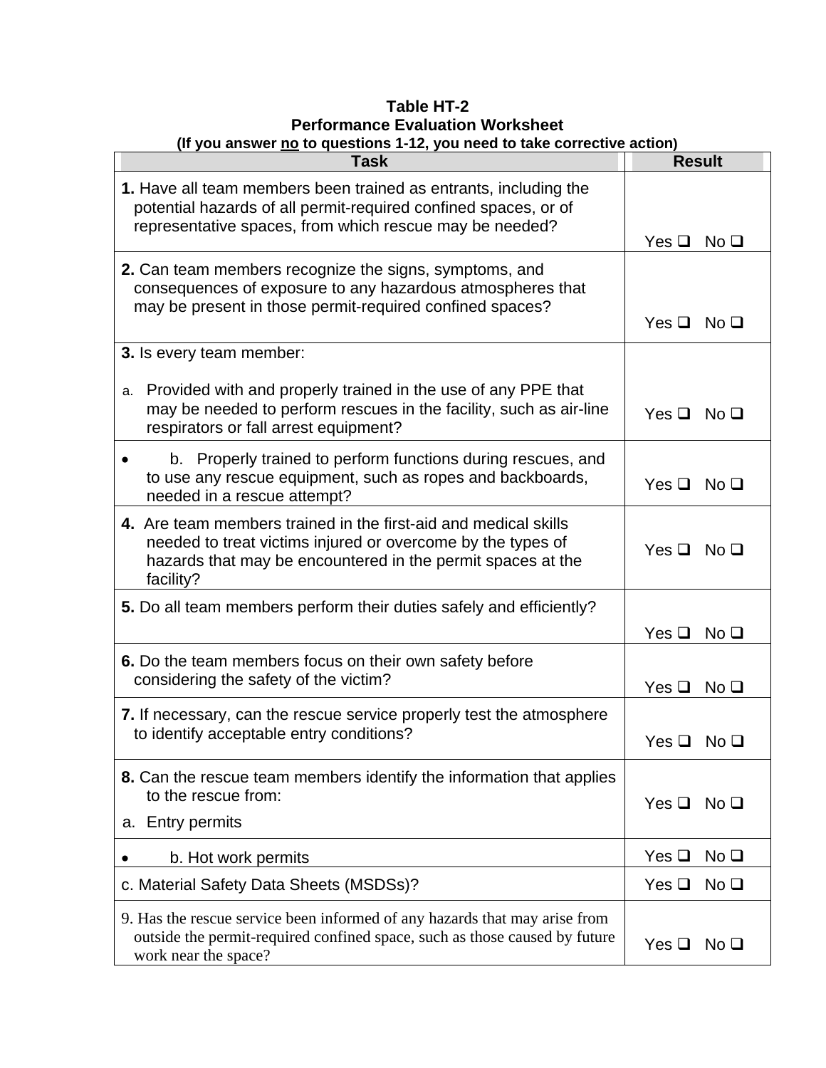**Table HT-2**
**Performance Evaluation Worksheet**
**(If you answer no to questions 1-12, you need to take corrective action)**

| Task | Result |
|---|---|
| **1.** Have all team members been trained as entrants, including the potential hazards of all permit-required confined spaces, or of representative spaces, from which rescue may be needed? | Yes ❑ No ❑ |
| **2.** Can team members recognize the signs, symptoms, and consequences of exposure to any hazardous atmospheres that may be present in those permit-required confined spaces? | Yes ❑ No ❑ |
| **3.** Is every team member:<br><br>a. Provided with and properly trained in the use of any PPE that may be needed to perform rescues in the facility, such as air-line respirators or fall arrest equipment? | Yes ❑ No ❑ |
| b. Properly trained to perform functions during rescues, and to use any rescue equipment, such as ropes and backboards, needed in a rescue attempt? | Yes ❑ No ❑ |
| **4.** Are team members trained in the first-aid and medical skills needed to treat victims injured or overcome by the types of hazards that may be encountered in the permit spaces at the facility? | Yes ❑ No ❑ |
| **5.** Do all team members perform their duties safely and efficiently? | Yes ❑ No ❑ |
| **6.** Do the team members focus on their own safety before considering the safety of the victim? | Yes ❑ No ❑ |
| **7.** If necessary, can the rescue service properly test the atmosphere to identify acceptable entry conditions? | Yes ❑ No ❑ |
| **8.** Can the rescue team members identify the information that applies to the rescue from:<br>a. Entry permits | Yes ❑ No ❑ |
| b. Hot work permits | Yes ❑ No ❑ |
| c. Material Safety Data Sheets (MSDSs)? | Yes ❑ No ❑ |
| 9. Has the rescue service been informed of any hazards that may arise from outside the permit-required confined space, such as those caused by future work near the space? | Yes ❑ No ❑ |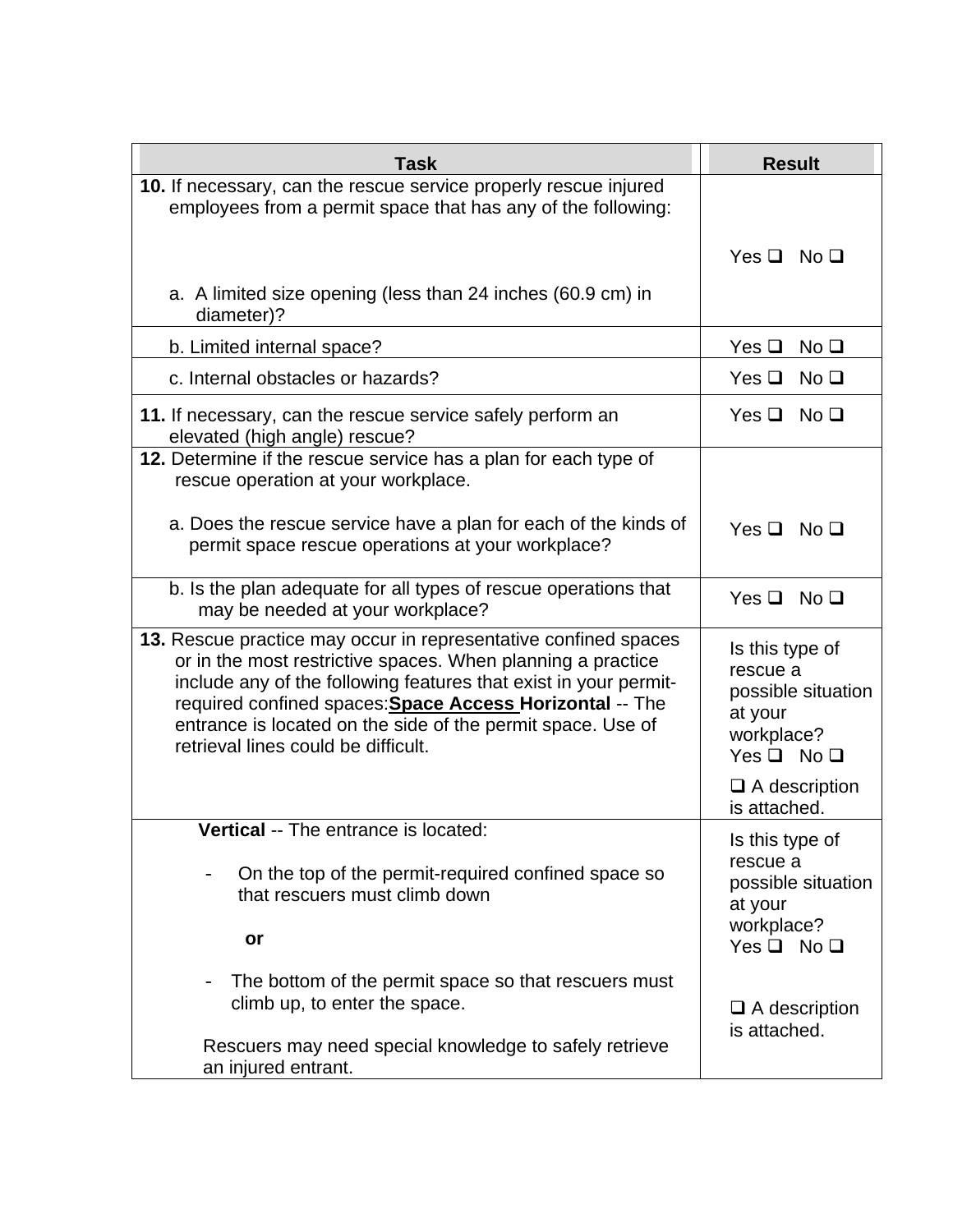| Task | Result |
|---|---|
| **10.** If necessary, can the rescue service properly rescue injured employees from a permit space that has any of the following:<br><br>a. A limited size opening (less than 24 inches (60.9 cm) in diameter)? | Yes ❑ No ❑ |
| b. Limited internal space? | Yes ❑ No ❑ |
| c. Internal obstacles or hazards? | Yes ❑ No ❑ |
| **11.** If necessary, can the rescue service safely perform an elevated (high angle) rescue? | Yes ❑ No ❑ |
| **12.** Determine if the rescue service has a plan for each type of rescue operation at your workplace.<br><br>a. Does the rescue service have a plan for each of the kinds of permit space rescue operations at your workplace? | Yes ❑ No ❑ |
| b. Is the plan adequate for all types of rescue operations that may be needed at your workplace? | Yes ❑ No ❑ |
| **13.** Rescue practice may occur in representative confined spaces or in the most restrictive spaces. When planning a practice include any of the following features that exist in your permit-required confined spaces:**Space Access Horizontal** -- The entrance is located on the side of the permit space. Use of retrieval lines could be difficult. | Is this type of rescue a possible situation at your workplace?<br>Yes ❑ No ❑<br><br>❑ A description is attached. |
| **Vertical** -- The entrance is located:<br><br>- On the top of the permit-required confined space so that rescuers must climb down<br><br>**or**<br><br>- The bottom of the permit space so that rescuers must climb up, to enter the space.<br><br>Rescuers may need special knowledge to safely retrieve an injured entrant. | Is this type of rescue a possible situation at your workplace?<br>Yes ❑ No ❑<br><br>❑ A description is attached. |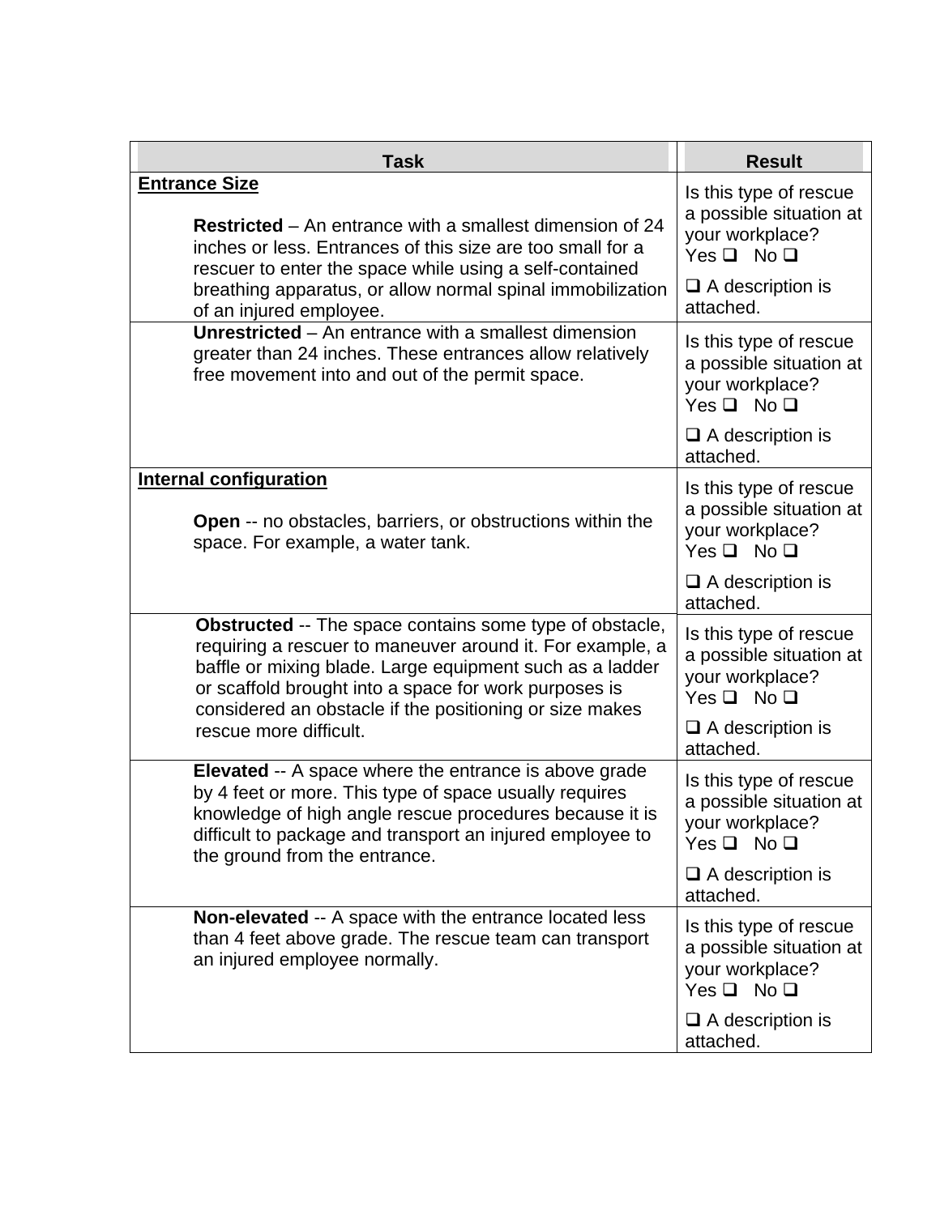| Task | Result |
|---|---|
| **Entrance Size**<br><br>**Restricted** – An entrance with a smallest dimension of 24 inches or less. Entrances of this size are too small for a rescuer to enter the space while using a self-contained breathing apparatus, or allow normal spinal immobilization of an injured employee. | Is this type of rescue a possible situation at your workplace?<br>Yes ❑ No ❑<br><br>❑ A description is attached. |
| **Unrestricted** – An entrance with a smallest dimension greater than 24 inches. These entrances allow relatively free movement into and out of the permit space. | Is this type of rescue a possible situation at your workplace?<br>Yes ❑ No ❑<br><br>❑ A description is attached. |
| **Internal configuration**<br><br>**Open** -- no obstacles, barriers, or obstructions within the space. For example, a water tank. | Is this type of rescue a possible situation at your workplace?<br>Yes ❑ No ❑<br><br>❑ A description is attached. |
| **Obstructed** -- The space contains some type of obstacle, requiring a rescuer to maneuver around it. For example, a baffle or mixing blade. Large equipment such as a ladder or scaffold brought into a space for work purposes is considered an obstacle if the positioning or size makes rescue more difficult. | Is this type of rescue a possible situation at your workplace?<br>Yes ❑ No ❑<br><br>❑ A description is attached. |
| **Elevated** -- A space where the entrance is above grade by 4 feet or more. This type of space usually requires knowledge of high angle rescue procedures because it is difficult to package and transport an injured employee to the ground from the entrance. | Is this type of rescue a possible situation at your workplace?<br>Yes ❑ No ❑<br><br>❑ A description is attached. |
| **Non-elevated** -- A space with the entrance located less than 4 feet above grade. The rescue team can transport an injured employee normally. | Is this type of rescue a possible situation at your workplace?<br>Yes ❑ No ❑<br><br>❑ A description is attached. |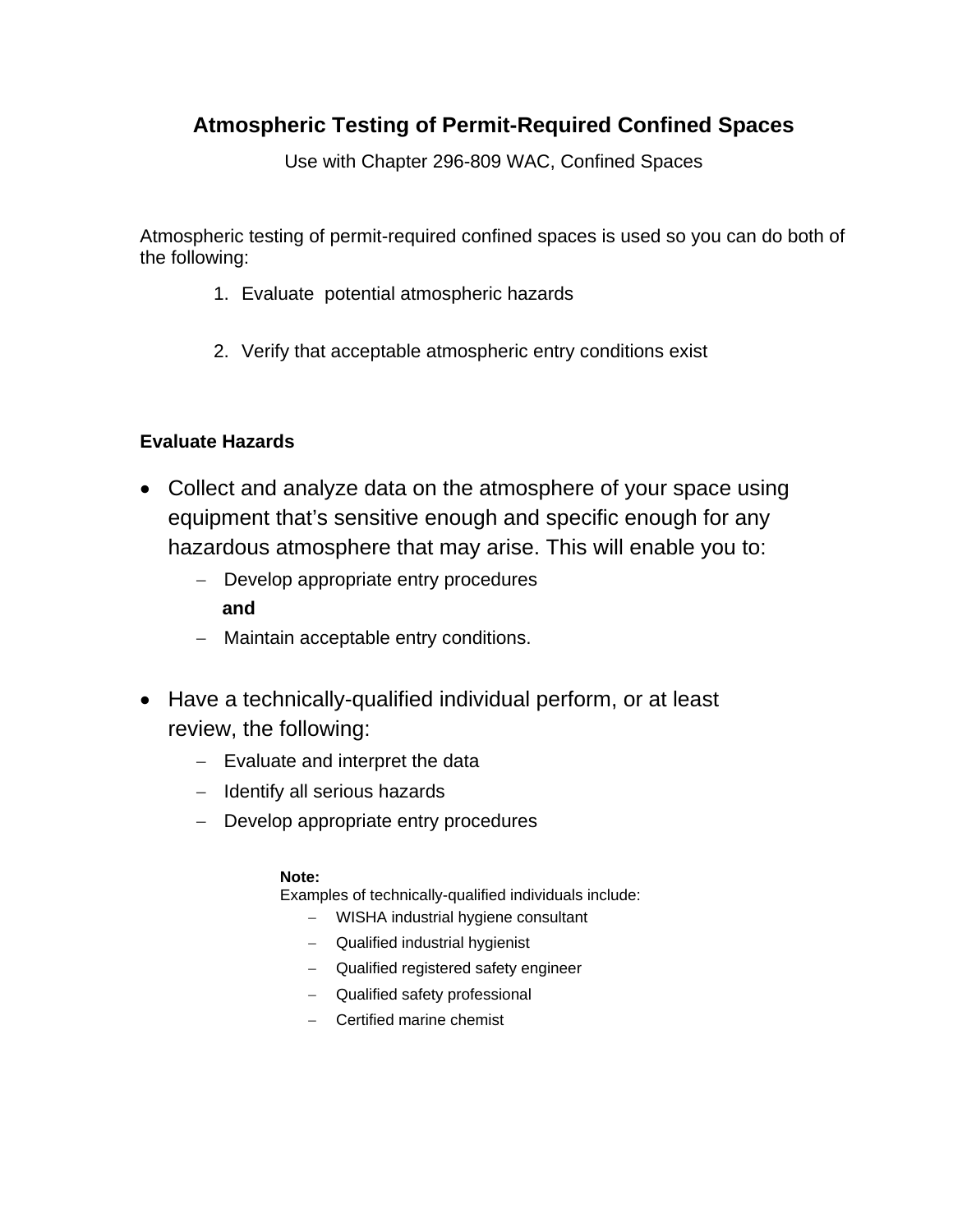# Atmospheric Testing of Permit-Required Confined Spaces

Use with Chapter 296-809 WAC, Confined Spaces

Atmospheric testing of permit-required confined spaces is used so you can do both of the following:

1. Evaluate potential atmospheric hazards
2. Verify that acceptable atmospheric entry conditions exist

**Evaluate Hazards**

- Collect and analyze data on the atmosphere of your space using equipment that's sensitive enough and specific enough for any hazardous atmosphere that may arise. This will enable you to:
  - Develop appropriate entry procedures
  
    **and**
  - Maintain acceptable entry conditions.
- Have a technically-qualified individual perform, or at least review, the following:
  - Evaluate and interpret the data
  - Identify all serious hazards
  - Develop appropriate entry procedures

> **Note:**
> Examples of technically-qualified individuals include:
> - WISHA industrial hygiene consultant
> - Qualified industrial hygienist
> - Qualified registered safety engineer
> - Qualified safety professional
> - Certified marine chemist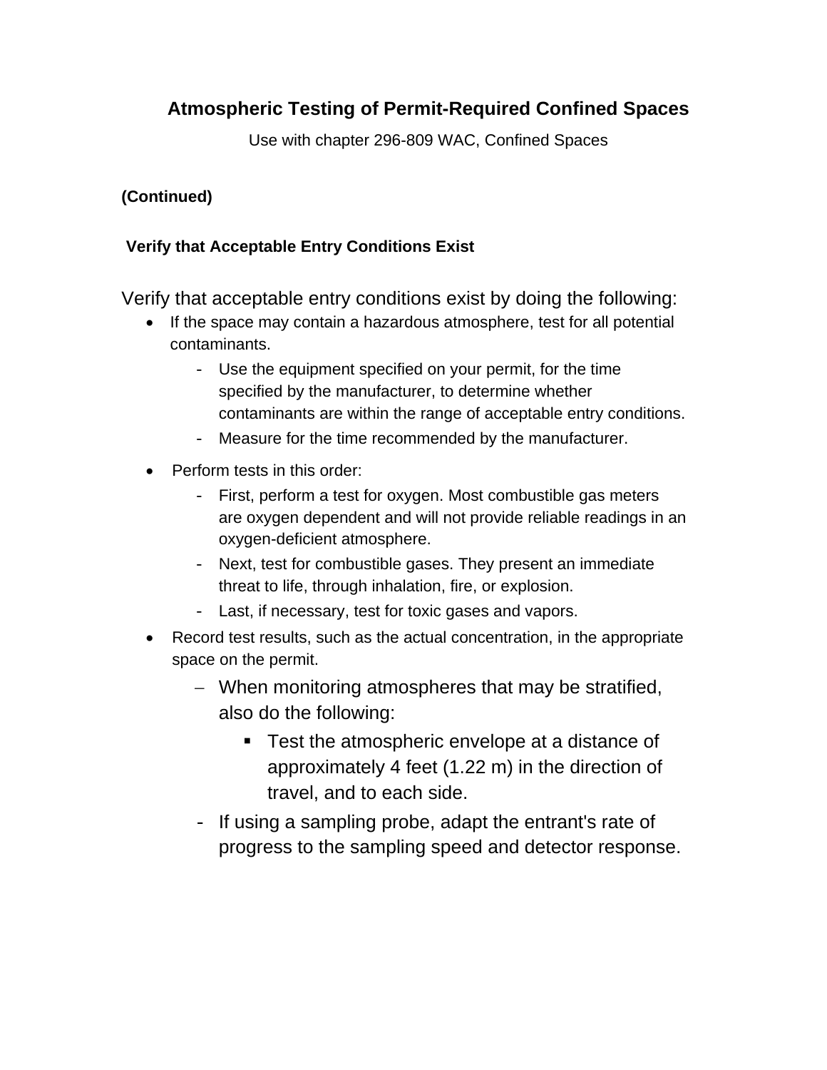# Atmospheric Testing of Permit-Required Confined Spaces

Use with chapter 296-809 WAC, Confined Spaces

**(Continued)**

### Verify that Acceptable Entry Conditions Exist

Verify that acceptable entry conditions exist by doing the following:

- If the space may contain a hazardous atmosphere, test for all potential contaminants.
  - Use the equipment specified on your permit, for the time specified by the manufacturer, to determine whether contaminants are within the range of acceptable entry conditions.
  - Measure for the time recommended by the manufacturer.
- Perform tests in this order:
  - First, perform a test for oxygen. Most combustible gas meters are oxygen dependent and will not provide reliable readings in an oxygen-deficient atmosphere.
  - Next, test for combustible gases. They present an immediate threat to life, through inhalation, fire, or explosion.
  - Last, if necessary, test for toxic gases and vapors.
- Record test results, such as the actual concentration, in the appropriate space on the permit.
  - When monitoring atmospheres that may be stratified, also do the following:
    - Test the atmospheric envelope at a distance of approximately 4 feet (1.22 m) in the direction of travel, and to each side.
  - If using a sampling probe, adapt the entrant's rate of progress to the sampling speed and detector response.